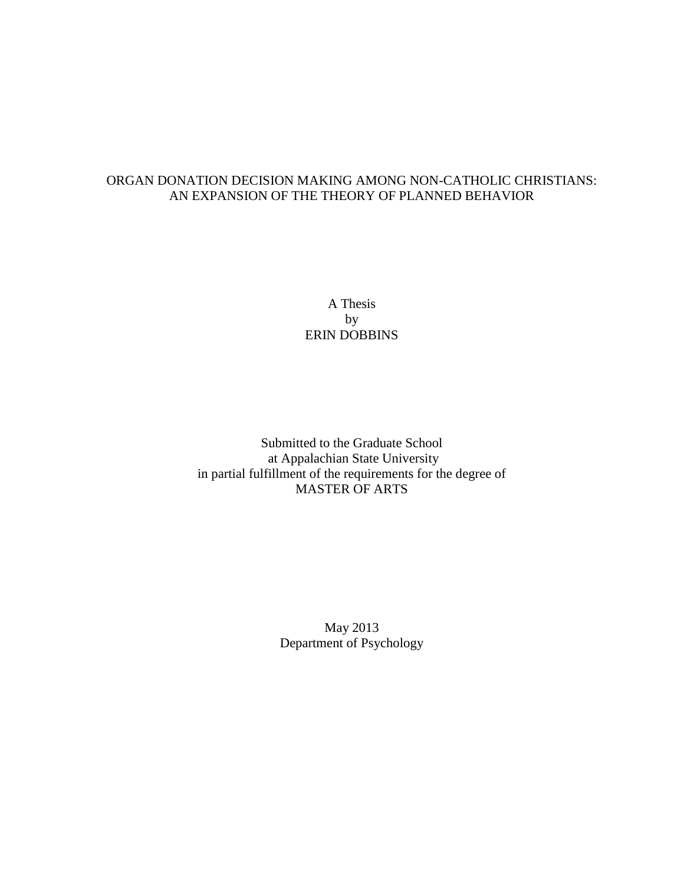# ORGAN DONATION DECISION MAKING AMONG NON-CATHOLIC CHRISTIANS: AN EXPANSION OF THE THEORY OF PLANNED BEHAVIOR

A Thesis
by
ERIN DOBBINS

Submitted to the Graduate School
at Appalachian State University
in partial fulfillment of the requirements for the degree of
MASTER OF ARTS

May 2013
Department of Psychology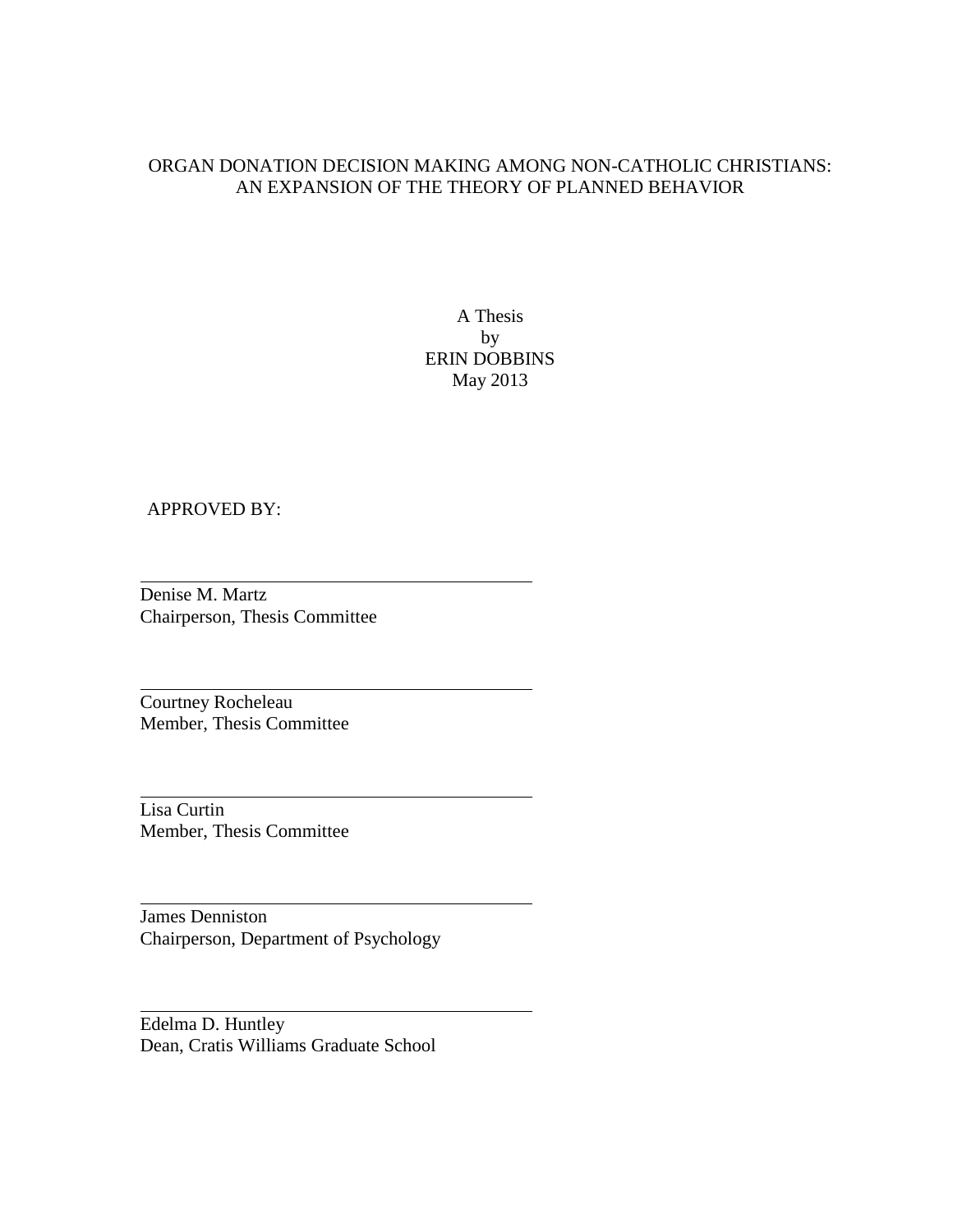ORGAN DONATION DECISION MAKING AMONG NON-CATHOLIC CHRISTIANS: AN EXPANSION OF THE THEORY OF PLANNED BEHAVIOR

A Thesis
by
ERIN DOBBINS
May 2013

APPROVED BY:

Denise M. Martz
Chairperson, Thesis Committee

Courtney Rocheleau
Member, Thesis Committee

Lisa Curtin
Member, Thesis Committee

James Denniston
Chairperson, Department of Psychology

Edelma D. Huntley
Dean, Cratis Williams Graduate School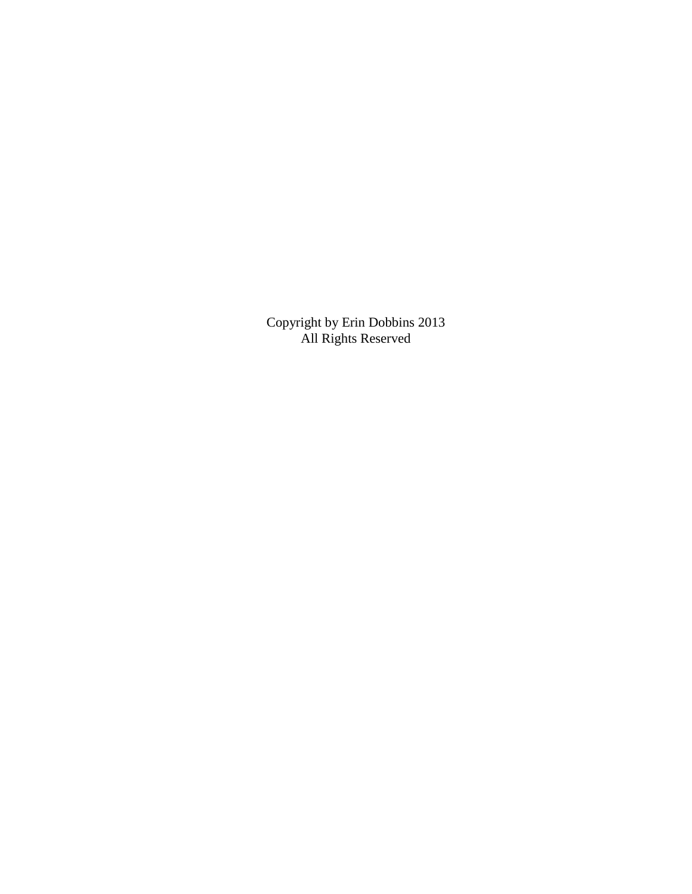Copyright by Erin Dobbins 2013
All Rights Reserved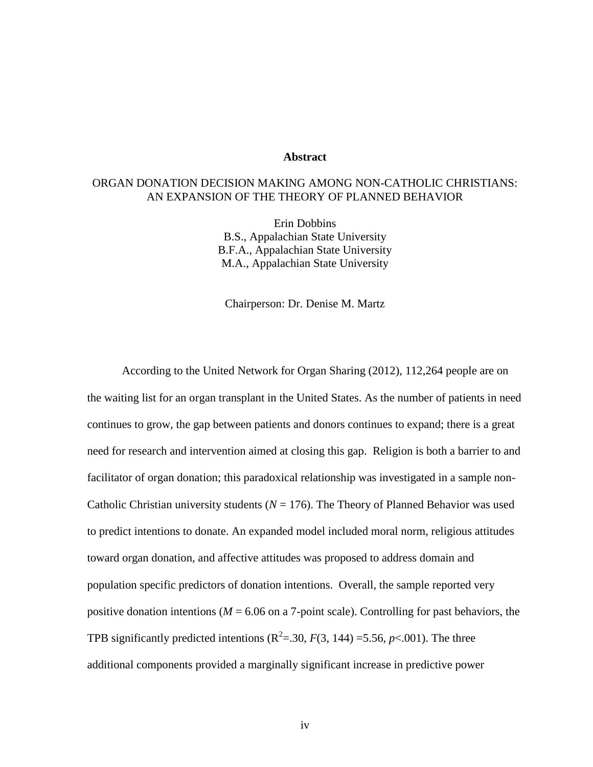**Abstract**

ORGAN DONATION DECISION MAKING AMONG NON-CATHOLIC CHRISTIANS: AN EXPANSION OF THE THEORY OF PLANNED BEHAVIOR

Erin Dobbins
B.S., Appalachian State University
B.F.A., Appalachian State University
M.A., Appalachian State University

Chairperson: Dr. Denise M. Martz

According to the United Network for Organ Sharing (2012), 112,264 people are on the waiting list for an organ transplant in the United States. As the number of patients in need continues to grow, the gap between patients and donors continues to expand; there is a great need for research and intervention aimed at closing this gap. Religion is both a barrier to and facilitator of organ donation; this paradoxical relationship was investigated in a sample non-Catholic Christian university students ($N = 176$). The Theory of Planned Behavior was used to predict intentions to donate. An expanded model included moral norm, religious attitudes toward organ donation, and affective attitudes was proposed to address domain and population specific predictors of donation intentions. Overall, the sample reported very positive donation intentions ($M = 6.06$ on a 7-point scale). Controlling for past behaviors, the TPB significantly predicted intentions ($R^2 = .30$, $F(3, 144) = 5.56$, $p < .001$). The three additional components provided a marginally significant increase in predictive power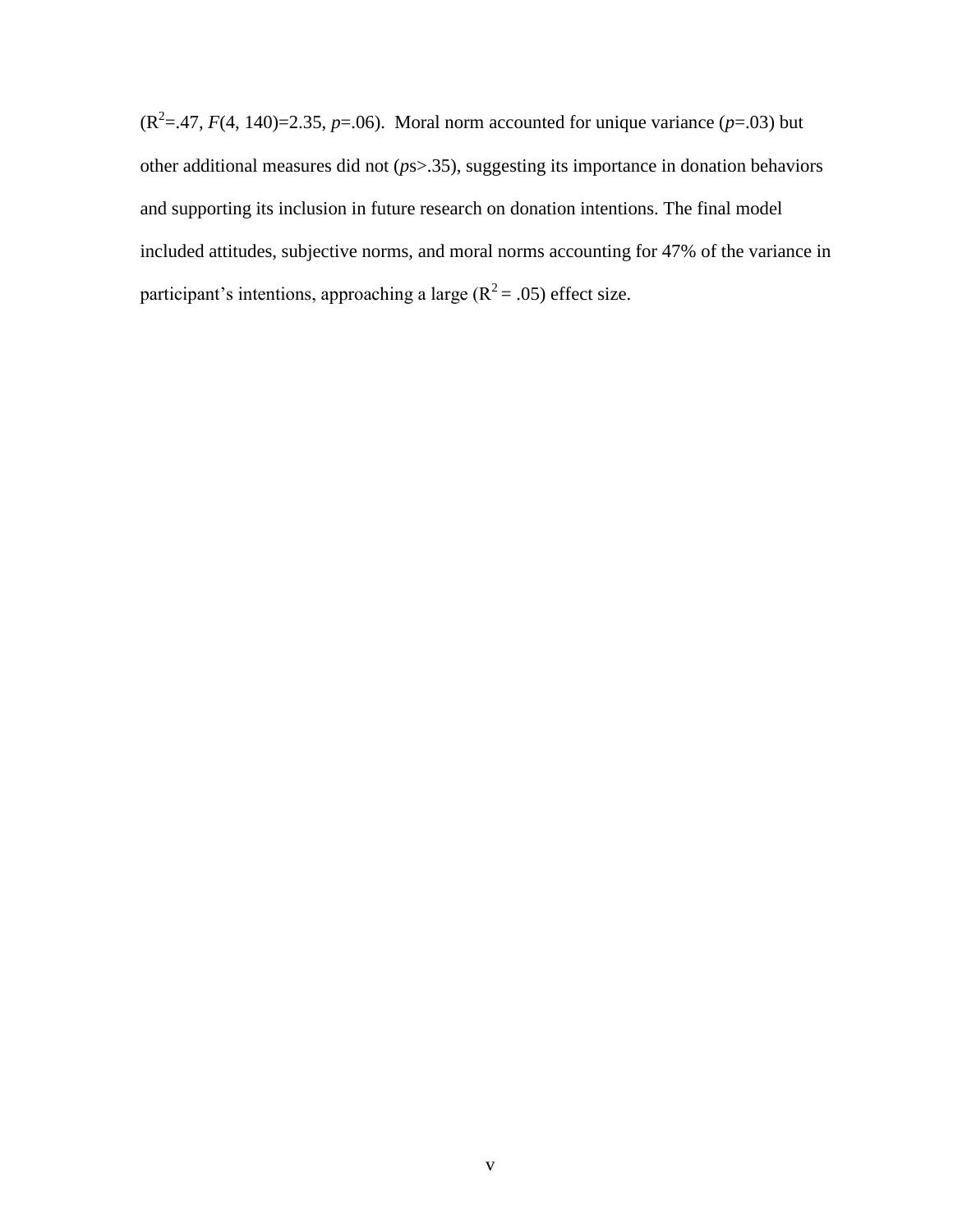($R^2$=.47, $F$(4, 140)=2.35, $p$=.06). Moral norm accounted for unique variance ($p$=.03) but other additional measures did not ($p$s>.35), suggesting its importance in donation behaviors and supporting its inclusion in future research on donation intentions. The final model included attitudes, subjective norms, and moral norms accounting for 47% of the variance in participant's intentions, approaching a large ($R^2$ = .05) effect size.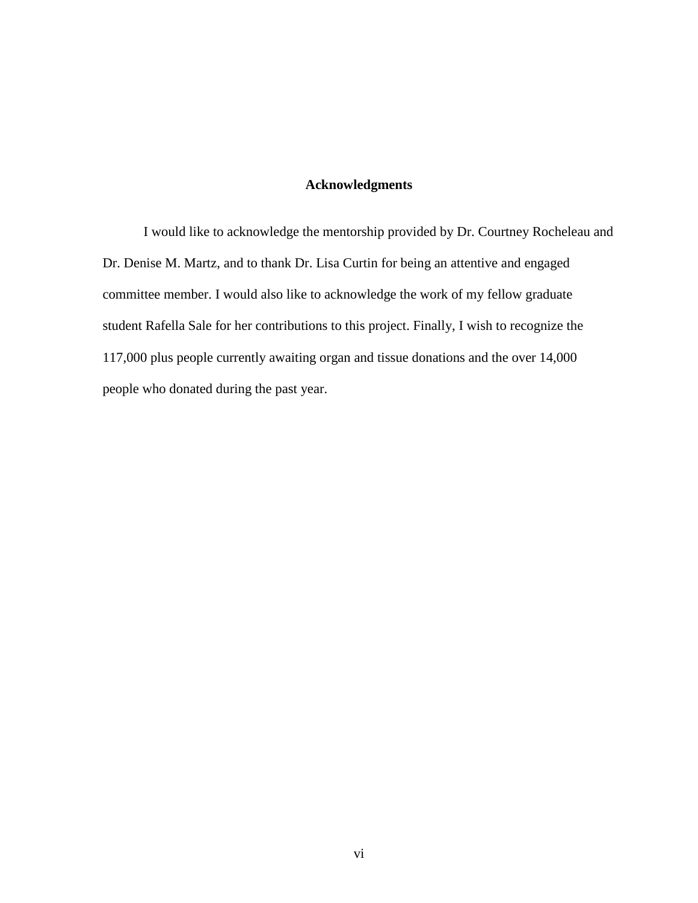# Acknowledgments

I would like to acknowledge the mentorship provided by Dr. Courtney Rocheleau and Dr. Denise M. Martz, and to thank Dr. Lisa Curtin for being an attentive and engaged committee member. I would also like to acknowledge the work of my fellow graduate student Rafella Sale for her contributions to this project. Finally, I wish to recognize the 117,000 plus people currently awaiting organ and tissue donations and the over 14,000 people who donated during the past year.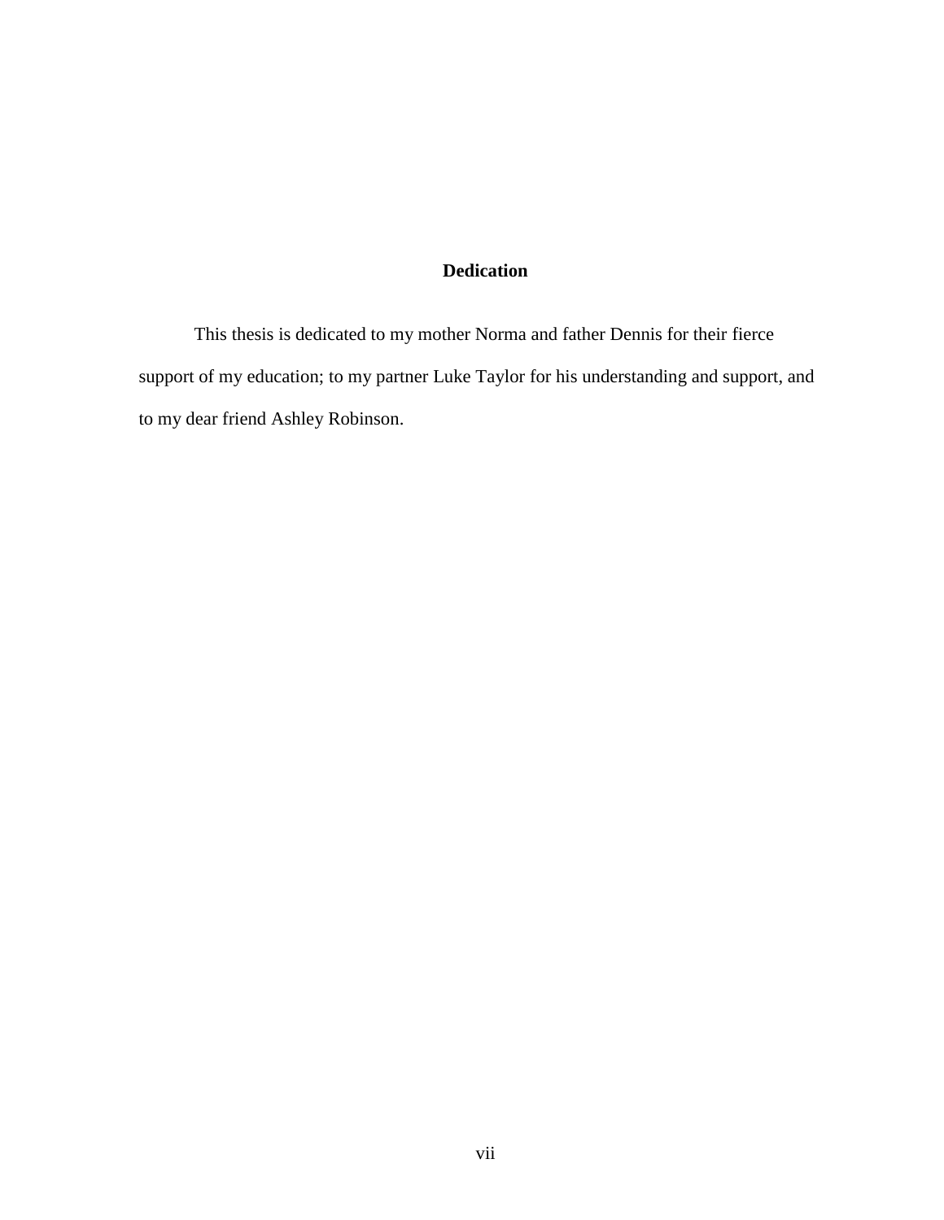## Dedication

This thesis is dedicated to my mother Norma and father Dennis for their fierce support of my education; to my partner Luke Taylor for his understanding and support, and to my dear friend Ashley Robinson.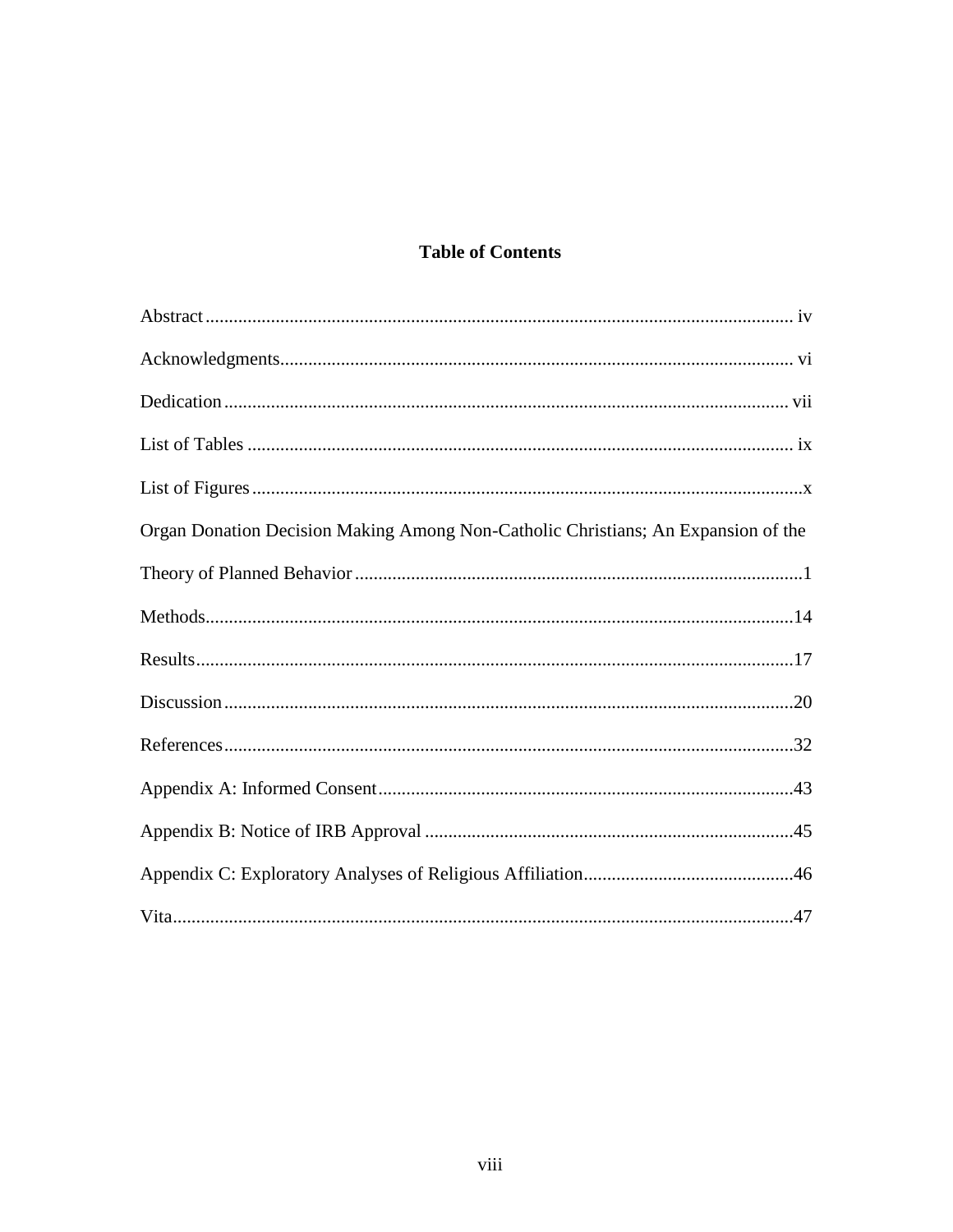# Table of Contents

Abstract ............................................................................................................................. iv

Acknowledgments............................................................................................................. vi

Dedication ........................................................................................................................ vii

List of Tables .................................................................................................................... ix

List of Figures .....................................................................................................................x

Organ Donation Decision Making Among Non-Catholic Christians; An Expansion of the Theory of Planned Behavior ...............................................................................................1

Methods.............................................................................................................................14

Results...............................................................................................................................17

Discussion .........................................................................................................................20

References.........................................................................................................................32

Appendix A: Informed Consent.........................................................................................43

Appendix B: Notice of IRB Approval ...............................................................................45

Appendix C: Exploratory Analyses of Religious Affiliation.............................................46

Vita....................................................................................................................................47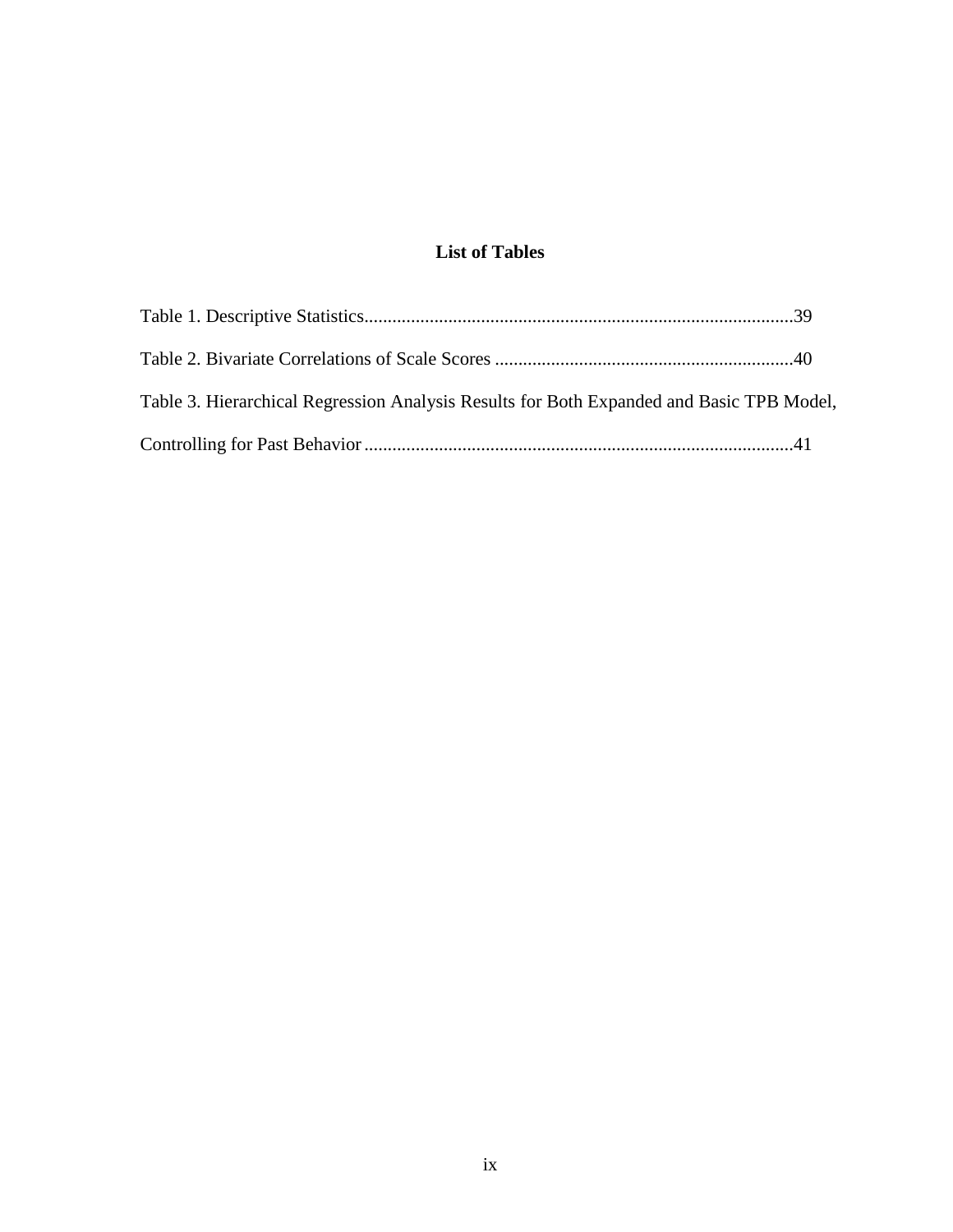# List of Tables

Table 1. Descriptive Statistics............................................................................................39

Table 2. Bivariate Correlations of Scale Scores ................................................................40

Table 3. Hierarchical Regression Analysis Results for Both Expanded and Basic TPB Model, Controlling for Past Behavior ............................................................................................41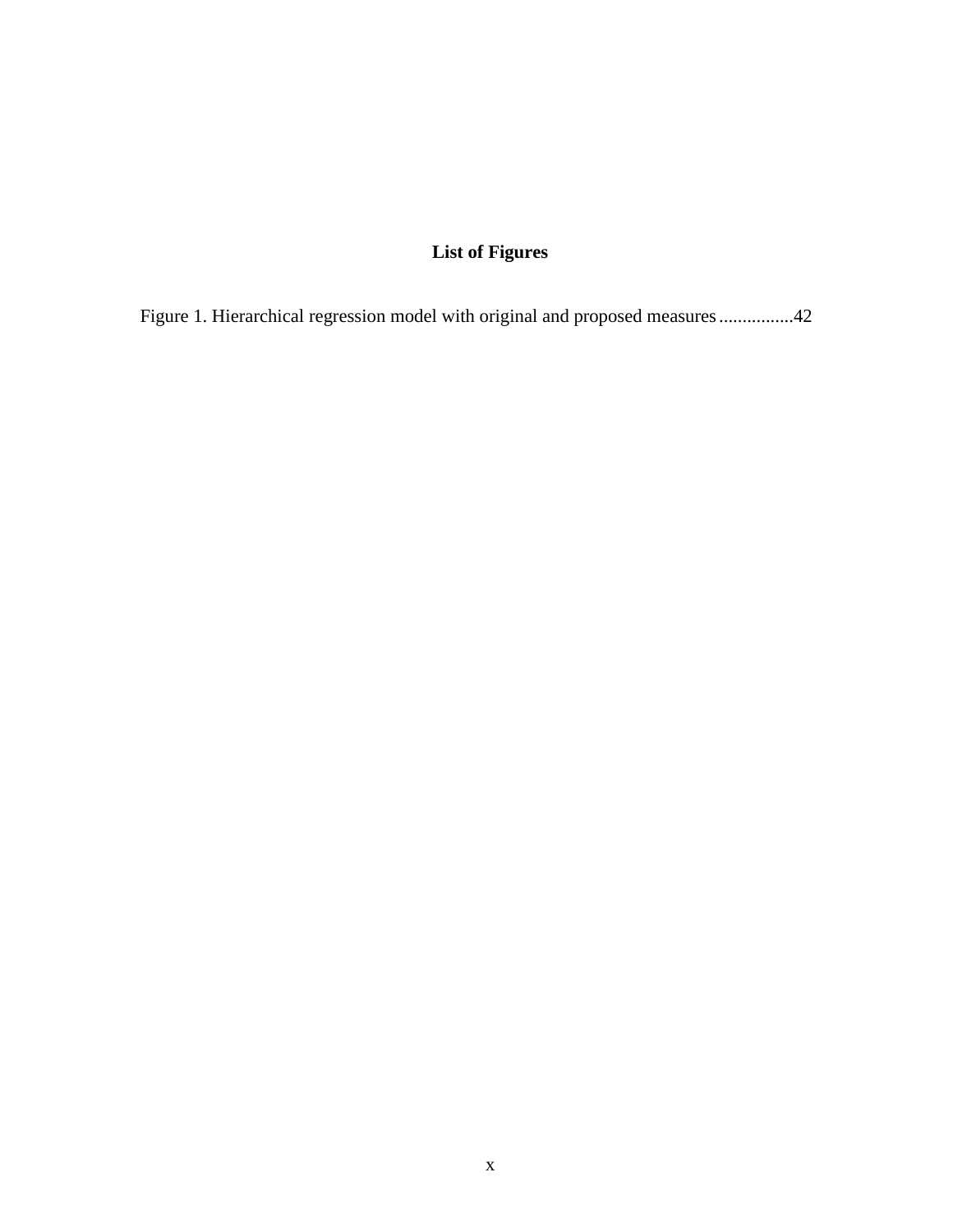# List of Figures

Figure 1. Hierarchical regression model with original and proposed measures................42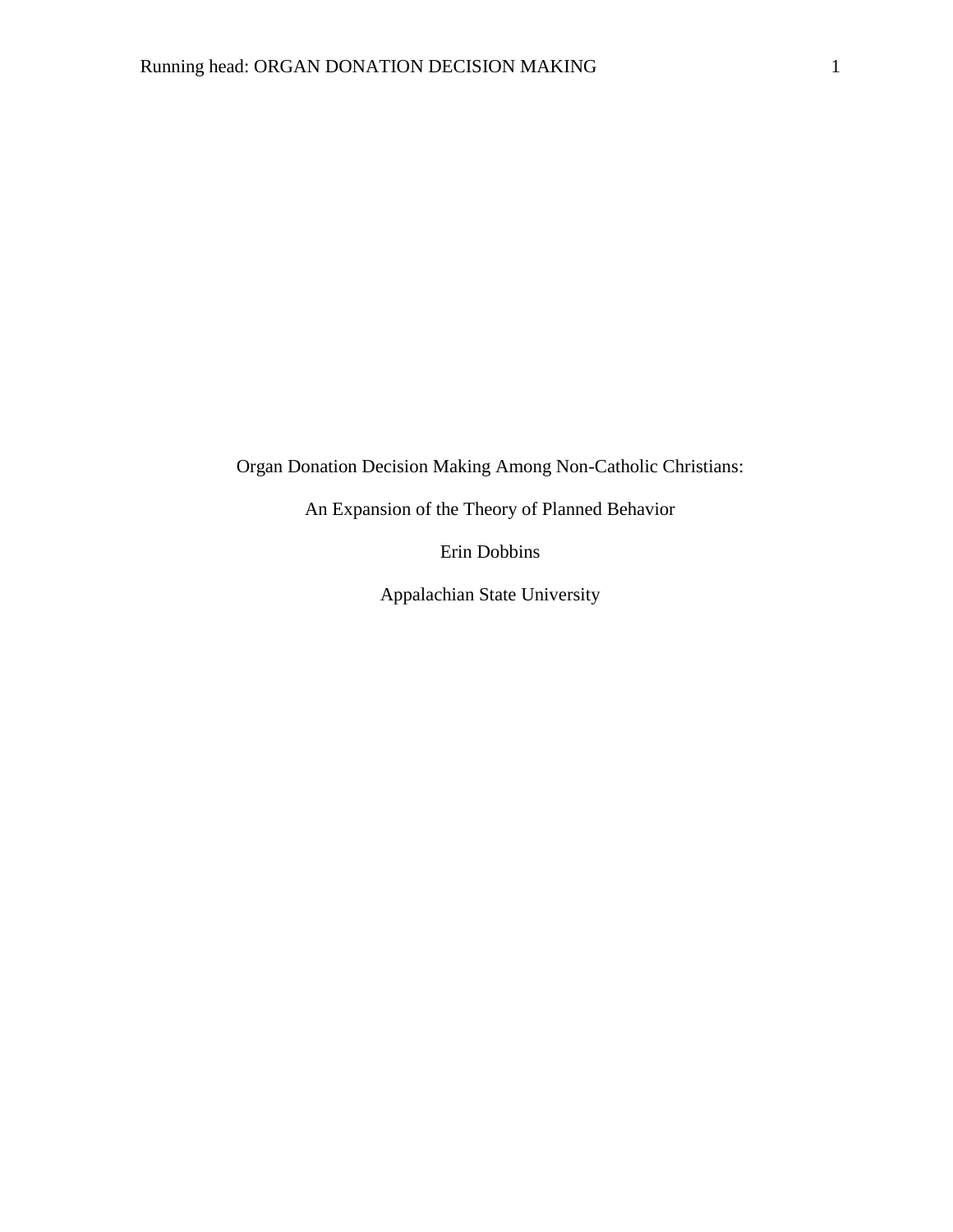Organ Donation Decision Making Among Non-Catholic Christians:

An Expansion of the Theory of Planned Behavior

Erin Dobbins

Appalachian State University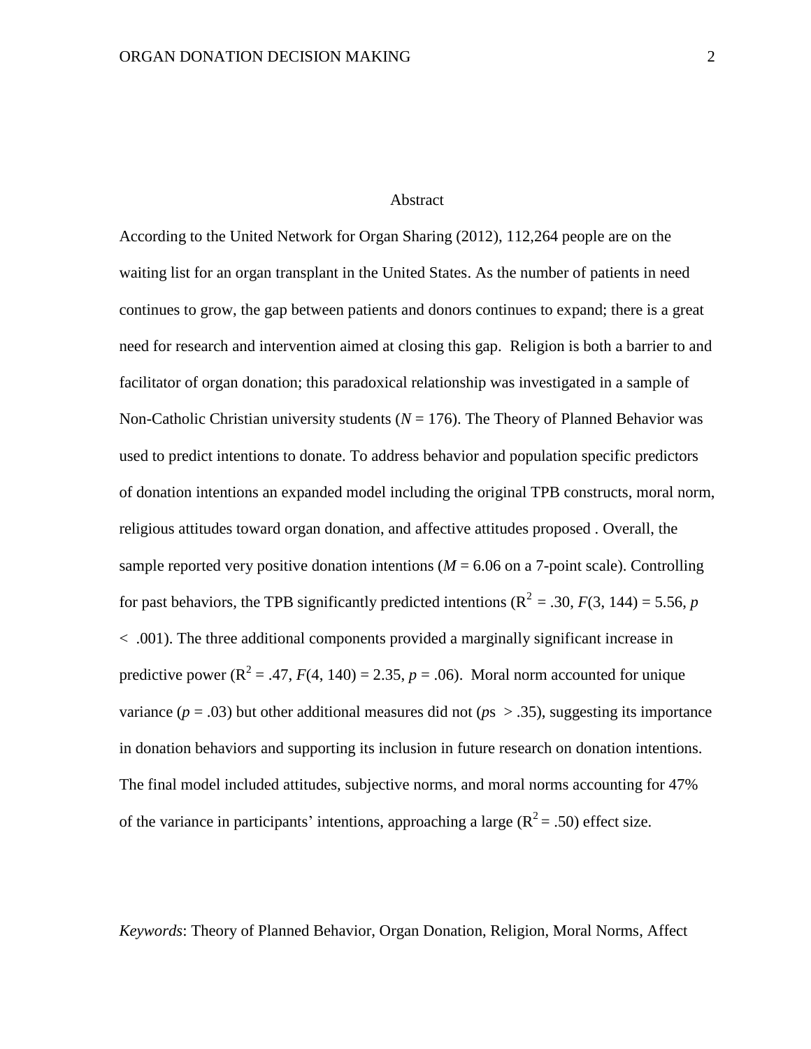# Abstract

According to the United Network for Organ Sharing (2012), 112,264 people are on the waiting list for an organ transplant in the United States. As the number of patients in need continues to grow, the gap between patients and donors continues to expand; there is a great need for research and intervention aimed at closing this gap. Religion is both a barrier to and facilitator of organ donation; this paradoxical relationship was investigated in a sample of Non-Catholic Christian university students ($N = 176$). The Theory of Planned Behavior was used to predict intentions to donate. To address behavior and population specific predictors of donation intentions an expanded model including the original TPB constructs, moral norm, religious attitudes toward organ donation, and affective attitudes proposed . Overall, the sample reported very positive donation intentions ($M = 6.06$ on a 7-point scale). Controlling for past behaviors, the TPB significantly predicted intentions ($R^2 = .30$, $F(3, 144) = 5.56$, $p < .001$). The three additional components provided a marginally significant increase in predictive power ($R^2 = .47$, $F(4, 140) = 2.35$, $p = .06$). Moral norm accounted for unique variance ($p = .03$) but other additional measures did not ($p$s $> .35$), suggesting its importance in donation behaviors and supporting its inclusion in future research on donation intentions. The final model included attitudes, subjective norms, and moral norms accounting for 47% of the variance in participants' intentions, approaching a large ($R^2 = .50$) effect size.

*Keywords*: Theory of Planned Behavior, Organ Donation, Religion, Moral Norms, Affect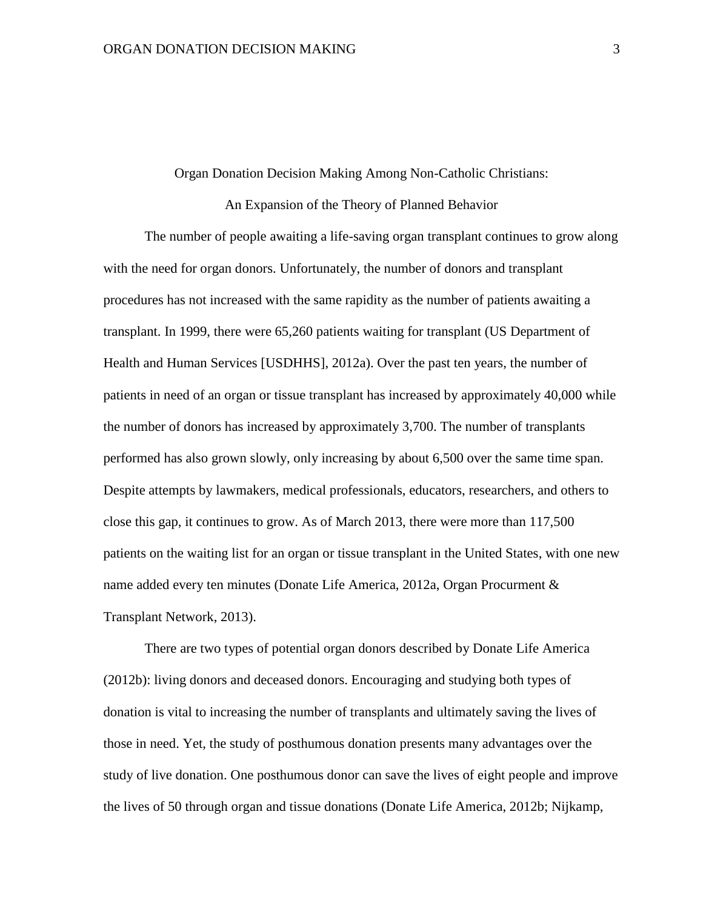# Organ Donation Decision Making Among Non-Catholic Christians: An Expansion of the Theory of Planned Behavior

The number of people awaiting a life-saving organ transplant continues to grow along with the need for organ donors. Unfortunately, the number of donors and transplant procedures has not increased with the same rapidity as the number of patients awaiting a transplant. In 1999, there were 65,260 patients waiting for transplant (US Department of Health and Human Services [USDHHS], 2012a). Over the past ten years, the number of patients in need of an organ or tissue transplant has increased by approximately 40,000 while the number of donors has increased by approximately 3,700. The number of transplants performed has also grown slowly, only increasing by about 6,500 over the same time span. Despite attempts by lawmakers, medical professionals, educators, researchers, and others to close this gap, it continues to grow. As of March 2013, there were more than 117,500 patients on the waiting list for an organ or tissue transplant in the United States, with one new name added every ten minutes (Donate Life America, 2012a, Organ Procurment & Transplant Network, 2013).

There are two types of potential organ donors described by Donate Life America (2012b): living donors and deceased donors. Encouraging and studying both types of donation is vital to increasing the number of transplants and ultimately saving the lives of those in need. Yet, the study of posthumous donation presents many advantages over the study of live donation. One posthumous donor can save the lives of eight people and improve the lives of 50 through organ and tissue donations (Donate Life America, 2012b; Nijkamp,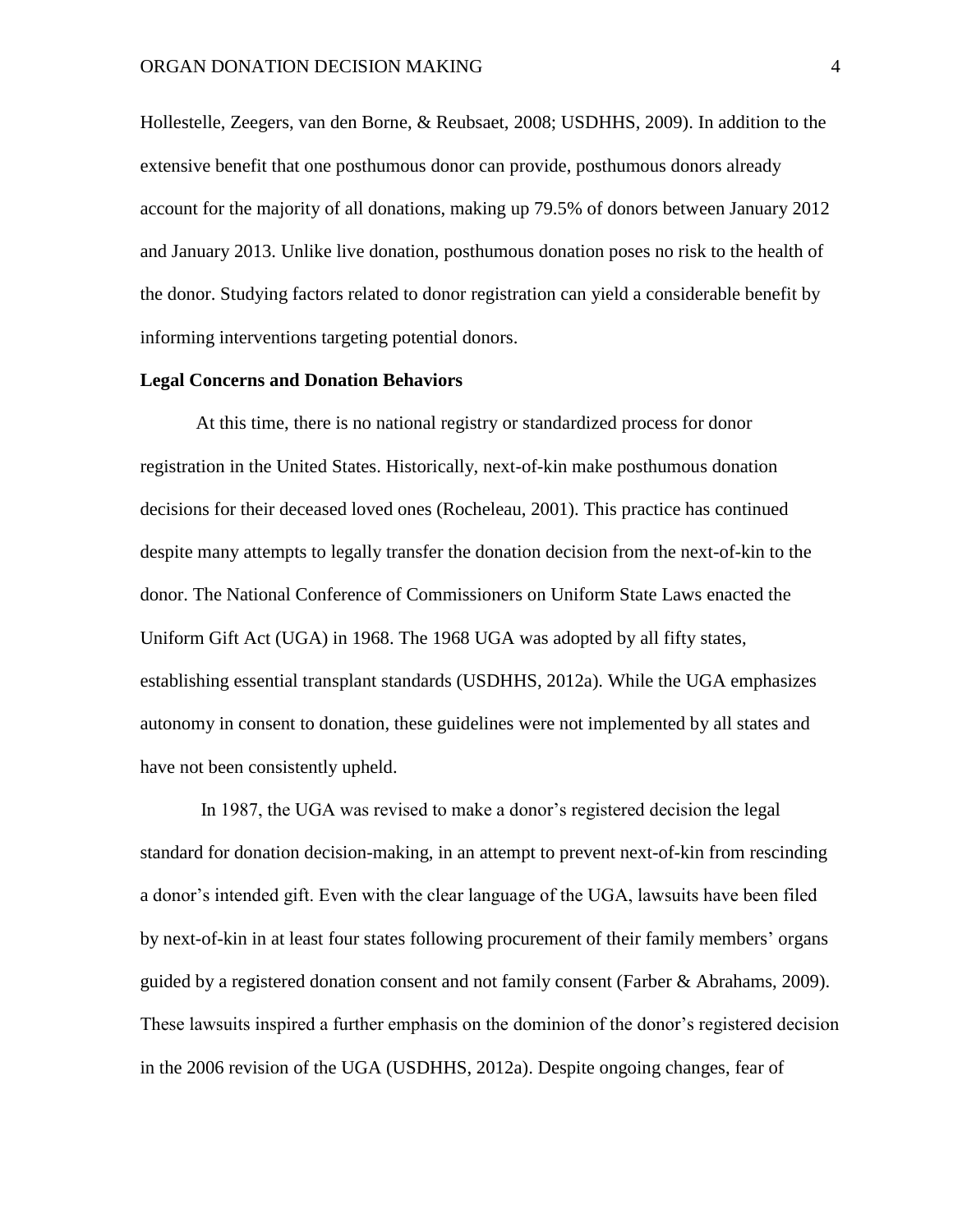Hollestelle, Zeegers, van den Borne, & Reubsaet, 2008; USDHHS, 2009). In addition to the extensive benefit that one posthumous donor can provide, posthumous donors already account for the majority of all donations, making up 79.5% of donors between January 2012 and January 2013. Unlike live donation, posthumous donation poses no risk to the health of the donor. Studying factors related to donor registration can yield a considerable benefit by informing interventions targeting potential donors.

**Legal Concerns and Donation Behaviors**

At this time, there is no national registry or standardized process for donor registration in the United States. Historically, next-of-kin make posthumous donation decisions for their deceased loved ones (Rocheleau, 2001). This practice has continued despite many attempts to legally transfer the donation decision from the next-of-kin to the donor. The National Conference of Commissioners on Uniform State Laws enacted the Uniform Gift Act (UGA) in 1968. The 1968 UGA was adopted by all fifty states, establishing essential transplant standards (USDHHS, 2012a). While the UGA emphasizes autonomy in consent to donation, these guidelines were not implemented by all states and have not been consistently upheld.

In 1987, the UGA was revised to make a donor's registered decision the legal standard for donation decision-making, in an attempt to prevent next-of-kin from rescinding a donor's intended gift. Even with the clear language of the UGA, lawsuits have been filed by next-of-kin in at least four states following procurement of their family members' organs guided by a registered donation consent and not family consent (Farber & Abrahams, 2009). These lawsuits inspired a further emphasis on the dominion of the donor's registered decision in the 2006 revision of the UGA (USDHHS, 2012a). Despite ongoing changes, fear of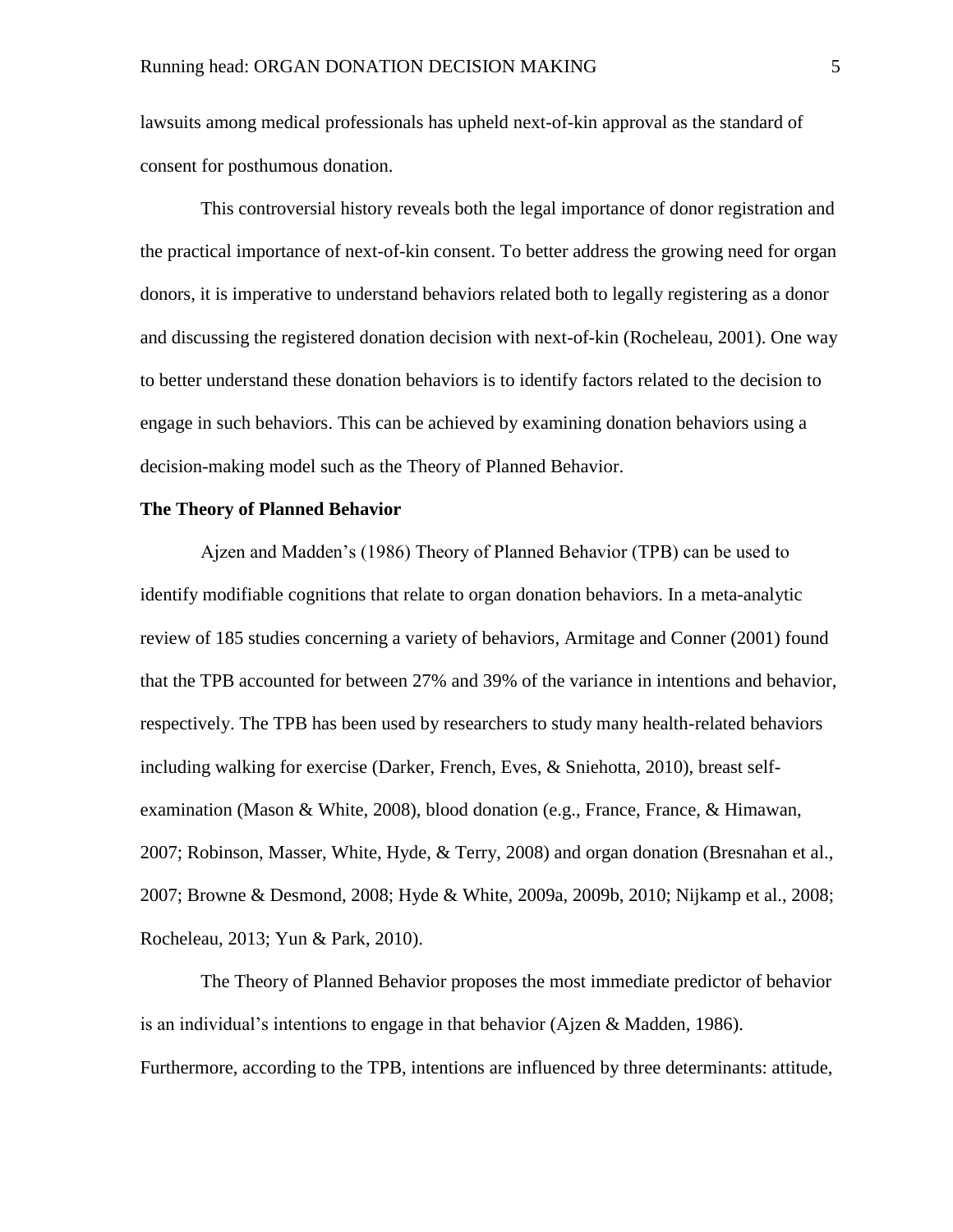lawsuits among medical professionals has upheld next-of-kin approval as the standard of consent for posthumous donation.

This controversial history reveals both the legal importance of donor registration and the practical importance of next-of-kin consent. To better address the growing need for organ donors, it is imperative to understand behaviors related both to legally registering as a donor and discussing the registered donation decision with next-of-kin (Rocheleau, 2001). One way to better understand these donation behaviors is to identify factors related to the decision to engage in such behaviors. This can be achieved by examining donation behaviors using a decision-making model such as the Theory of Planned Behavior.

**The Theory of Planned Behavior**

Ajzen and Madden's (1986) Theory of Planned Behavior (TPB) can be used to identify modifiable cognitions that relate to organ donation behaviors. In a meta-analytic review of 185 studies concerning a variety of behaviors, Armitage and Conner (2001) found that the TPB accounted for between 27% and 39% of the variance in intentions and behavior, respectively. The TPB has been used by researchers to study many health-related behaviors including walking for exercise (Darker, French, Eves, & Sniehotta, 2010), breast self-examination (Mason & White, 2008), blood donation (e.g., France, France, & Himawan, 2007; Robinson, Masser, White, Hyde, & Terry, 2008) and organ donation (Bresnahan et al., 2007; Browne & Desmond, 2008; Hyde & White, 2009a, 2009b, 2010; Nijkamp et al., 2008; Rocheleau, 2013; Yun & Park, 2010).

The Theory of Planned Behavior proposes the most immediate predictor of behavior is an individual's intentions to engage in that behavior (Ajzen & Madden, 1986). Furthermore, according to the TPB, intentions are influenced by three determinants: attitude,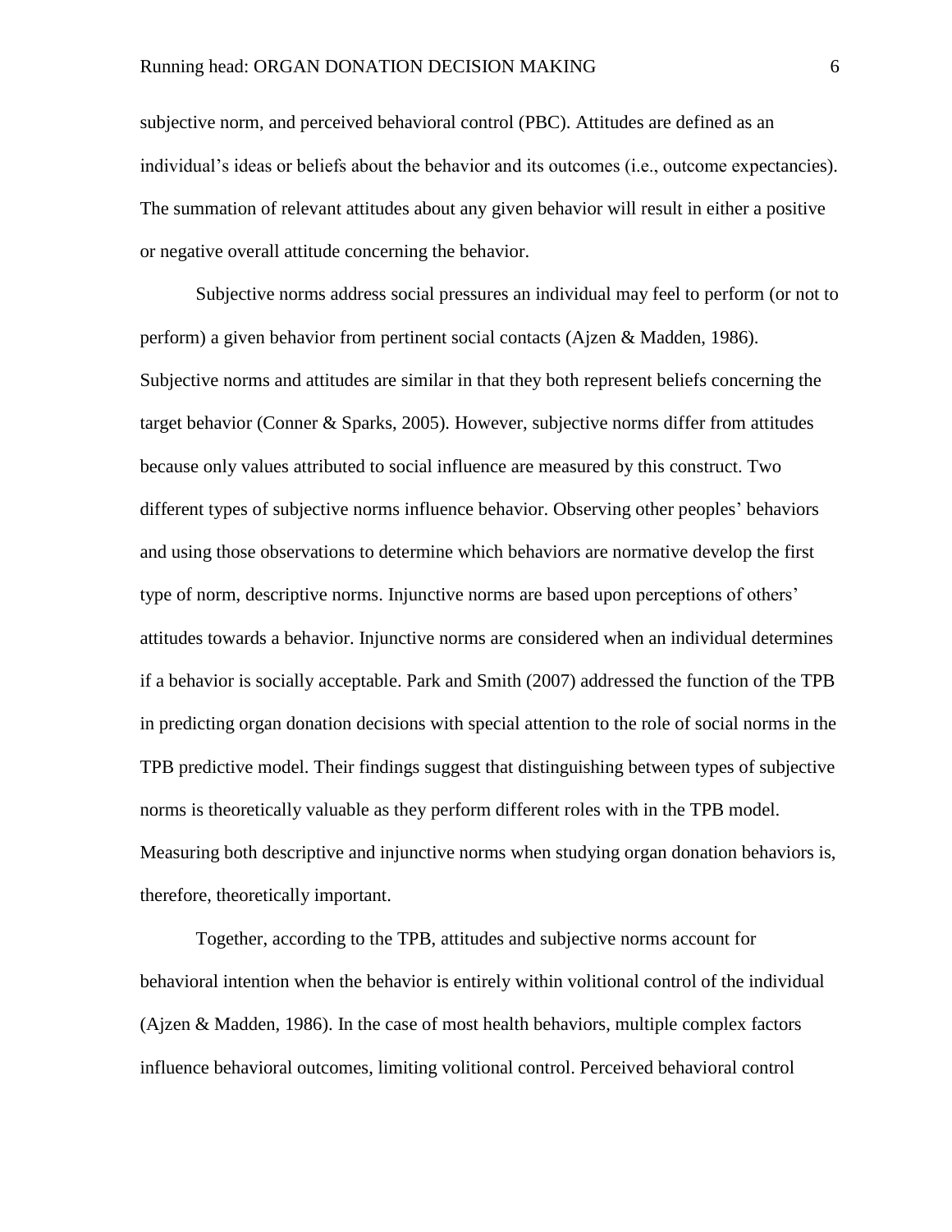subjective norm, and perceived behavioral control (PBC). Attitudes are defined as an individual's ideas or beliefs about the behavior and its outcomes (i.e., outcome expectancies). The summation of relevant attitudes about any given behavior will result in either a positive or negative overall attitude concerning the behavior.

Subjective norms address social pressures an individual may feel to perform (or not to perform) a given behavior from pertinent social contacts (Ajzen & Madden, 1986). Subjective norms and attitudes are similar in that they both represent beliefs concerning the target behavior (Conner & Sparks, 2005). However, subjective norms differ from attitudes because only values attributed to social influence are measured by this construct. Two different types of subjective norms influence behavior. Observing other peoples' behaviors and using those observations to determine which behaviors are normative develop the first type of norm, descriptive norms. Injunctive norms are based upon perceptions of others' attitudes towards a behavior. Injunctive norms are considered when an individual determines if a behavior is socially acceptable. Park and Smith (2007) addressed the function of the TPB in predicting organ donation decisions with special attention to the role of social norms in the TPB predictive model. Their findings suggest that distinguishing between types of subjective norms is theoretically valuable as they perform different roles with in the TPB model. Measuring both descriptive and injunctive norms when studying organ donation behaviors is, therefore, theoretically important.

Together, according to the TPB, attitudes and subjective norms account for behavioral intention when the behavior is entirely within volitional control of the individual (Ajzen & Madden, 1986). In the case of most health behaviors, multiple complex factors influence behavioral outcomes, limiting volitional control. Perceived behavioral control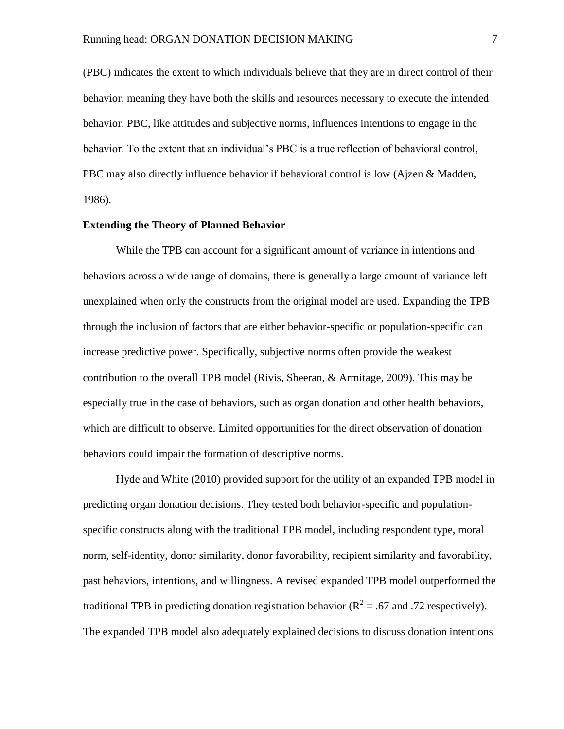(PBC) indicates the extent to which individuals believe that they are in direct control of their behavior, meaning they have both the skills and resources necessary to execute the intended behavior. PBC, like attitudes and subjective norms, influences intentions to engage in the behavior. To the extent that an individual's PBC is a true reflection of behavioral control, PBC may also directly influence behavior if behavioral control is low (Ajzen & Madden, 1986).

**Extending the Theory of Planned Behavior**

While the TPB can account for a significant amount of variance in intentions and behaviors across a wide range of domains, there is generally a large amount of variance left unexplained when only the constructs from the original model are used. Expanding the TPB through the inclusion of factors that are either behavior-specific or population-specific can increase predictive power. Specifically, subjective norms often provide the weakest contribution to the overall TPB model (Rivis, Sheeran, & Armitage, 2009). This may be especially true in the case of behaviors, such as organ donation and other health behaviors, which are difficult to observe. Limited opportunities for the direct observation of donation behaviors could impair the formation of descriptive norms.

Hyde and White (2010) provided support for the utility of an expanded TPB model in predicting organ donation decisions. They tested both behavior-specific and population-specific constructs along with the traditional TPB model, including respondent type, moral norm, self-identity, donor similarity, donor favorability, recipient similarity and favorability, past behaviors, intentions, and willingness. A revised expanded TPB model outperformed the traditional TPB in predicting donation registration behavior ($R^2$ = .67 and .72 respectively). The expanded TPB model also adequately explained decisions to discuss donation intentions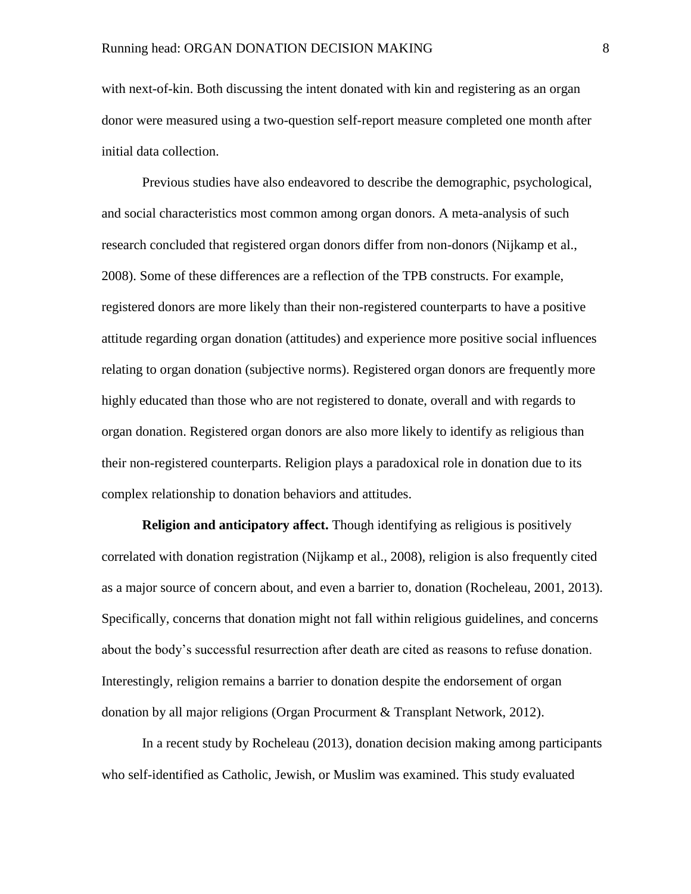with next-of-kin. Both discussing the intent donated with kin and registering as an organ donor were measured using a two-question self-report measure completed one month after initial data collection.

Previous studies have also endeavored to describe the demographic, psychological, and social characteristics most common among organ donors. A meta-analysis of such research concluded that registered organ donors differ from non-donors (Nijkamp et al., 2008). Some of these differences are a reflection of the TPB constructs. For example, registered donors are more likely than their non-registered counterparts to have a positive attitude regarding organ donation (attitudes) and experience more positive social influences relating to organ donation (subjective norms). Registered organ donors are frequently more highly educated than those who are not registered to donate, overall and with regards to organ donation. Registered organ donors are also more likely to identify as religious than their non-registered counterparts. Religion plays a paradoxical role in donation due to its complex relationship to donation behaviors and attitudes.

**Religion and anticipatory affect.** Though identifying as religious is positively correlated with donation registration (Nijkamp et al., 2008), religion is also frequently cited as a major source of concern about, and even a barrier to, donation (Rocheleau, 2001, 2013). Specifically, concerns that donation might not fall within religious guidelines, and concerns about the body's successful resurrection after death are cited as reasons to refuse donation. Interestingly, religion remains a barrier to donation despite the endorsement of organ donation by all major religions (Organ Procurment & Transplant Network, 2012).

In a recent study by Rocheleau (2013), donation decision making among participants who self-identified as Catholic, Jewish, or Muslim was examined. This study evaluated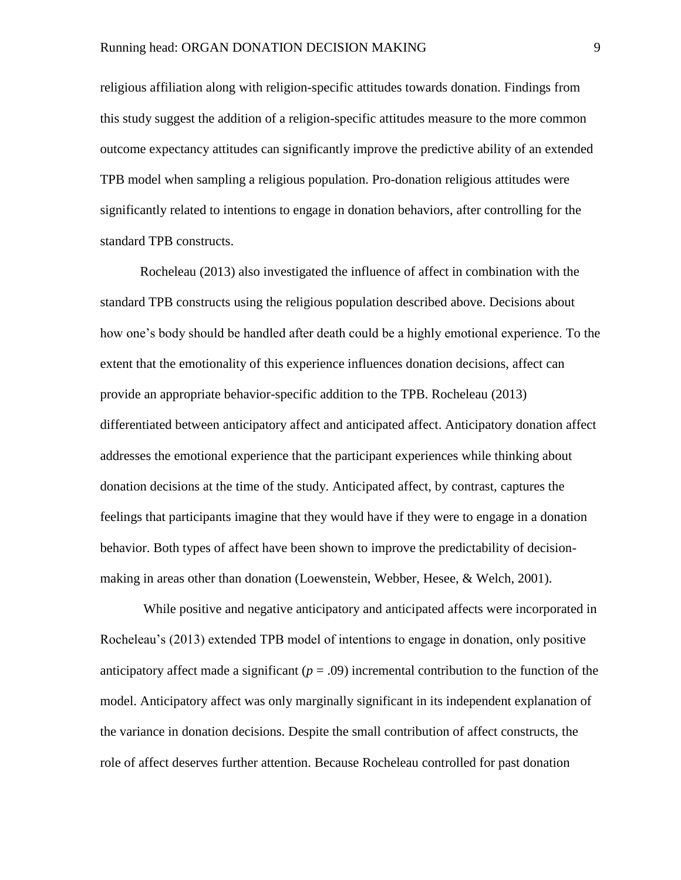religious affiliation along with religion-specific attitudes towards donation. Findings from this study suggest the addition of a religion-specific attitudes measure to the more common outcome expectancy attitudes can significantly improve the predictive ability of an extended TPB model when sampling a religious population. Pro-donation religious attitudes were significantly related to intentions to engage in donation behaviors, after controlling for the standard TPB constructs.

Rocheleau (2013) also investigated the influence of affect in combination with the standard TPB constructs using the religious population described above. Decisions about how one's body should be handled after death could be a highly emotional experience. To the extent that the emotionality of this experience influences donation decisions, affect can provide an appropriate behavior-specific addition to the TPB. Rocheleau (2013) differentiated between anticipatory affect and anticipated affect. Anticipatory donation affect addresses the emotional experience that the participant experiences while thinking about donation decisions at the time of the study. Anticipated affect, by contrast, captures the feelings that participants imagine that they would have if they were to engage in a donation behavior. Both types of affect have been shown to improve the predictability of decision-making in areas other than donation (Loewenstein, Webber, Hesee, & Welch, 2001).

While positive and negative anticipatory and anticipated affects were incorporated in Rocheleau's (2013) extended TPB model of intentions to engage in donation, only positive anticipatory affect made a significant ($p$ = .09) incremental contribution to the function of the model. Anticipatory affect was only marginally significant in its independent explanation of the variance in donation decisions. Despite the small contribution of affect constructs, the role of affect deserves further attention. Because Rocheleau controlled for past donation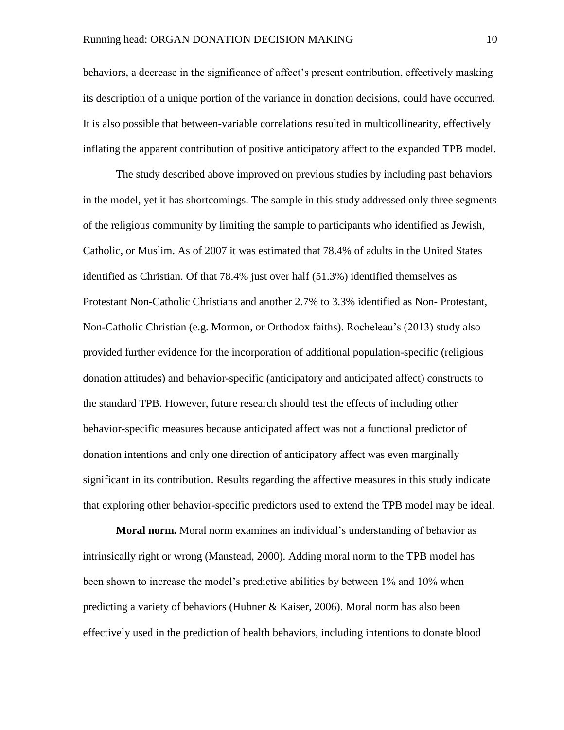behaviors, a decrease in the significance of affect's present contribution, effectively masking its description of a unique portion of the variance in donation decisions, could have occurred. It is also possible that between-variable correlations resulted in multicollinearity, effectively inflating the apparent contribution of positive anticipatory affect to the expanded TPB model.

The study described above improved on previous studies by including past behaviors in the model, yet it has shortcomings. The sample in this study addressed only three segments of the religious community by limiting the sample to participants who identified as Jewish, Catholic, or Muslim. As of 2007 it was estimated that 78.4% of adults in the United States identified as Christian. Of that 78.4% just over half (51.3%) identified themselves as Protestant Non-Catholic Christians and another 2.7% to 3.3% identified as Non- Protestant, Non-Catholic Christian (e.g. Mormon, or Orthodox faiths). Rocheleau's (2013) study also provided further evidence for the incorporation of additional population-specific (religious donation attitudes) and behavior-specific (anticipatory and anticipated affect) constructs to the standard TPB. However, future research should test the effects of including other behavior-specific measures because anticipated affect was not a functional predictor of donation intentions and only one direction of anticipatory affect was even marginally significant in its contribution. Results regarding the affective measures in this study indicate that exploring other behavior-specific predictors used to extend the TPB model may be ideal.

**Moral norm.** Moral norm examines an individual's understanding of behavior as intrinsically right or wrong (Manstead, 2000). Adding moral norm to the TPB model has been shown to increase the model's predictive abilities by between 1% and 10% when predicting a variety of behaviors (Hubner & Kaiser, 2006). Moral norm has also been effectively used in the prediction of health behaviors, including intentions to donate blood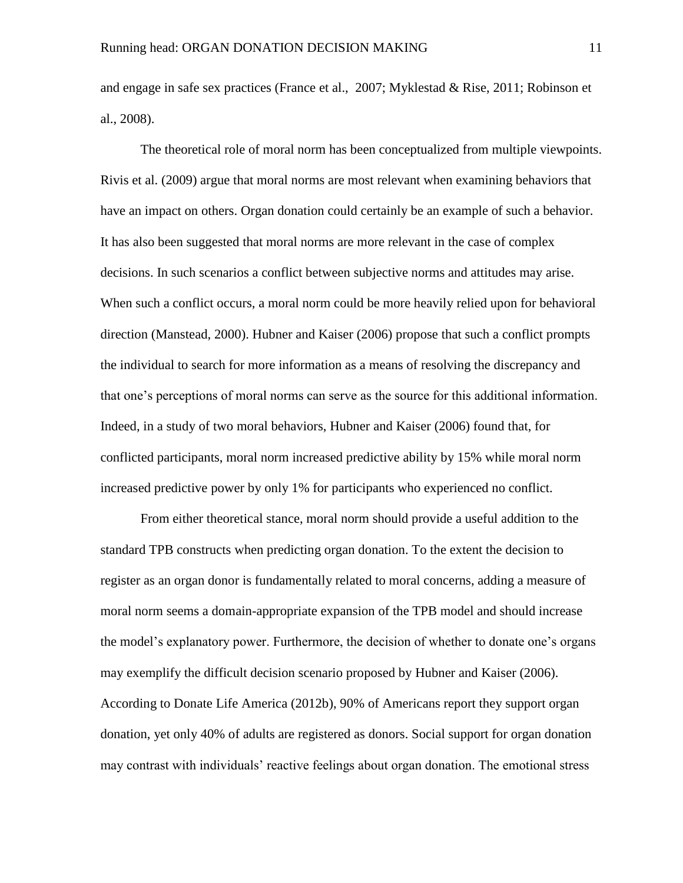and engage in safe sex practices (France et al., 2007; Myklestad & Rise, 2011; Robinson et al., 2008).

The theoretical role of moral norm has been conceptualized from multiple viewpoints. Rivis et al. (2009) argue that moral norms are most relevant when examining behaviors that have an impact on others. Organ donation could certainly be an example of such a behavior. It has also been suggested that moral norms are more relevant in the case of complex decisions. In such scenarios a conflict between subjective norms and attitudes may arise. When such a conflict occurs, a moral norm could be more heavily relied upon for behavioral direction (Manstead, 2000). Hubner and Kaiser (2006) propose that such a conflict prompts the individual to search for more information as a means of resolving the discrepancy and that one's perceptions of moral norms can serve as the source for this additional information. Indeed, in a study of two moral behaviors, Hubner and Kaiser (2006) found that, for conflicted participants, moral norm increased predictive ability by 15% while moral norm increased predictive power by only 1% for participants who experienced no conflict.

From either theoretical stance, moral norm should provide a useful addition to the standard TPB constructs when predicting organ donation. To the extent the decision to register as an organ donor is fundamentally related to moral concerns, adding a measure of moral norm seems a domain-appropriate expansion of the TPB model and should increase the model's explanatory power. Furthermore, the decision of whether to donate one's organs may exemplify the difficult decision scenario proposed by Hubner and Kaiser (2006). According to Donate Life America (2012b), 90% of Americans report they support organ donation, yet only 40% of adults are registered as donors. Social support for organ donation may contrast with individuals' reactive feelings about organ donation. The emotional stress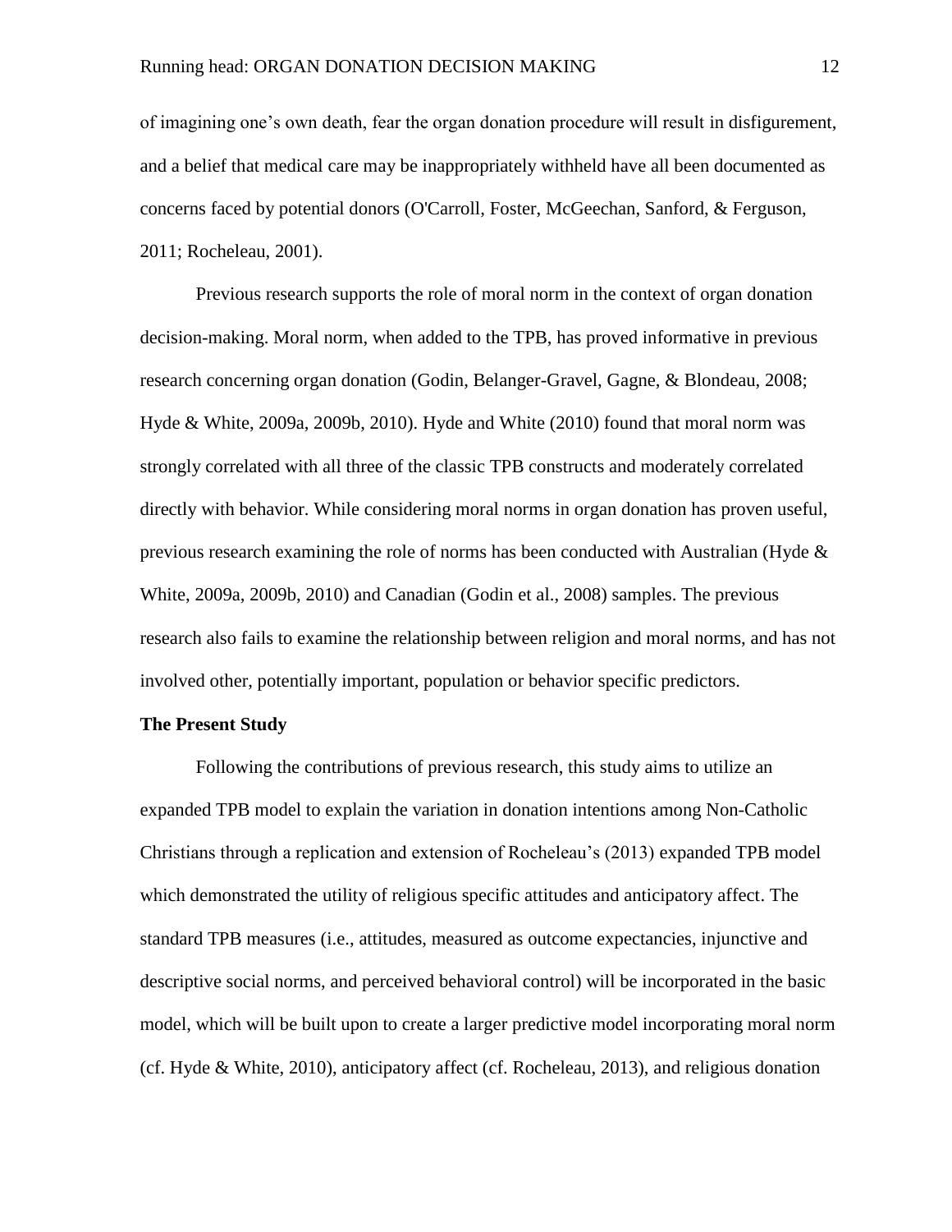of imagining one's own death, fear the organ donation procedure will result in disfigurement, and a belief that medical care may be inappropriately withheld have all been documented as concerns faced by potential donors (O'Carroll, Foster, McGeechan, Sanford, & Ferguson, 2011; Rocheleau, 2001).

Previous research supports the role of moral norm in the context of organ donation decision-making. Moral norm, when added to the TPB, has proved informative in previous research concerning organ donation (Godin, Belanger-Gravel, Gagne, & Blondeau, 2008; Hyde & White, 2009a, 2009b, 2010). Hyde and White (2010) found that moral norm was strongly correlated with all three of the classic TPB constructs and moderately correlated directly with behavior. While considering moral norms in organ donation has proven useful, previous research examining the role of norms has been conducted with Australian (Hyde & White, 2009a, 2009b, 2010) and Canadian (Godin et al., 2008) samples. The previous research also fails to examine the relationship between religion and moral norms, and has not involved other, potentially important, population or behavior specific predictors.

**The Present Study**

Following the contributions of previous research, this study aims to utilize an expanded TPB model to explain the variation in donation intentions among Non-Catholic Christians through a replication and extension of Rocheleau's (2013) expanded TPB model which demonstrated the utility of religious specific attitudes and anticipatory affect. The standard TPB measures (i.e., attitudes, measured as outcome expectancies, injunctive and descriptive social norms, and perceived behavioral control) will be incorporated in the basic model, which will be built upon to create a larger predictive model incorporating moral norm (cf. Hyde & White, 2010), anticipatory affect (cf. Rocheleau, 2013), and religious donation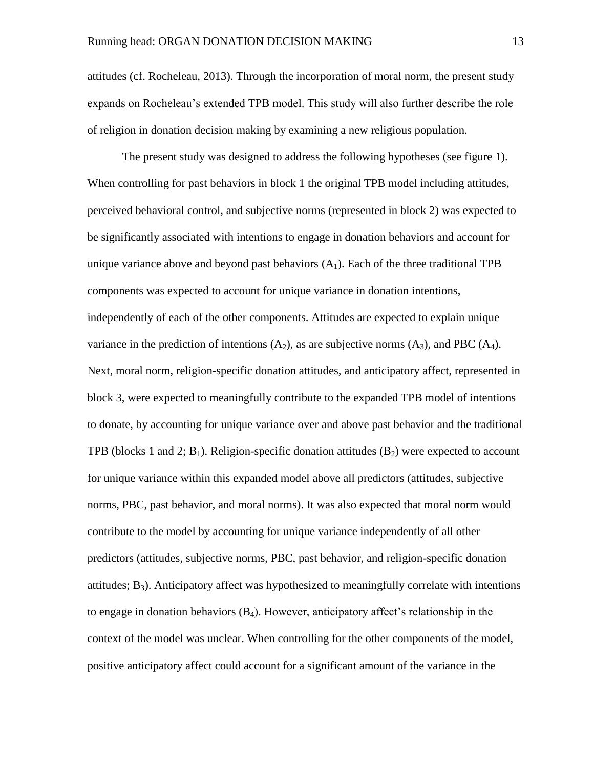attitudes (cf. Rocheleau, 2013). Through the incorporation of moral norm, the present study expands on Rocheleau's extended TPB model. This study will also further describe the role of religion in donation decision making by examining a new religious population.

The present study was designed to address the following hypotheses (see figure 1). When controlling for past behaviors in block 1 the original TPB model including attitudes, perceived behavioral control, and subjective norms (represented in block 2) was expected to be significantly associated with intentions to engage in donation behaviors and account for unique variance above and beyond past behaviors ($A_1$). Each of the three traditional TPB components was expected to account for unique variance in donation intentions, independently of each of the other components. Attitudes are expected to explain unique variance in the prediction of intentions ($A_2$), as are subjective norms ($A_3$), and PBC ($A_4$). Next, moral norm, religion-specific donation attitudes, and anticipatory affect, represented in block 3, were expected to meaningfully contribute to the expanded TPB model of intentions to donate, by accounting for unique variance over and above past behavior and the traditional TPB (blocks 1 and 2; $B_1$). Religion-specific donation attitudes ($B_2$) were expected to account for unique variance within this expanded model above all predictors (attitudes, subjective norms, PBC, past behavior, and moral norms). It was also expected that moral norm would contribute to the model by accounting for unique variance independently of all other predictors (attitudes, subjective norms, PBC, past behavior, and religion-specific donation attitudes; $B_3$). Anticipatory affect was hypothesized to meaningfully correlate with intentions to engage in donation behaviors ($B_4$). However, anticipatory affect's relationship in the context of the model was unclear. When controlling for the other components of the model, positive anticipatory affect could account for a significant amount of the variance in the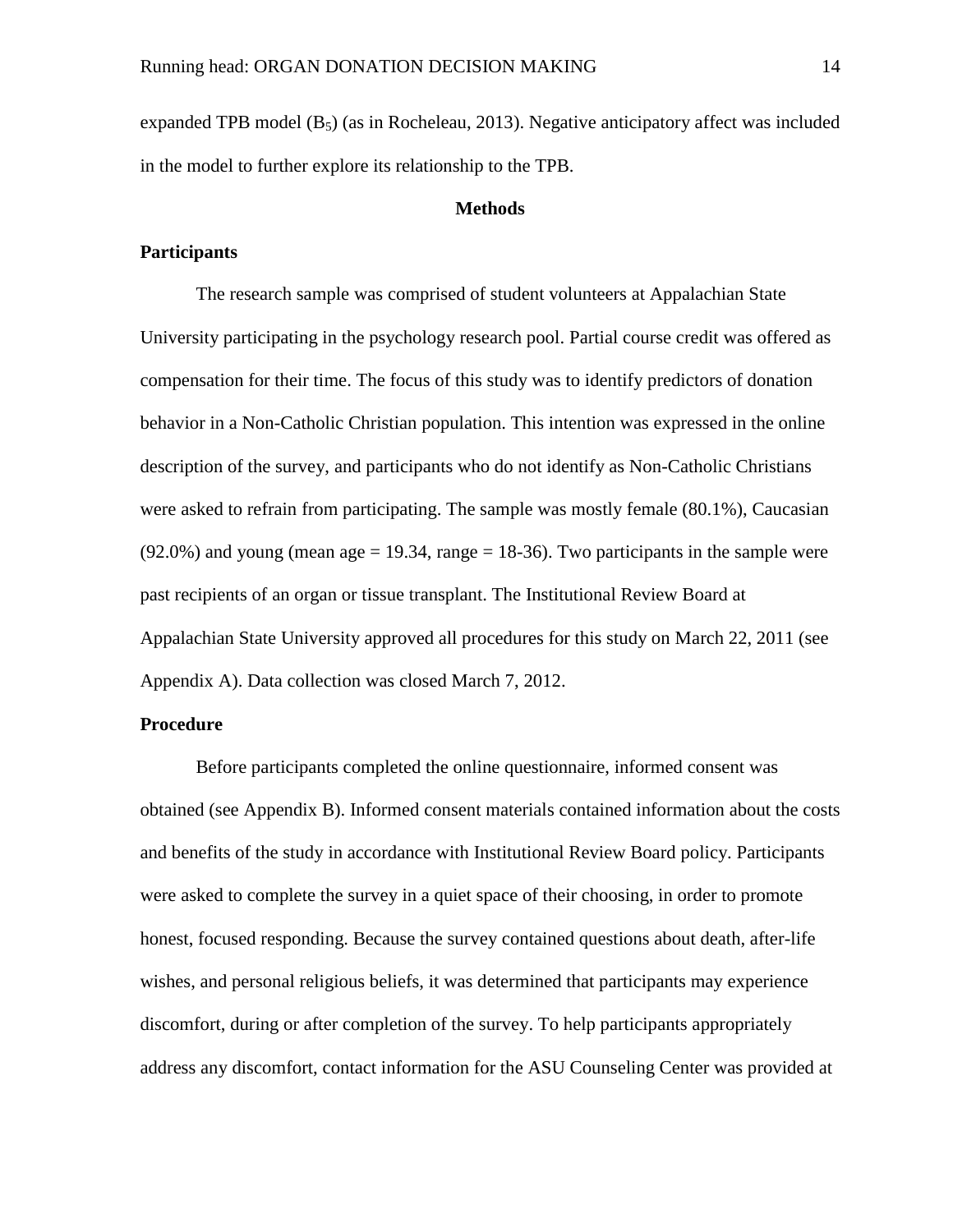expanded TPB model ($B_5$) (as in Rocheleau, 2013). Negative anticipatory affect was included in the model to further explore its relationship to the TPB.

# Methods

## Participants

The research sample was comprised of student volunteers at Appalachian State University participating in the psychology research pool. Partial course credit was offered as compensation for their time. The focus of this study was to identify predictors of donation behavior in a Non-Catholic Christian population. This intention was expressed in the online description of the survey, and participants who do not identify as Non-Catholic Christians were asked to refrain from participating. The sample was mostly female (80.1%), Caucasian (92.0%) and young (mean age = 19.34, range = 18-36). Two participants in the sample were past recipients of an organ or tissue transplant. The Institutional Review Board at Appalachian State University approved all procedures for this study on March 22, 2011 (see Appendix A). Data collection was closed March 7, 2012.

## Procedure

Before participants completed the online questionnaire, informed consent was obtained (see Appendix B). Informed consent materials contained information about the costs and benefits of the study in accordance with Institutional Review Board policy. Participants were asked to complete the survey in a quiet space of their choosing, in order to promote honest, focused responding. Because the survey contained questions about death, after-life wishes, and personal religious beliefs, it was determined that participants may experience discomfort, during or after completion of the survey. To help participants appropriately address any discomfort, contact information for the ASU Counseling Center was provided at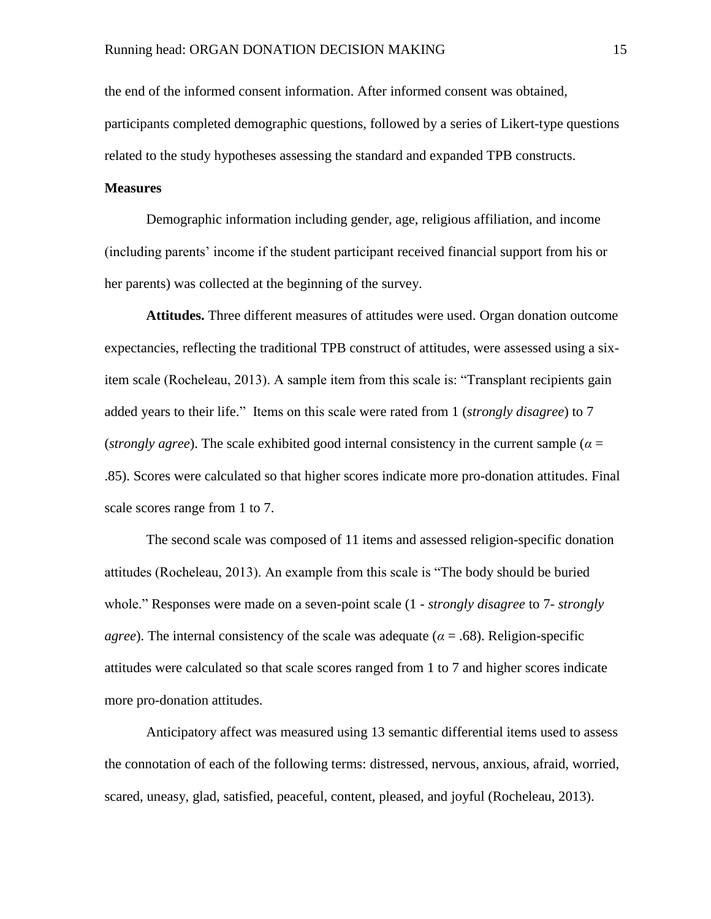the end of the informed consent information. After informed consent was obtained, participants completed demographic questions, followed by a series of Likert-type questions related to the study hypotheses assessing the standard and expanded TPB constructs.

**Measures**

Demographic information including gender, age, religious affiliation, and income (including parents' income if the student participant received financial support from his or her parents) was collected at the beginning of the survey.

**Attitudes.** Three different measures of attitudes were used. Organ donation outcome expectancies, reflecting the traditional TPB construct of attitudes, were assessed using a six-item scale (Rocheleau, 2013). A sample item from this scale is: "Transplant recipients gain added years to their life." Items on this scale were rated from 1 (*strongly disagree*) to 7 (*strongly agree*). The scale exhibited good internal consistency in the current sample ($\alpha$ = .85). Scores were calculated so that higher scores indicate more pro-donation attitudes. Final scale scores range from 1 to 7.

The second scale was composed of 11 items and assessed religion-specific donation attitudes (Rocheleau, 2013). An example from this scale is "The body should be buried whole." Responses were made on a seven-point scale (1 - *strongly disagree* to 7- *strongly agree*). The internal consistency of the scale was adequate ($\alpha$ = .68). Religion-specific attitudes were calculated so that scale scores ranged from 1 to 7 and higher scores indicate more pro-donation attitudes.

Anticipatory affect was measured using 13 semantic differential items used to assess the connotation of each of the following terms: distressed, nervous, anxious, afraid, worried, scared, uneasy, glad, satisfied, peaceful, content, pleased, and joyful (Rocheleau, 2013).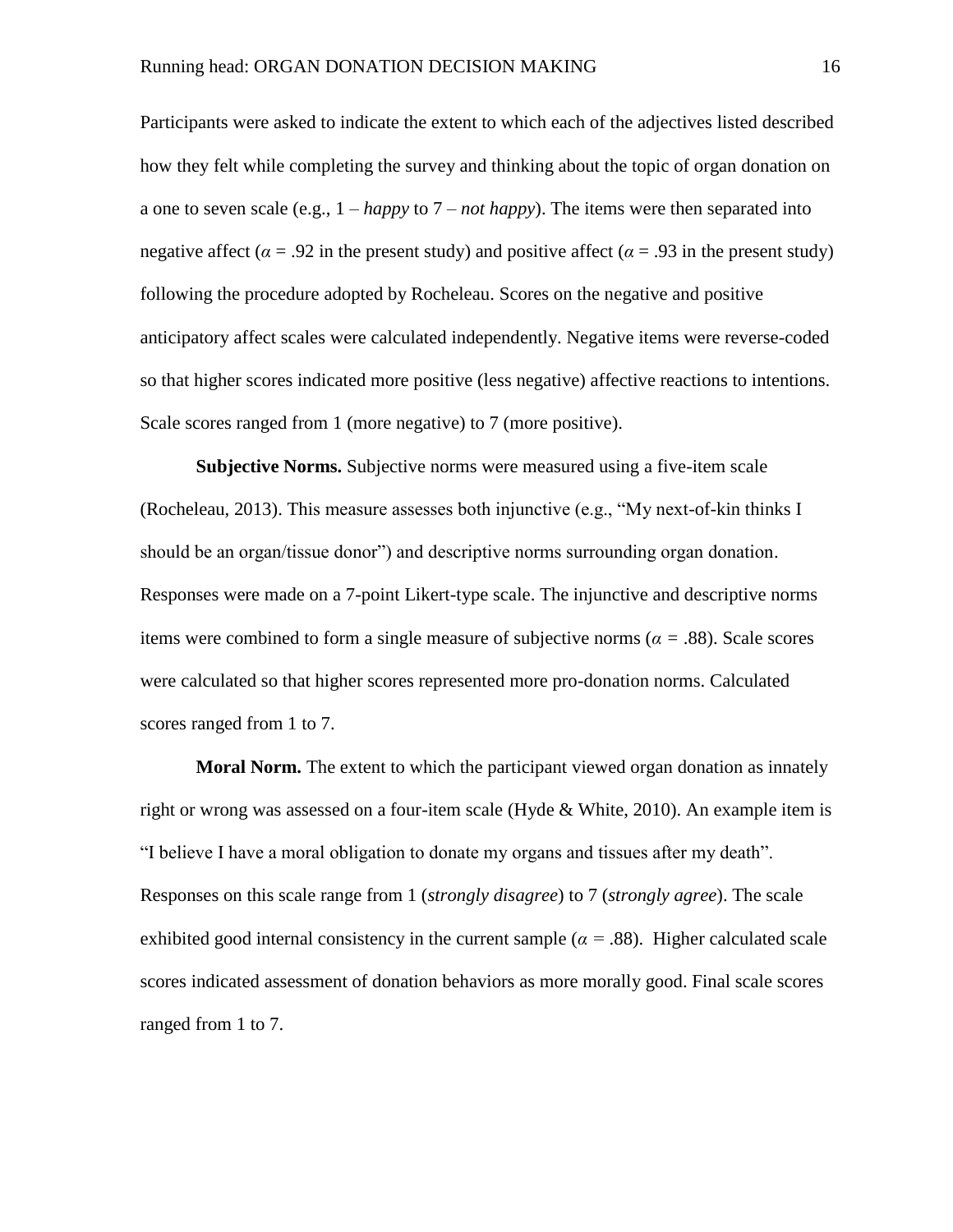Participants were asked to indicate the extent to which each of the adjectives listed described how they felt while completing the survey and thinking about the topic of organ donation on a one to seven scale (e.g., 1 – *happy* to 7 – *not happy*). The items were then separated into negative affect ($\alpha$ = .92 in the present study) and positive affect ($\alpha$ = .93 in the present study) following the procedure adopted by Rocheleau. Scores on the negative and positive anticipatory affect scales were calculated independently. Negative items were reverse-coded so that higher scores indicated more positive (less negative) affective reactions to intentions. Scale scores ranged from 1 (more negative) to 7 (more positive).

**Subjective Norms.** Subjective norms were measured using a five-item scale (Rocheleau, 2013). This measure assesses both injunctive (e.g., "My next-of-kin thinks I should be an organ/tissue donor") and descriptive norms surrounding organ donation. Responses were made on a 7-point Likert-type scale. The injunctive and descriptive norms items were combined to form a single measure of subjective norms ($\alpha$ = .88). Scale scores were calculated so that higher scores represented more pro-donation norms. Calculated scores ranged from 1 to 7.

**Moral Norm.** The extent to which the participant viewed organ donation as innately right or wrong was assessed on a four-item scale (Hyde & White, 2010). An example item is "I believe I have a moral obligation to donate my organs and tissues after my death". Responses on this scale range from 1 (*strongly disagree*) to 7 (*strongly agree*). The scale exhibited good internal consistency in the current sample ($\alpha$ = .88). Higher calculated scale scores indicated assessment of donation behaviors as more morally good. Final scale scores ranged from 1 to 7.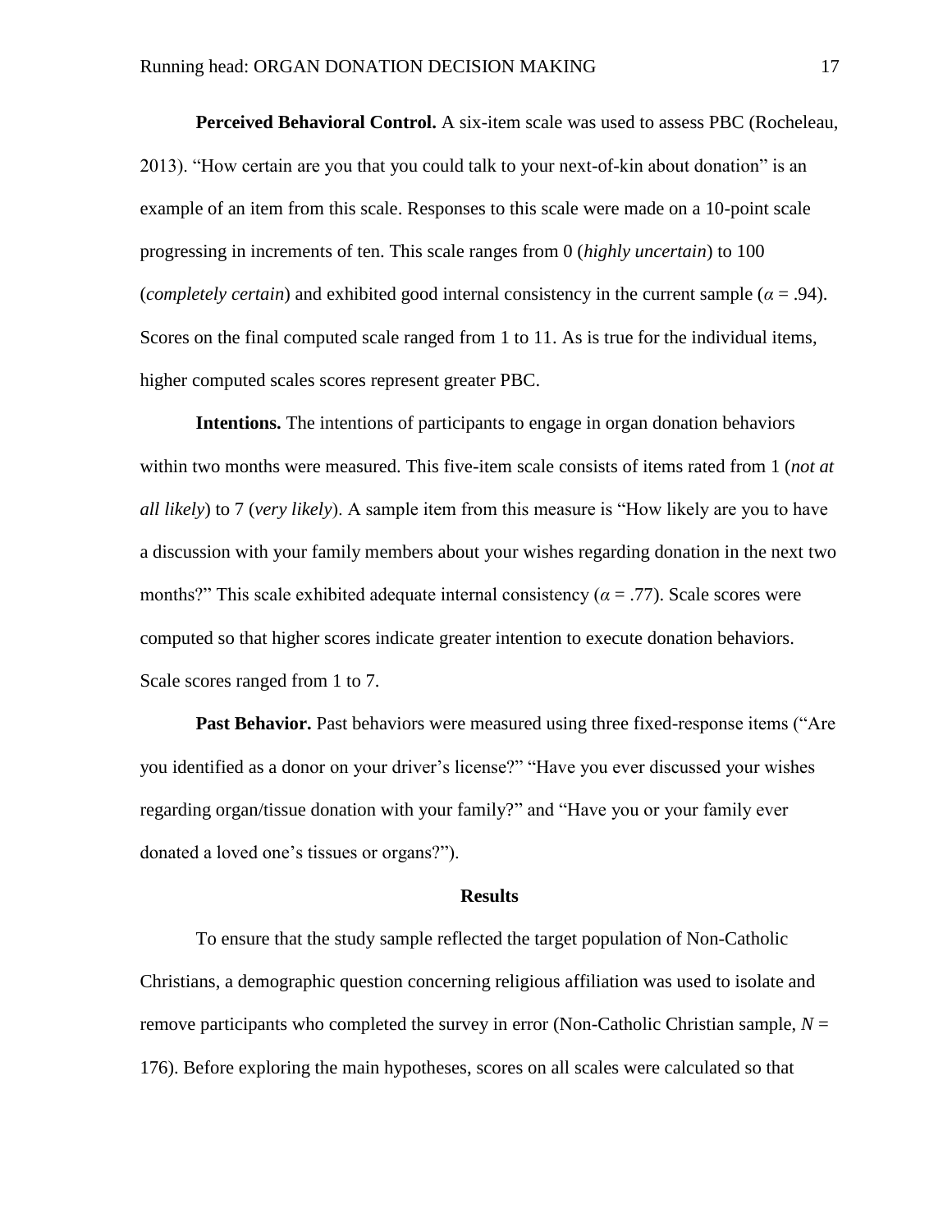**Perceived Behavioral Control.** A six-item scale was used to assess PBC (Rocheleau, 2013). "How certain are you that you could talk to your next-of-kin about donation" is an example of an item from this scale. Responses to this scale were made on a 10-point scale progressing in increments of ten. This scale ranges from 0 (*highly uncertain*) to 100 (*completely certain*) and exhibited good internal consistency in the current sample ($\alpha$ = .94). Scores on the final computed scale ranged from 1 to 11. As is true for the individual items, higher computed scales scores represent greater PBC.

**Intentions.** The intentions of participants to engage in organ donation behaviors within two months were measured. This five-item scale consists of items rated from 1 (*not at all likely*) to 7 (*very likely*). A sample item from this measure is "How likely are you to have a discussion with your family members about your wishes regarding donation in the next two months?" This scale exhibited adequate internal consistency ($\alpha$ = .77). Scale scores were computed so that higher scores indicate greater intention to execute donation behaviors. Scale scores ranged from 1 to 7.

**Past Behavior.** Past behaviors were measured using three fixed-response items ("Are you identified as a donor on your driver's license?" "Have you ever discussed your wishes regarding organ/tissue donation with your family?" and "Have you or your family ever donated a loved one's tissues or organs?").

## Results

To ensure that the study sample reflected the target population of Non-Catholic Christians, a demographic question concerning religious affiliation was used to isolate and remove participants who completed the survey in error (Non-Catholic Christian sample, $N$ = 176). Before exploring the main hypotheses, scores on all scales were calculated so that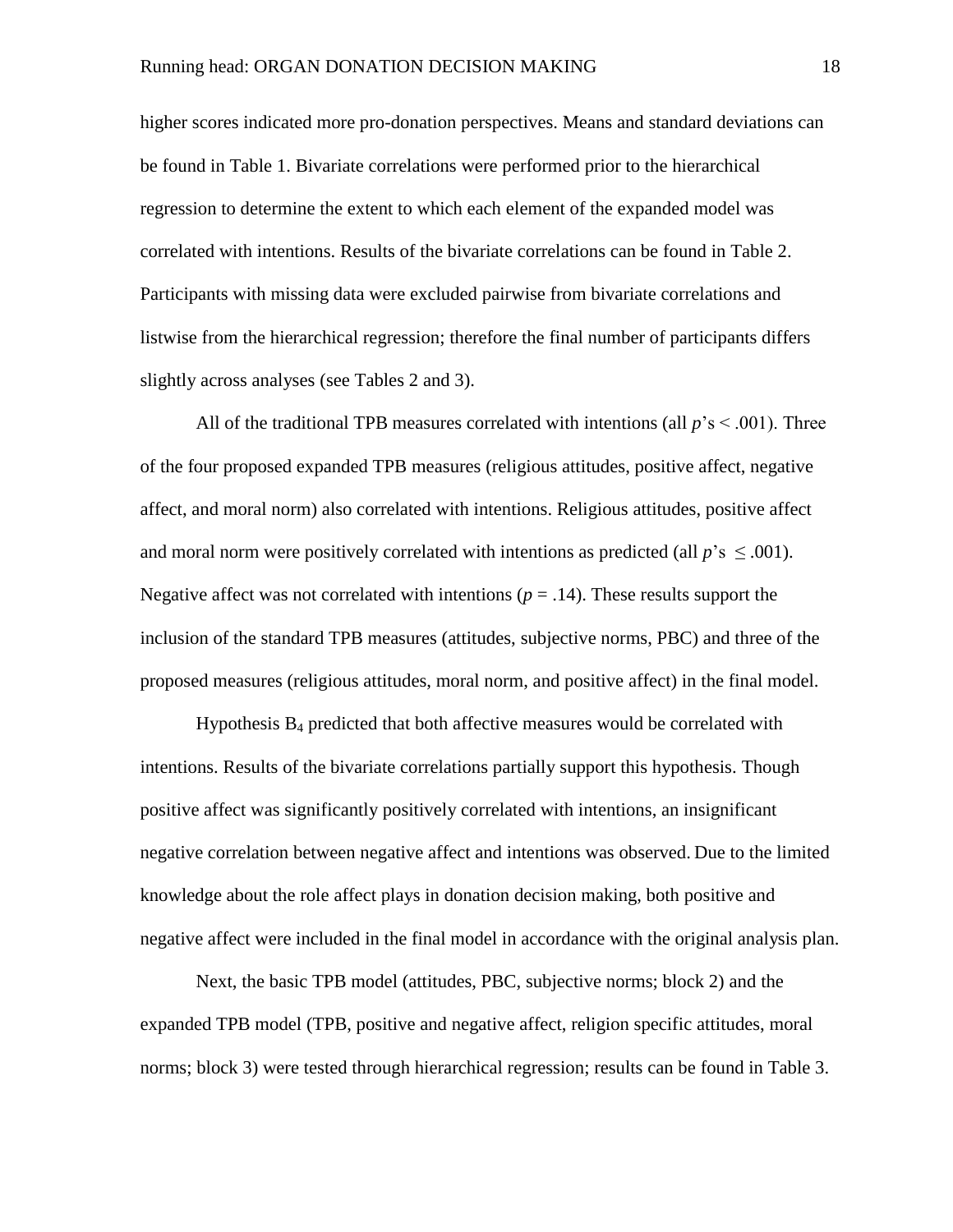higher scores indicated more pro-donation perspectives. Means and standard deviations can be found in Table 1. Bivariate correlations were performed prior to the hierarchical regression to determine the extent to which each element of the expanded model was correlated with intentions. Results of the bivariate correlations can be found in Table 2. Participants with missing data were excluded pairwise from bivariate correlations and listwise from the hierarchical regression; therefore the final number of participants differs slightly across analyses (see Tables 2 and 3).

All of the traditional TPB measures correlated with intentions (all $p$'s $< .001$). Three of the four proposed expanded TPB measures (religious attitudes, positive affect, negative affect, and moral norm) also correlated with intentions. Religious attitudes, positive affect and moral norm were positively correlated with intentions as predicted (all $p$'s $\leq .001$). Negative affect was not correlated with intentions ($p = .14$). These results support the inclusion of the standard TPB measures (attitudes, subjective norms, PBC) and three of the proposed measures (religious attitudes, moral norm, and positive affect) in the final model.

Hypothesis $B_4$ predicted that both affective measures would be correlated with intentions. Results of the bivariate correlations partially support this hypothesis. Though positive affect was significantly positively correlated with intentions, an insignificant negative correlation between negative affect and intentions was observed. Due to the limited knowledge about the role affect plays in donation decision making, both positive and negative affect were included in the final model in accordance with the original analysis plan.

Next, the basic TPB model (attitudes, PBC, subjective norms; block 2) and the expanded TPB model (TPB, positive and negative affect, religion specific attitudes, moral norms; block 3) were tested through hierarchical regression; results can be found in Table 3.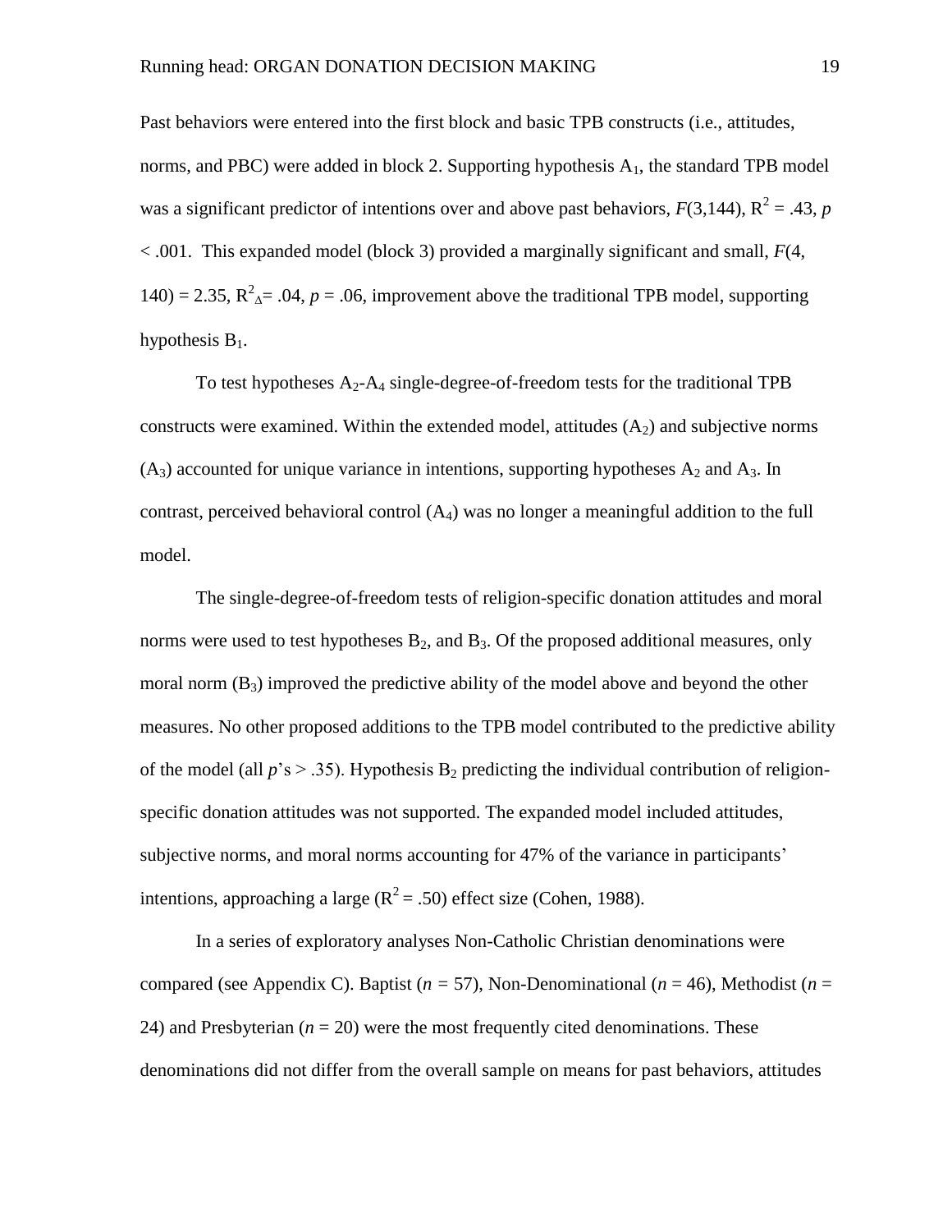Past behaviors were entered into the first block and basic TPB constructs (i.e., attitudes, norms, and PBC) were added in block 2. Supporting hypothesis $A_1$, the standard TPB model was a significant predictor of intentions over and above past behaviors, $F(3,144)$, $R^2 = .43$, $p < .001$. This expanded model (block 3) provided a marginally significant and small, $F(4, 140) = 2.35$, $R^2_\Delta = .04$, $p = .06$, improvement above the traditional TPB model, supporting hypothesis $B_1$.

To test hypotheses $A_2$-$A_4$ single-degree-of-freedom tests for the traditional TPB constructs were examined. Within the extended model, attitudes ($A_2$) and subjective norms ($A_3$) accounted for unique variance in intentions, supporting hypotheses $A_2$ and $A_3$. In contrast, perceived behavioral control ($A_4$) was no longer a meaningful addition to the full model.

The single-degree-of-freedom tests of religion-specific donation attitudes and moral norms were used to test hypotheses $B_2$, and $B_3$. Of the proposed additional measures, only moral norm ($B_3$) improved the predictive ability of the model above and beyond the other measures. No other proposed additions to the TPB model contributed to the predictive ability of the model (all $p$'s > .35). Hypothesis $B_2$ predicting the individual contribution of religion-specific donation attitudes was not supported. The expanded model included attitudes, subjective norms, and moral norms accounting for 47% of the variance in participants' intentions, approaching a large ($R^2 = .50$) effect size (Cohen, 1988).

In a series of exploratory analyses Non-Catholic Christian denominations were compared (see Appendix C). Baptist ($n = 57$), Non-Denominational ($n = 46$), Methodist ($n = 24$) and Presbyterian ($n = 20$) were the most frequently cited denominations. These denominations did not differ from the overall sample on means for past behaviors, attitudes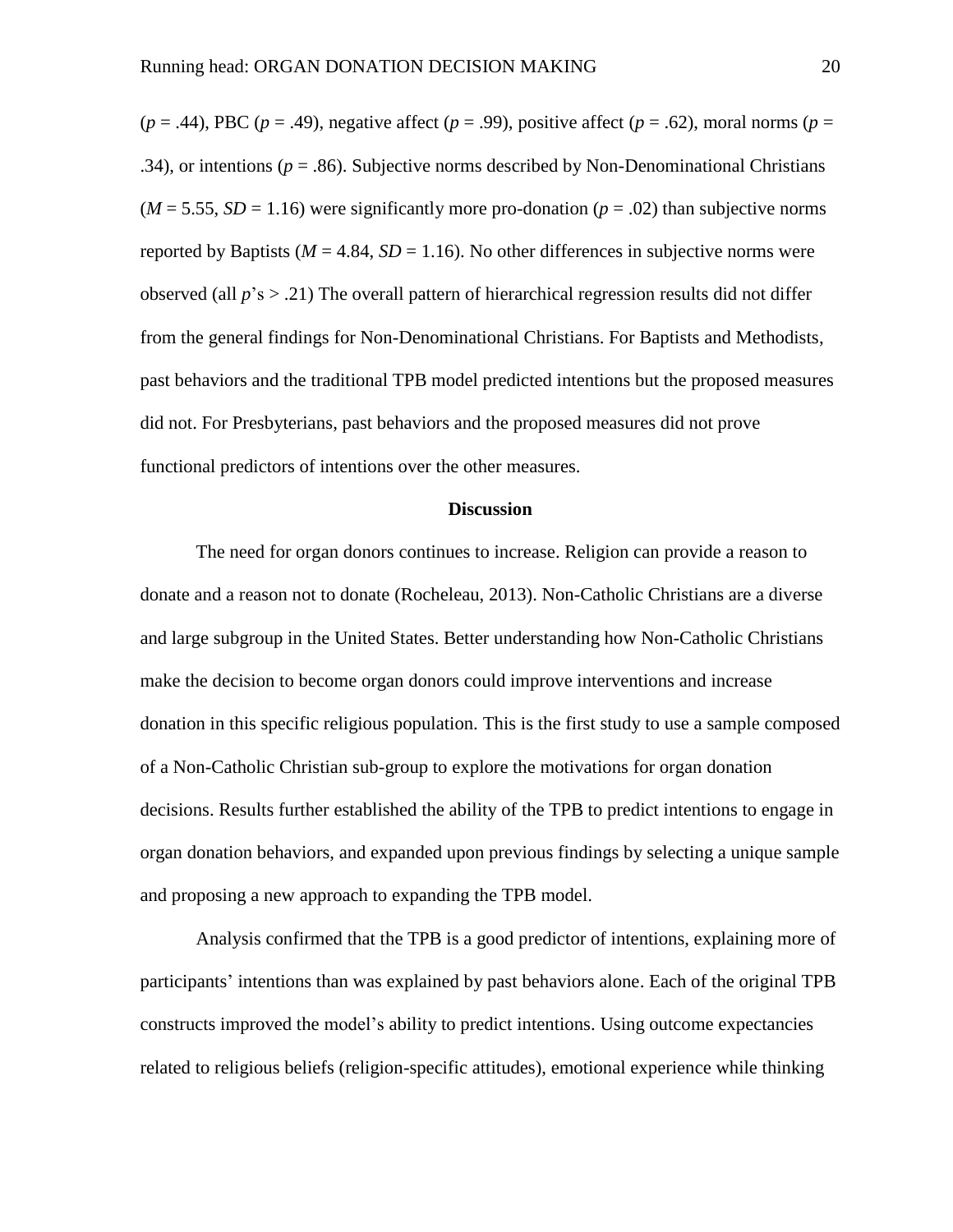($p$ = .44), PBC ($p$ = .49), negative affect ($p$ = .99), positive affect ($p$ = .62), moral norms ($p$ = .34), or intentions ($p$ = .86). Subjective norms described by Non-Denominational Christians ($M$ = 5.55, $SD$ = 1.16) were significantly more pro-donation ($p$ = .02) than subjective norms reported by Baptists ($M$ = 4.84, $SD$ = 1.16). No other differences in subjective norms were observed (all $p$'s > .21) The overall pattern of hierarchical regression results did not differ from the general findings for Non-Denominational Christians. For Baptists and Methodists, past behaviors and the traditional TPB model predicted intentions but the proposed measures did not. For Presbyterians, past behaviors and the proposed measures did not prove functional predictors of intentions over the other measures.

## Discussion

The need for organ donors continues to increase. Religion can provide a reason to donate and a reason not to donate (Rocheleau, 2013). Non-Catholic Christians are a diverse and large subgroup in the United States. Better understanding how Non-Catholic Christians make the decision to become organ donors could improve interventions and increase donation in this specific religious population. This is the first study to use a sample composed of a Non-Catholic Christian sub-group to explore the motivations for organ donation decisions. Results further established the ability of the TPB to predict intentions to engage in organ donation behaviors, and expanded upon previous findings by selecting a unique sample and proposing a new approach to expanding the TPB model.

Analysis confirmed that the TPB is a good predictor of intentions, explaining more of participants' intentions than was explained by past behaviors alone. Each of the original TPB constructs improved the model's ability to predict intentions. Using outcome expectancies related to religious beliefs (religion-specific attitudes), emotional experience while thinking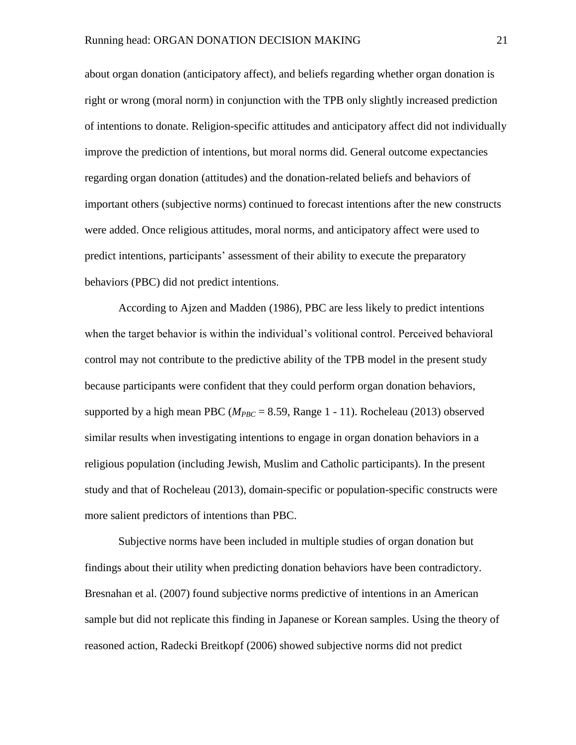about organ donation (anticipatory affect), and beliefs regarding whether organ donation is right or wrong (moral norm) in conjunction with the TPB only slightly increased prediction of intentions to donate. Religion-specific attitudes and anticipatory affect did not individually improve the prediction of intentions, but moral norms did. General outcome expectancies regarding organ donation (attitudes) and the donation-related beliefs and behaviors of important others (subjective norms) continued to forecast intentions after the new constructs were added. Once religious attitudes, moral norms, and anticipatory affect were used to predict intentions, participants' assessment of their ability to execute the preparatory behaviors (PBC) did not predict intentions.

According to Ajzen and Madden (1986), PBC are less likely to predict intentions when the target behavior is within the individual's volitional control. Perceived behavioral control may not contribute to the predictive ability of the TPB model in the present study because participants were confident that they could perform organ donation behaviors, supported by a high mean PBC ($M_{PBC}$ = 8.59, Range 1 - 11). Rocheleau (2013) observed similar results when investigating intentions to engage in organ donation behaviors in a religious population (including Jewish, Muslim and Catholic participants). In the present study and that of Rocheleau (2013), domain-specific or population-specific constructs were more salient predictors of intentions than PBC.

Subjective norms have been included in multiple studies of organ donation but findings about their utility when predicting donation behaviors have been contradictory. Bresnahan et al. (2007) found subjective norms predictive of intentions in an American sample but did not replicate this finding in Japanese or Korean samples. Using the theory of reasoned action, Radecki Breitkopf (2006) showed subjective norms did not predict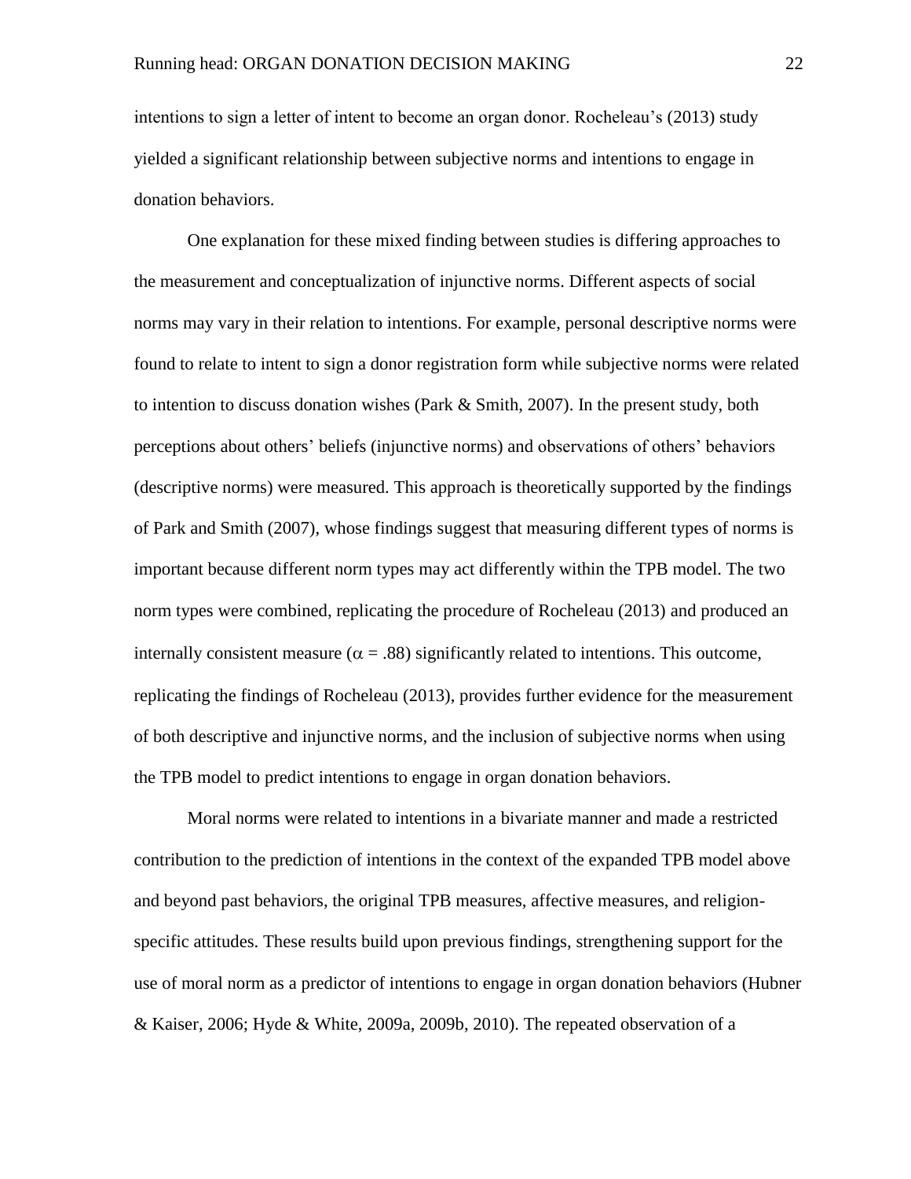intentions to sign a letter of intent to become an organ donor. Rocheleau's (2013) study yielded a significant relationship between subjective norms and intentions to engage in donation behaviors.

One explanation for these mixed finding between studies is differing approaches to the measurement and conceptualization of injunctive norms. Different aspects of social norms may vary in their relation to intentions. For example, personal descriptive norms were found to relate to intent to sign a donor registration form while subjective norms were related to intention to discuss donation wishes (Park & Smith, 2007). In the present study, both perceptions about others' beliefs (injunctive norms) and observations of others' behaviors (descriptive norms) were measured. This approach is theoretically supported by the findings of Park and Smith (2007), whose findings suggest that measuring different types of norms is important because different norm types may act differently within the TPB model. The two norm types were combined, replicating the procedure of Rocheleau (2013) and produced an internally consistent measure ($\alpha = .88$) significantly related to intentions. This outcome, replicating the findings of Rocheleau (2013), provides further evidence for the measurement of both descriptive and injunctive norms, and the inclusion of subjective norms when using the TPB model to predict intentions to engage in organ donation behaviors.

Moral norms were related to intentions in a bivariate manner and made a restricted contribution to the prediction of intentions in the context of the expanded TPB model above and beyond past behaviors, the original TPB measures, affective measures, and religion-specific attitudes. These results build upon previous findings, strengthening support for the use of moral norm as a predictor of intentions to engage in organ donation behaviors (Hubner & Kaiser, 2006; Hyde & White, 2009a, 2009b, 2010). The repeated observation of a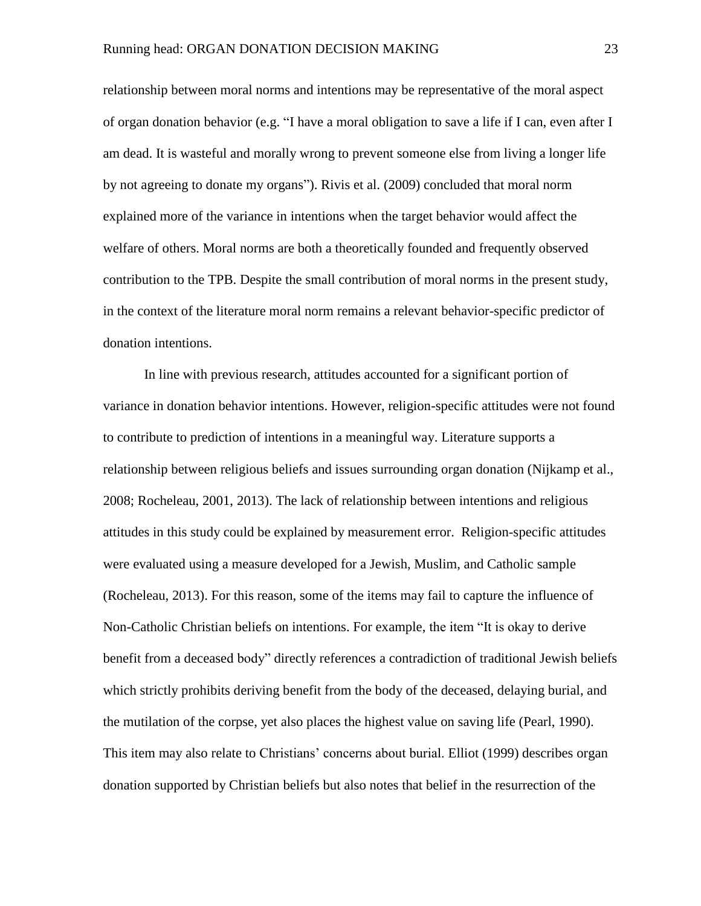relationship between moral norms and intentions may be representative of the moral aspect of organ donation behavior (e.g. "I have a moral obligation to save a life if I can, even after I am dead. It is wasteful and morally wrong to prevent someone else from living a longer life by not agreeing to donate my organs"). Rivis et al. (2009) concluded that moral norm explained more of the variance in intentions when the target behavior would affect the welfare of others. Moral norms are both a theoretically founded and frequently observed contribution to the TPB. Despite the small contribution of moral norms in the present study, in the context of the literature moral norm remains a relevant behavior-specific predictor of donation intentions.

In line with previous research, attitudes accounted for a significant portion of variance in donation behavior intentions. However, religion-specific attitudes were not found to contribute to prediction of intentions in a meaningful way. Literature supports a relationship between religious beliefs and issues surrounding organ donation (Nijkamp et al., 2008; Rocheleau, 2001, 2013). The lack of relationship between intentions and religious attitudes in this study could be explained by measurement error. Religion-specific attitudes were evaluated using a measure developed for a Jewish, Muslim, and Catholic sample (Rocheleau, 2013). For this reason, some of the items may fail to capture the influence of Non-Catholic Christian beliefs on intentions. For example, the item "It is okay to derive benefit from a deceased body" directly references a contradiction of traditional Jewish beliefs which strictly prohibits deriving benefit from the body of the deceased, delaying burial, and the mutilation of the corpse, yet also places the highest value on saving life (Pearl, 1990). This item may also relate to Christians' concerns about burial. Elliot (1999) describes organ donation supported by Christian beliefs but also notes that belief in the resurrection of the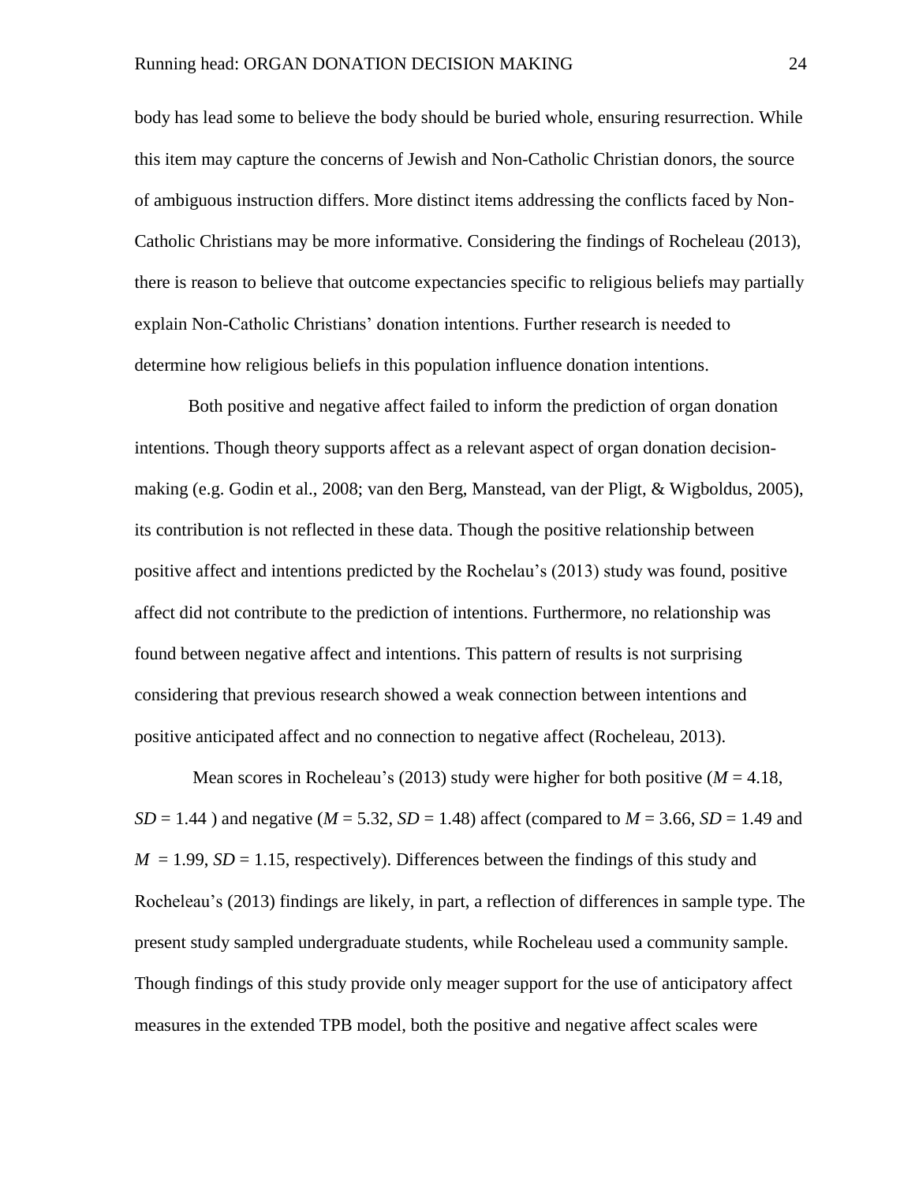body has lead some to believe the body should be buried whole, ensuring resurrection. While this item may capture the concerns of Jewish and Non-Catholic Christian donors, the source of ambiguous instruction differs. More distinct items addressing the conflicts faced by Non-Catholic Christians may be more informative. Considering the findings of Rocheleau (2013), there is reason to believe that outcome expectancies specific to religious beliefs may partially explain Non-Catholic Christians' donation intentions. Further research is needed to determine how religious beliefs in this population influence donation intentions.

Both positive and negative affect failed to inform the prediction of organ donation intentions. Though theory supports affect as a relevant aspect of organ donation decision-making (e.g. Godin et al., 2008; van den Berg, Manstead, van der Pligt, & Wigboldus, 2005), its contribution is not reflected in these data. Though the positive relationship between positive affect and intentions predicted by the Rochelau's (2013) study was found, positive affect did not contribute to the prediction of intentions. Furthermore, no relationship was found between negative affect and intentions. This pattern of results is not surprising considering that previous research showed a weak connection between intentions and positive anticipated affect and no connection to negative affect (Rocheleau, 2013).

Mean scores in Rocheleau's (2013) study were higher for both positive ($M$ = 4.18, $SD$ = 1.44 ) and negative ($M$ = 5.32, $SD$ = 1.48) affect (compared to $M$ = 3.66, $SD$ = 1.49 and $M$ = 1.99, $SD$ = 1.15, respectively). Differences between the findings of this study and Rocheleau's (2013) findings are likely, in part, a reflection of differences in sample type. The present study sampled undergraduate students, while Rocheleau used a community sample. Though findings of this study provide only meager support for the use of anticipatory affect measures in the extended TPB model, both the positive and negative affect scales were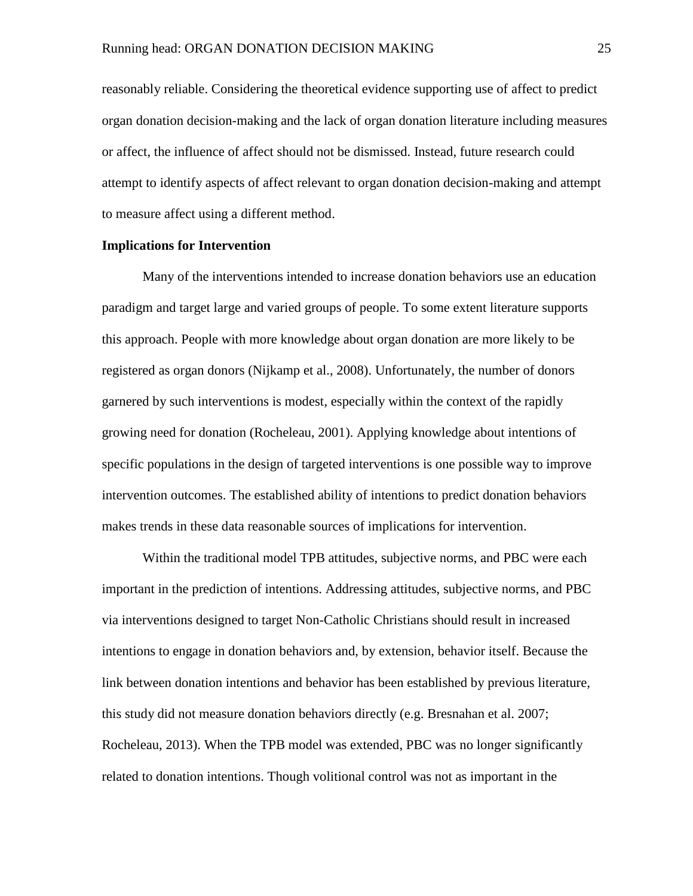reasonably reliable. Considering the theoretical evidence supporting use of affect to predict organ donation decision-making and the lack of organ donation literature including measures or affect, the influence of affect should not be dismissed. Instead, future research could attempt to identify aspects of affect relevant to organ donation decision-making and attempt to measure affect using a different method.

**Implications for Intervention**

Many of the interventions intended to increase donation behaviors use an education paradigm and target large and varied groups of people. To some extent literature supports this approach. People with more knowledge about organ donation are more likely to be registered as organ donors (Nijkamp et al., 2008). Unfortunately, the number of donors garnered by such interventions is modest, especially within the context of the rapidly growing need for donation (Rocheleau, 2001). Applying knowledge about intentions of specific populations in the design of targeted interventions is one possible way to improve intervention outcomes. The established ability of intentions to predict donation behaviors makes trends in these data reasonable sources of implications for intervention.

Within the traditional model TPB attitudes, subjective norms, and PBC were each important in the prediction of intentions. Addressing attitudes, subjective norms, and PBC via interventions designed to target Non-Catholic Christians should result in increased intentions to engage in donation behaviors and, by extension, behavior itself. Because the link between donation intentions and behavior has been established by previous literature, this study did not measure donation behaviors directly (e.g. Bresnahan et al. 2007; Rocheleau, 2013). When the TPB model was extended, PBC was no longer significantly related to donation intentions. Though volitional control was not as important in the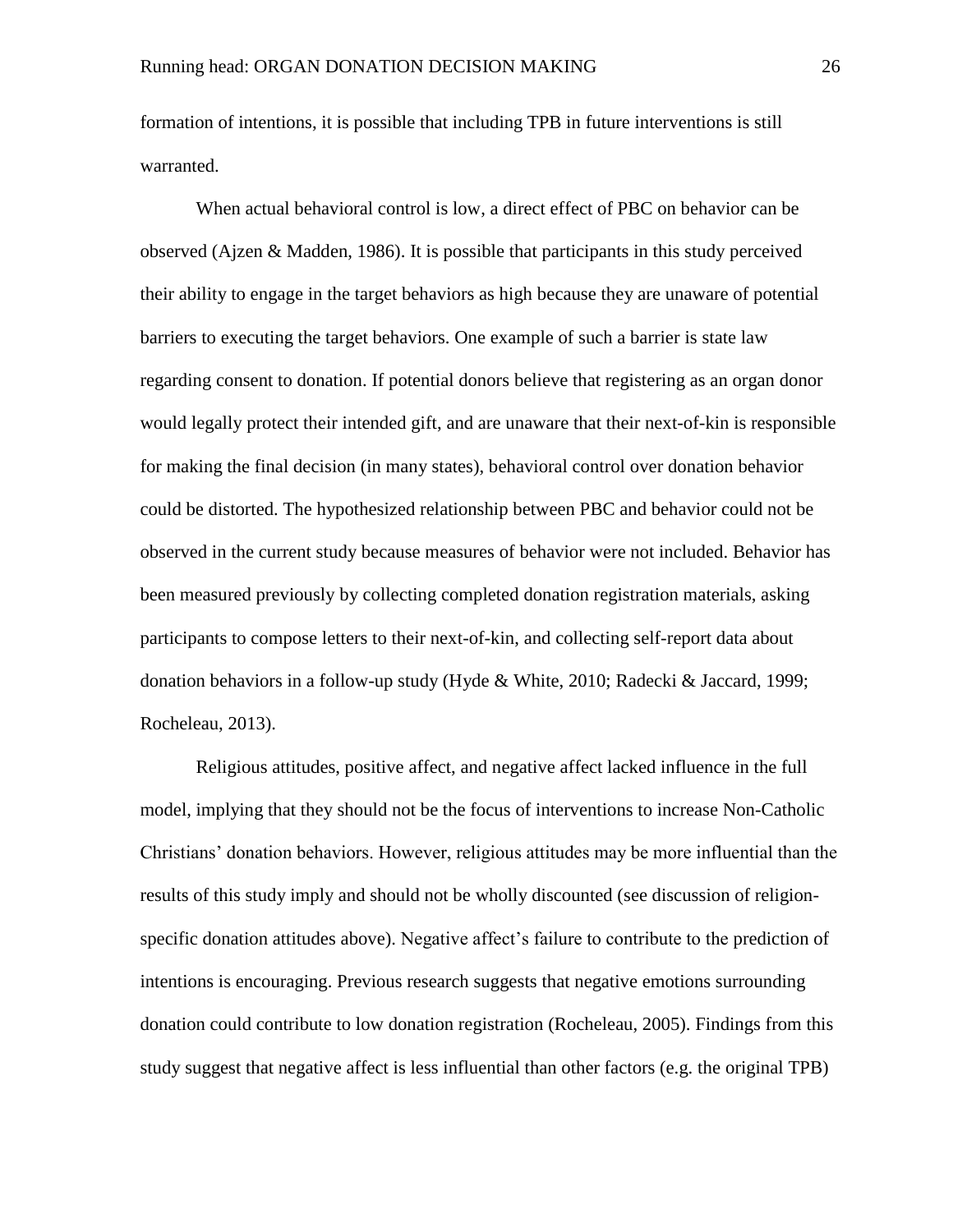formation of intentions, it is possible that including TPB in future interventions is still warranted.

When actual behavioral control is low, a direct effect of PBC on behavior can be observed (Ajzen & Madden, 1986). It is possible that participants in this study perceived their ability to engage in the target behaviors as high because they are unaware of potential barriers to executing the target behaviors. One example of such a barrier is state law regarding consent to donation. If potential donors believe that registering as an organ donor would legally protect their intended gift, and are unaware that their next-of-kin is responsible for making the final decision (in many states), behavioral control over donation behavior could be distorted. The hypothesized relationship between PBC and behavior could not be observed in the current study because measures of behavior were not included. Behavior has been measured previously by collecting completed donation registration materials, asking participants to compose letters to their next-of-kin, and collecting self-report data about donation behaviors in a follow-up study (Hyde & White, 2010; Radecki & Jaccard, 1999; Rocheleau, 2013).

Religious attitudes, positive affect, and negative affect lacked influence in the full model, implying that they should not be the focus of interventions to increase Non-Catholic Christians' donation behaviors. However, religious attitudes may be more influential than the results of this study imply and should not be wholly discounted (see discussion of religion-specific donation attitudes above). Negative affect's failure to contribute to the prediction of intentions is encouraging. Previous research suggests that negative emotions surrounding donation could contribute to low donation registration (Rocheleau, 2005). Findings from this study suggest that negative affect is less influential than other factors (e.g. the original TPB)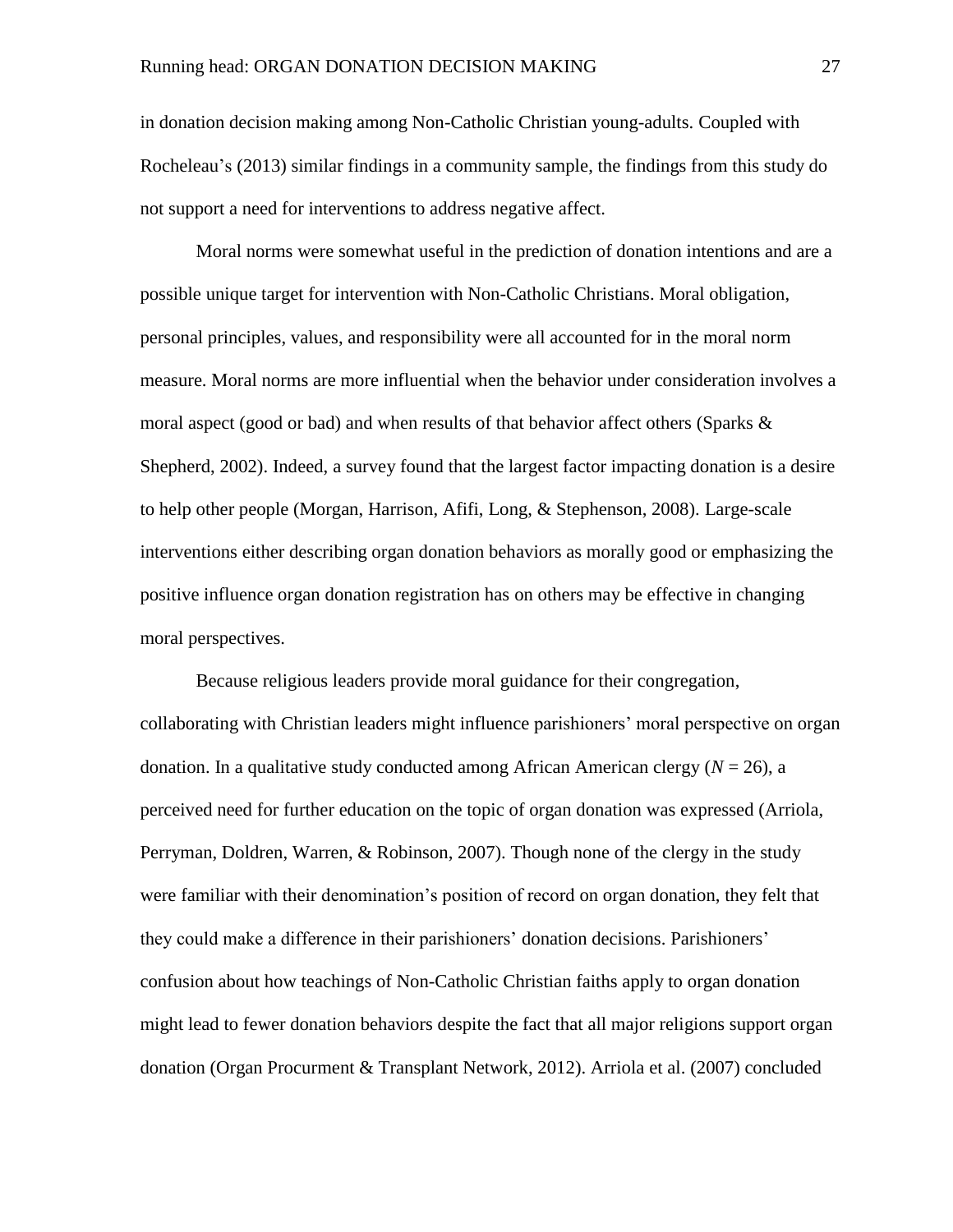in donation decision making among Non-Catholic Christian young-adults. Coupled with Rocheleau's (2013) similar findings in a community sample, the findings from this study do not support a need for interventions to address negative affect.

Moral norms were somewhat useful in the prediction of donation intentions and are a possible unique target for intervention with Non-Catholic Christians. Moral obligation, personal principles, values, and responsibility were all accounted for in the moral norm measure. Moral norms are more influential when the behavior under consideration involves a moral aspect (good or bad) and when results of that behavior affect others (Sparks & Shepherd, 2002). Indeed, a survey found that the largest factor impacting donation is a desire to help other people (Morgan, Harrison, Afifi, Long, & Stephenson, 2008). Large-scale interventions either describing organ donation behaviors as morally good or emphasizing the positive influence organ donation registration has on others may be effective in changing moral perspectives.

Because religious leaders provide moral guidance for their congregation, collaborating with Christian leaders might influence parishioners' moral perspective on organ donation. In a qualitative study conducted among African American clergy ($N$ = 26), a perceived need for further education on the topic of organ donation was expressed (Arriola, Perryman, Doldren, Warren, & Robinson, 2007). Though none of the clergy in the study were familiar with their denomination's position of record on organ donation, they felt that they could make a difference in their parishioners' donation decisions. Parishioners' confusion about how teachings of Non-Catholic Christian faiths apply to organ donation might lead to fewer donation behaviors despite the fact that all major religions support organ donation (Organ Procurment & Transplant Network, 2012). Arriola et al. (2007) concluded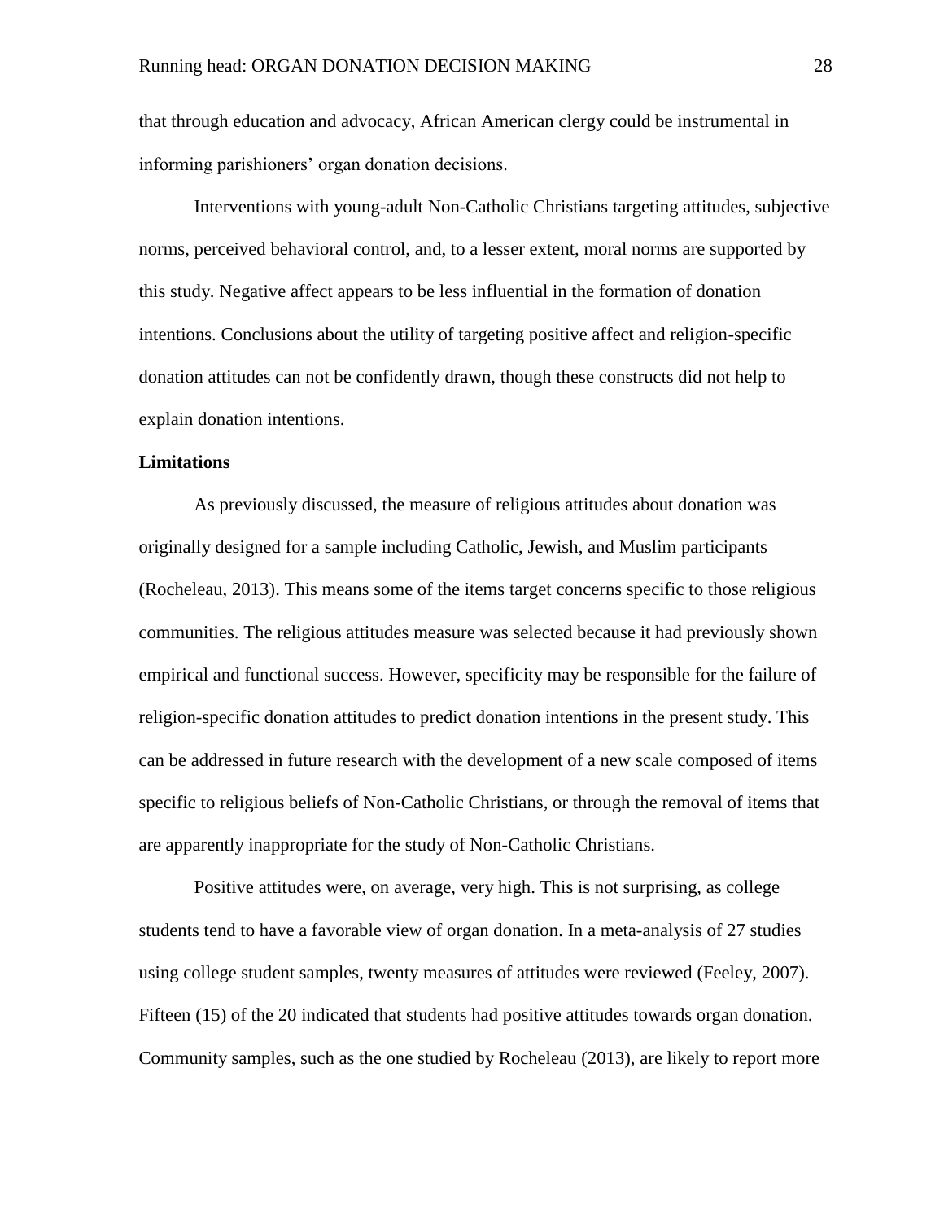that through education and advocacy, African American clergy could be instrumental in informing parishioners' organ donation decisions.

Interventions with young-adult Non-Catholic Christians targeting attitudes, subjective norms, perceived behavioral control, and, to a lesser extent, moral norms are supported by this study. Negative affect appears to be less influential in the formation of donation intentions. Conclusions about the utility of targeting positive affect and religion-specific donation attitudes can not be confidently drawn, though these constructs did not help to explain donation intentions.

**Limitations**

As previously discussed, the measure of religious attitudes about donation was originally designed for a sample including Catholic, Jewish, and Muslim participants (Rocheleau, 2013). This means some of the items target concerns specific to those religious communities. The religious attitudes measure was selected because it had previously shown empirical and functional success. However, specificity may be responsible for the failure of religion-specific donation attitudes to predict donation intentions in the present study. This can be addressed in future research with the development of a new scale composed of items specific to religious beliefs of Non-Catholic Christians, or through the removal of items that are apparently inappropriate for the study of Non-Catholic Christians.

Positive attitudes were, on average, very high. This is not surprising, as college students tend to have a favorable view of organ donation. In a meta-analysis of 27 studies using college student samples, twenty measures of attitudes were reviewed (Feeley, 2007). Fifteen (15) of the 20 indicated that students had positive attitudes towards organ donation. Community samples, such as the one studied by Rocheleau (2013), are likely to report more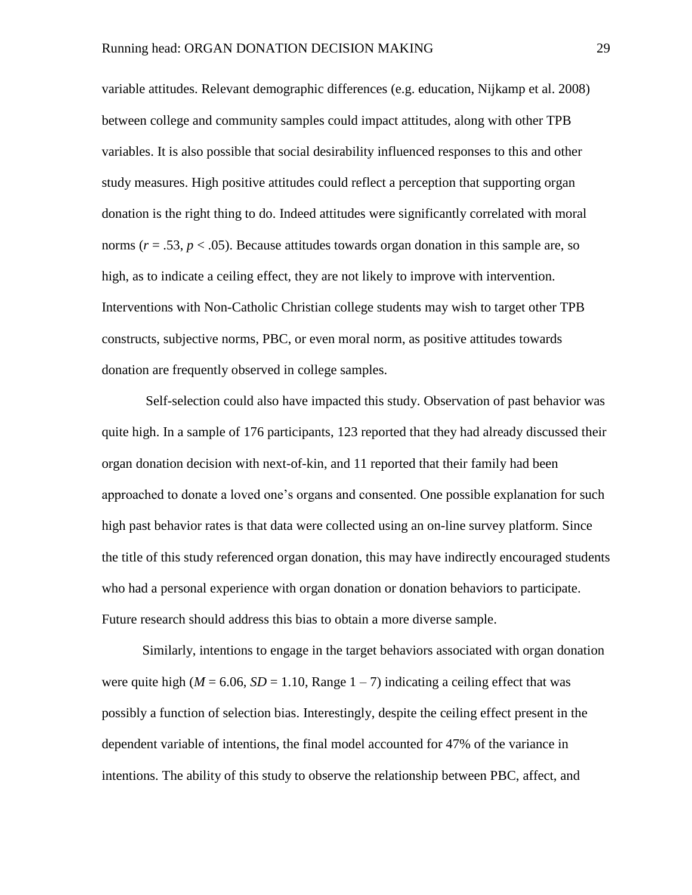variable attitudes. Relevant demographic differences (e.g. education, Nijkamp et al. 2008) between college and community samples could impact attitudes, along with other TPB variables. It is also possible that social desirability influenced responses to this and other study measures. High positive attitudes could reflect a perception that supporting organ donation is the right thing to do. Indeed attitudes were significantly correlated with moral norms ($r = .53$, $p < .05$). Because attitudes towards organ donation in this sample are, so high, as to indicate a ceiling effect, they are not likely to improve with intervention. Interventions with Non-Catholic Christian college students may wish to target other TPB constructs, subjective norms, PBC, or even moral norm, as positive attitudes towards donation are frequently observed in college samples.

Self-selection could also have impacted this study. Observation of past behavior was quite high. In a sample of 176 participants, 123 reported that they had already discussed their organ donation decision with next-of-kin, and 11 reported that their family had been approached to donate a loved one's organs and consented. One possible explanation for such high past behavior rates is that data were collected using an on-line survey platform. Since the title of this study referenced organ donation, this may have indirectly encouraged students who had a personal experience with organ donation or donation behaviors to participate. Future research should address this bias to obtain a more diverse sample.

Similarly, intentions to engage in the target behaviors associated with organ donation were quite high ($M = 6.06$, $SD = 1.10$, Range 1 – 7) indicating a ceiling effect that was possibly a function of selection bias. Interestingly, despite the ceiling effect present in the dependent variable of intentions, the final model accounted for 47% of the variance in intentions. The ability of this study to observe the relationship between PBC, affect, and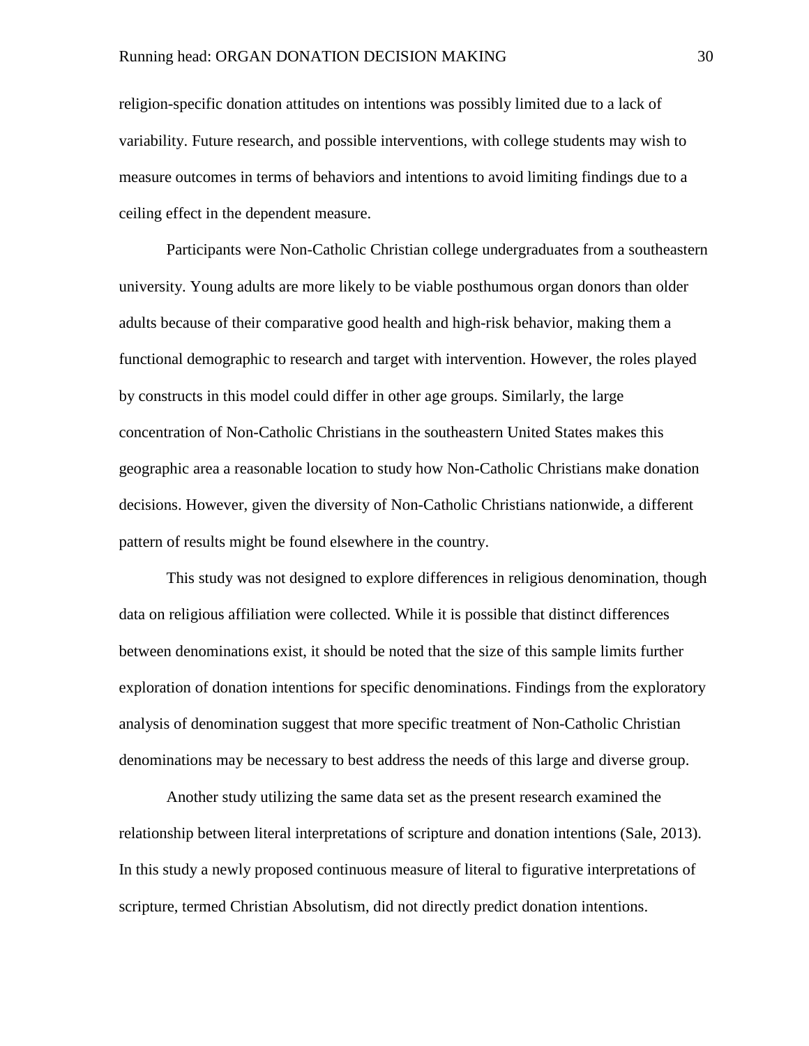religion-specific donation attitudes on intentions was possibly limited due to a lack of variability. Future research, and possible interventions, with college students may wish to measure outcomes in terms of behaviors and intentions to avoid limiting findings due to a ceiling effect in the dependent measure.

Participants were Non-Catholic Christian college undergraduates from a southeastern university. Young adults are more likely to be viable posthumous organ donors than older adults because of their comparative good health and high-risk behavior, making them a functional demographic to research and target with intervention. However, the roles played by constructs in this model could differ in other age groups. Similarly, the large concentration of Non-Catholic Christians in the southeastern United States makes this geographic area a reasonable location to study how Non-Catholic Christians make donation decisions. However, given the diversity of Non-Catholic Christians nationwide, a different pattern of results might be found elsewhere in the country.

This study was not designed to explore differences in religious denomination, though data on religious affiliation were collected. While it is possible that distinct differences between denominations exist, it should be noted that the size of this sample limits further exploration of donation intentions for specific denominations. Findings from the exploratory analysis of denomination suggest that more specific treatment of Non-Catholic Christian denominations may be necessary to best address the needs of this large and diverse group.

Another study utilizing the same data set as the present research examined the relationship between literal interpretations of scripture and donation intentions (Sale, 2013). In this study a newly proposed continuous measure of literal to figurative interpretations of scripture, termed Christian Absolutism, did not directly predict donation intentions.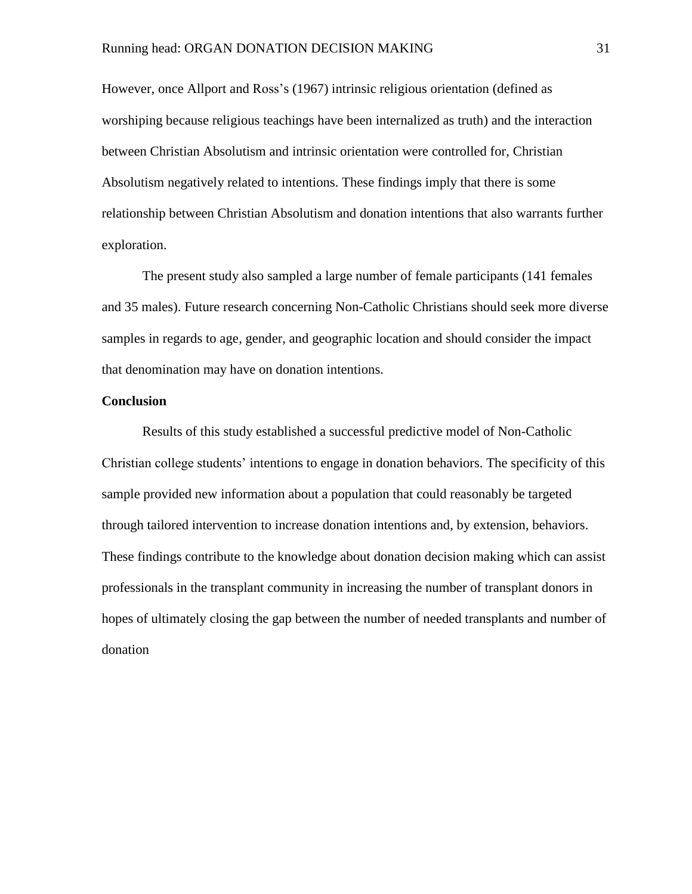However, once Allport and Ross's (1967) intrinsic religious orientation (defined as worshiping because religious teachings have been internalized as truth) and the interaction between Christian Absolutism and intrinsic orientation were controlled for, Christian Absolutism negatively related to intentions. These findings imply that there is some relationship between Christian Absolutism and donation intentions that also warrants further exploration.

The present study also sampled a large number of female participants (141 females and 35 males). Future research concerning Non-Catholic Christians should seek more diverse samples in regards to age, gender, and geographic location and should consider the impact that denomination may have on donation intentions.

## Conclusion

Results of this study established a successful predictive model of Non-Catholic Christian college students' intentions to engage in donation behaviors. The specificity of this sample provided new information about a population that could reasonably be targeted through tailored intervention to increase donation intentions and, by extension, behaviors. These findings contribute to the knowledge about donation decision making which can assist professionals in the transplant community in increasing the number of transplant donors in hopes of ultimately closing the gap between the number of needed transplants and number of donation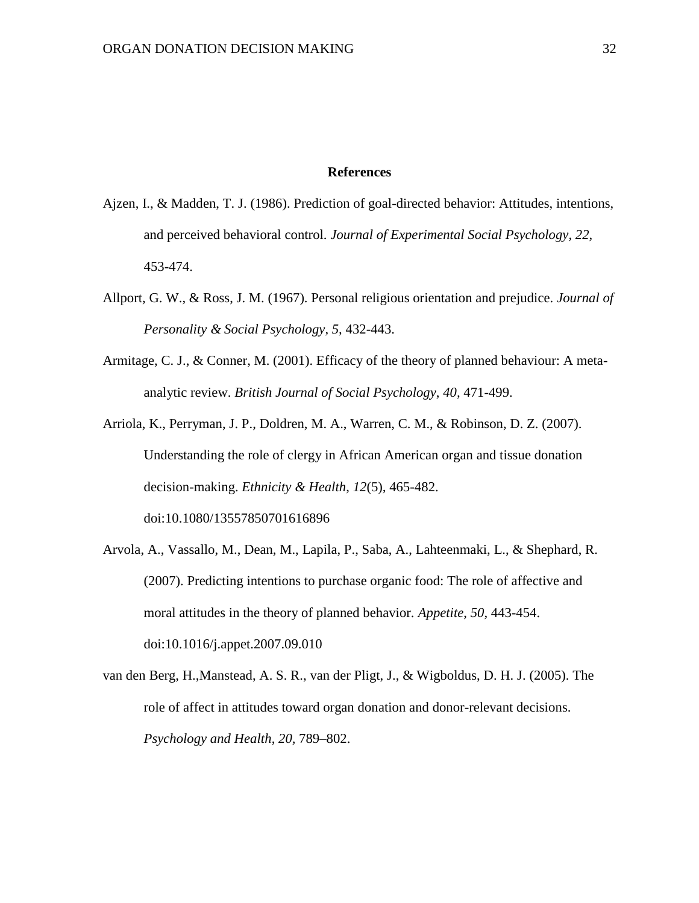# References

Ajzen, I., & Madden, T. J. (1986). Prediction of goal-directed behavior: Attitudes, intentions, and perceived behavioral control. *Journal of Experimental Social Psychology, 22,* 453-474.

Allport, G. W., & Ross, J. M. (1967). Personal religious orientation and prejudice. *Journal of Personality & Social Psychology, 5,* 432-443.

Armitage, C. J., & Conner, M. (2001). Efficacy of the theory of planned behaviour: A meta-analytic review. *British Journal of Social Psychology, 40,* 471-499.

Arriola, K., Perryman, J. P., Doldren, M. A., Warren, C. M., & Robinson, D. Z. (2007). Understanding the role of clergy in African American organ and tissue donation decision-making. *Ethnicity & Health*, *12*(5), 465-482. doi:10.1080/13557850701616896

Arvola, A., Vassallo, M., Dean, M., Lapila, P., Saba, A., Lahteenmaki, L., & Shephard, R. (2007). Predicting intentions to purchase organic food: The role of affective and moral attitudes in the theory of planned behavior. *Appetite*, *50,* 443-454. doi:10.1016/j.appet.2007.09.010

van den Berg, H.,Manstead, A. S. R., van der Pligt, J., & Wigboldus, D. H. J. (2005). The role of affect in attitudes toward organ donation and donor-relevant decisions. *Psychology and Health*, *20,* 789–802.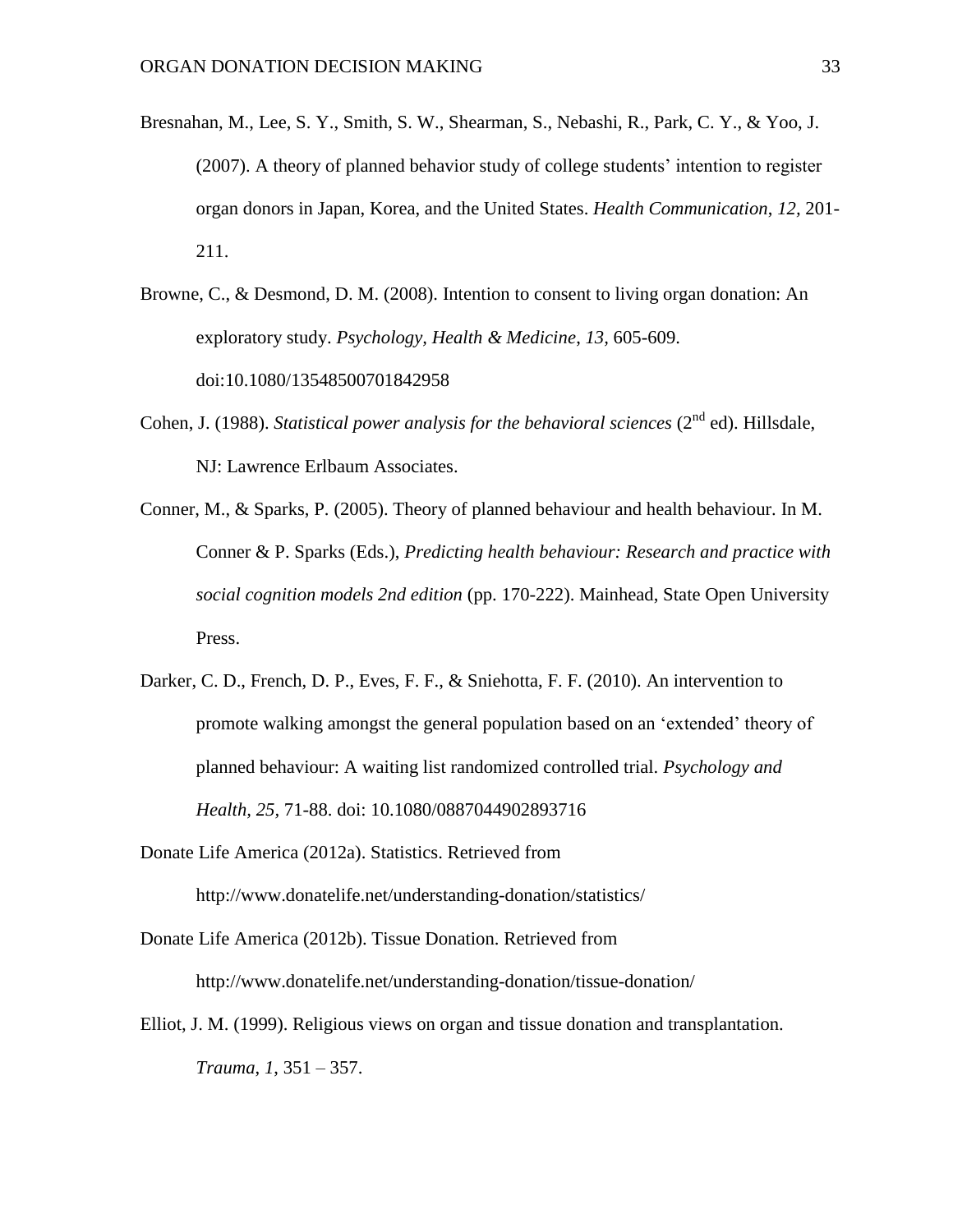Bresnahan, M., Lee, S. Y., Smith, S. W., Shearman, S., Nebashi, R., Park, C. Y., & Yoo, J. (2007). A theory of planned behavior study of college students' intention to register organ donors in Japan, Korea, and the United States. *Health Communication*, *12*, 201-211.

Browne, C., & Desmond, D. M. (2008). Intention to consent to living organ donation: An exploratory study. *Psychology, Health & Medicine*, *13*, 605-609. doi:10.1080/13548500701842958

Cohen, J. (1988). *Statistical power analysis for the behavioral sciences* (2nd ed). Hillsdale, NJ: Lawrence Erlbaum Associates.

Conner, M., & Sparks, P. (2005). Theory of planned behaviour and health behaviour. In M. Conner & P. Sparks (Eds.), *Predicting health behaviour: Research and practice with social cognition models 2nd edition* (pp. 170-222). Mainhead, State Open University Press.

Darker, C. D., French, D. P., Eves, F. F., & Sniehotta, F. F. (2010). An intervention to promote walking amongst the general population based on an 'extended' theory of planned behaviour: A waiting list randomized controlled trial. *Psychology and Health, 25*, 71-88. doi: 10.1080/0887044902893716

Donate Life America (2012a). Statistics. Retrieved from http://www.donatelife.net/understanding-donation/statistics/

Donate Life America (2012b). Tissue Donation. Retrieved from http://www.donatelife.net/understanding-donation/tissue-donation/

Elliot, J. M. (1999). Religious views on organ and tissue donation and transplantation. *Trauma*, *1*, 351 – 357.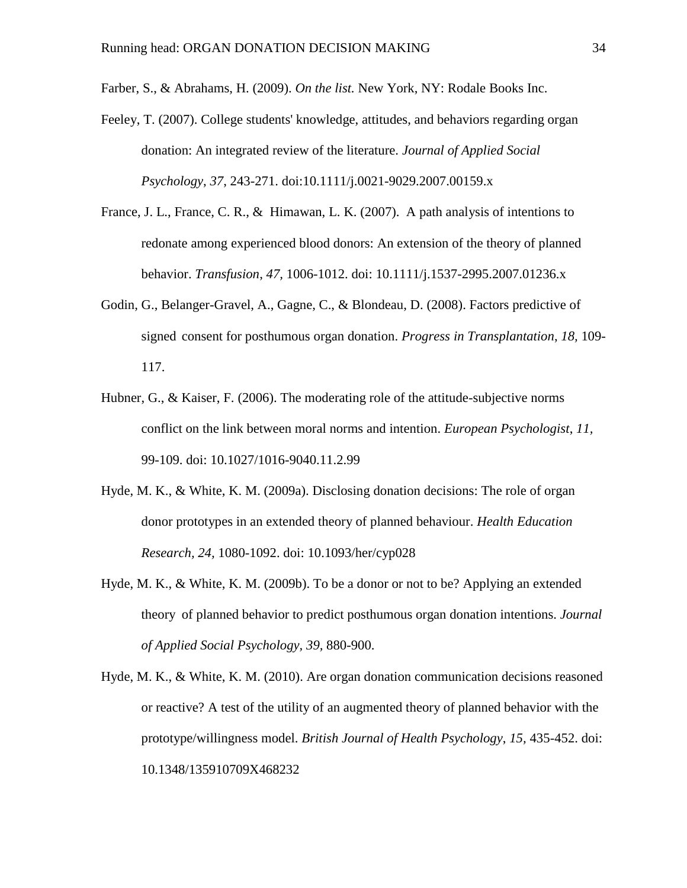Farber, S., & Abrahams, H. (2009). *On the list.* New York, NY: Rodale Books Inc.

Feeley, T. (2007). College students' knowledge, attitudes, and behaviors regarding organ donation: An integrated review of the literature. *Journal of Applied Social Psychology*, *37*, 243-271. doi:10.1111/j.0021-9029.2007.00159.x

France, J. L., France, C. R., & Himawan, L. K. (2007). A path analysis of intentions to redonate among experienced blood donors: An extension of the theory of planned behavior. *Transfusion*, *47*, 1006-1012. doi: 10.1111/j.1537-2995.2007.01236.x

Godin, G., Belanger-Gravel, A., Gagne, C., & Blondeau, D. (2008). Factors predictive of signed consent for posthumous organ donation. *Progress in Transplantation*, *18,* 109-117.

Hubner, G., & Kaiser, F. (2006). The moderating role of the attitude-subjective norms conflict on the link between moral norms and intention. *European Psychologist*, *11*, 99-109. doi: 10.1027/1016-9040.11.2.99

Hyde, M. K., & White, K. M. (2009a). Disclosing donation decisions: The role of organ donor prototypes in an extended theory of planned behaviour. *Health Education Research, 24,* 1080-1092. doi: 10.1093/her/cyp028

Hyde, M. K., & White, K. M. (2009b). To be a donor or not to be? Applying an extended theory of planned behavior to predict posthumous organ donation intentions. *Journal of Applied Social Psychology, 39,* 880-900.

Hyde, M. K., & White, K. M. (2010). Are organ donation communication decisions reasoned or reactive? A test of the utility of an augmented theory of planned behavior with the prototype/willingness model. *British Journal of Health Psychology*, *15,* 435-452. doi: 10.1348/135910709X468232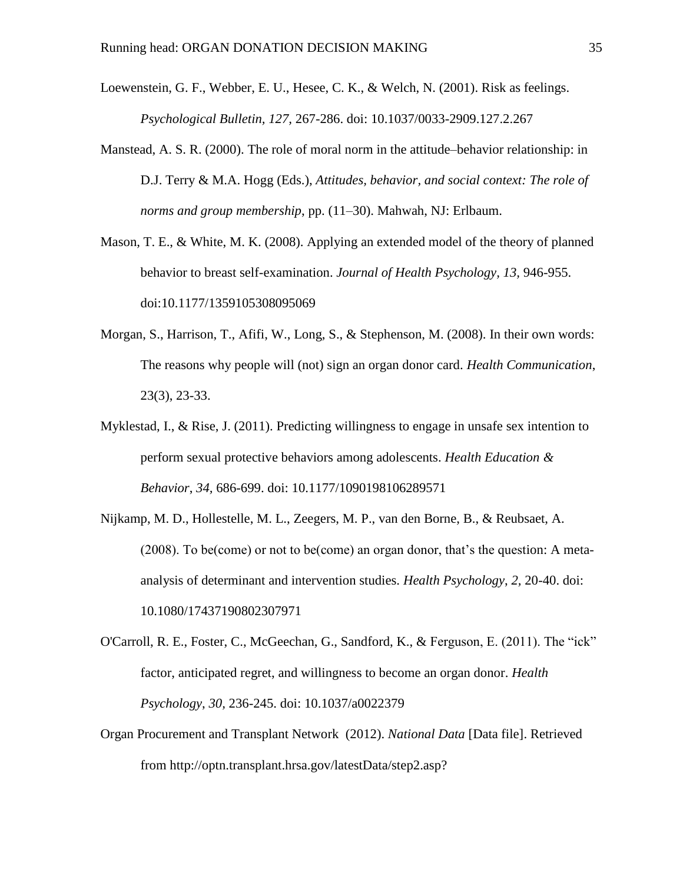Loewenstein, G. F., Webber, E. U., Hesee, C. K., & Welch, N. (2001). Risk as feelings. *Psychological Bulletin, 127,* 267-286. doi: 10.1037/0033-2909.127.2.267

Manstead, A. S. R. (2000). The role of moral norm in the attitude–behavior relationship: in D.J. Terry & M.A. Hogg (Eds.), *Attitudes, behavior, and social context: The role of norms and group membership*, pp. (11–30). Mahwah, NJ: Erlbaum.

Mason, T. E., & White, M. K. (2008). Applying an extended model of the theory of planned behavior to breast self-examination. *Journal of Health Psychology, 13,* 946-955. doi:10.1177/1359105308095069

Morgan, S., Harrison, T., Afifi, W., Long, S., & Stephenson, M. (2008). In their own words: The reasons why people will (not) sign an organ donor card. *Health Communication,* 23(3), 23-33.

Myklestad, I., & Rise, J. (2011). Predicting willingness to engage in unsafe sex intention to perform sexual protective behaviors among adolescents. *Health Education & Behavior*, *34,* 686-699. doi: 10.1177/1090198106289571

Nijkamp, M. D., Hollestelle, M. L., Zeegers, M. P., van den Borne, B., & Reubsaet, A. (2008). To be(come) or not to be(come) an organ donor, that's the question: A meta-analysis of determinant and intervention studies. *Health Psychology*, *2,* 20-40. doi: 10.1080/17437190802307971

O'Carroll, R. E., Foster, C., McGeechan, G., Sandford, K., & Ferguson, E. (2011). The "ick" factor, anticipated regret, and willingness to become an organ donor. *Health Psychology*, *30,* 236-245. doi: 10.1037/a0022379

Organ Procurement and Transplant Network (2012). *National Data* [Data file]. Retrieved from http://optn.transplant.hrsa.gov/latestData/step2.asp?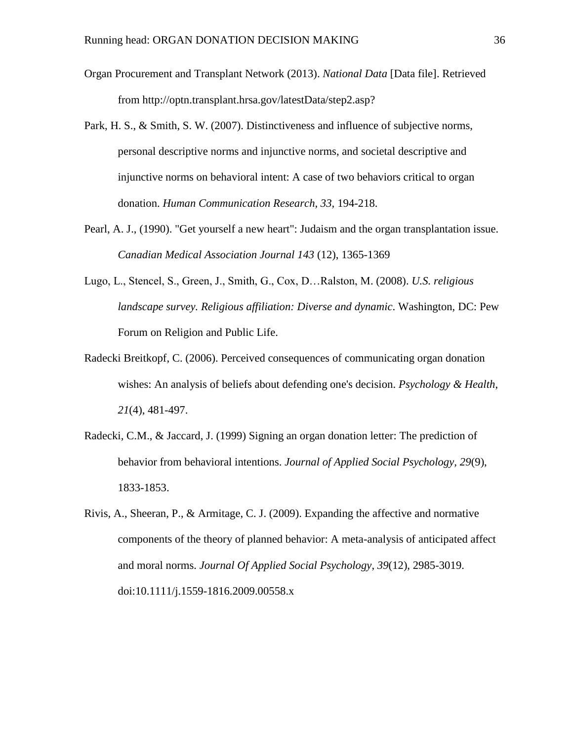Organ Procurement and Transplant Network (2013). *National Data* [Data file]. Retrieved from http://optn.transplant.hrsa.gov/latestData/step2.asp?

Park, H. S., & Smith, S. W. (2007). Distinctiveness and influence of subjective norms, personal descriptive norms and injunctive norms, and societal descriptive and injunctive norms on behavioral intent: A case of two behaviors critical to organ donation. *Human Communication Research, 33*, 194-218.

Pearl, A. J., (1990). "Get yourself a new heart": Judaism and the organ transplantation issue. *Canadian Medical Association Journal 143* (12), 1365-1369

Lugo, L., Stencel, S., Green, J., Smith, G., Cox, D…Ralston, M. (2008). *U.S. religious landscape survey. Religious affiliation: Diverse and dynamic*. Washington, DC: Pew Forum on Religion and Public Life.

Radecki Breitkopf, C. (2006). Perceived consequences of communicating organ donation wishes: An analysis of beliefs about defending one's decision. *Psychology & Health, 21*(4), 481-497.

Radecki, C.M., & Jaccard, J. (1999) Signing an organ donation letter: The prediction of behavior from behavioral intentions. *Journal of Applied Social Psychology, 29*(9), 1833-1853.

Rivis, A., Sheeran, P., & Armitage, C. J. (2009). Expanding the affective and normative components of the theory of planned behavior: A meta-analysis of anticipated affect and moral norms. *Journal Of Applied Social Psychology, 39*(12), 2985-3019. doi:10.1111/j.1559-1816.2009.00558.x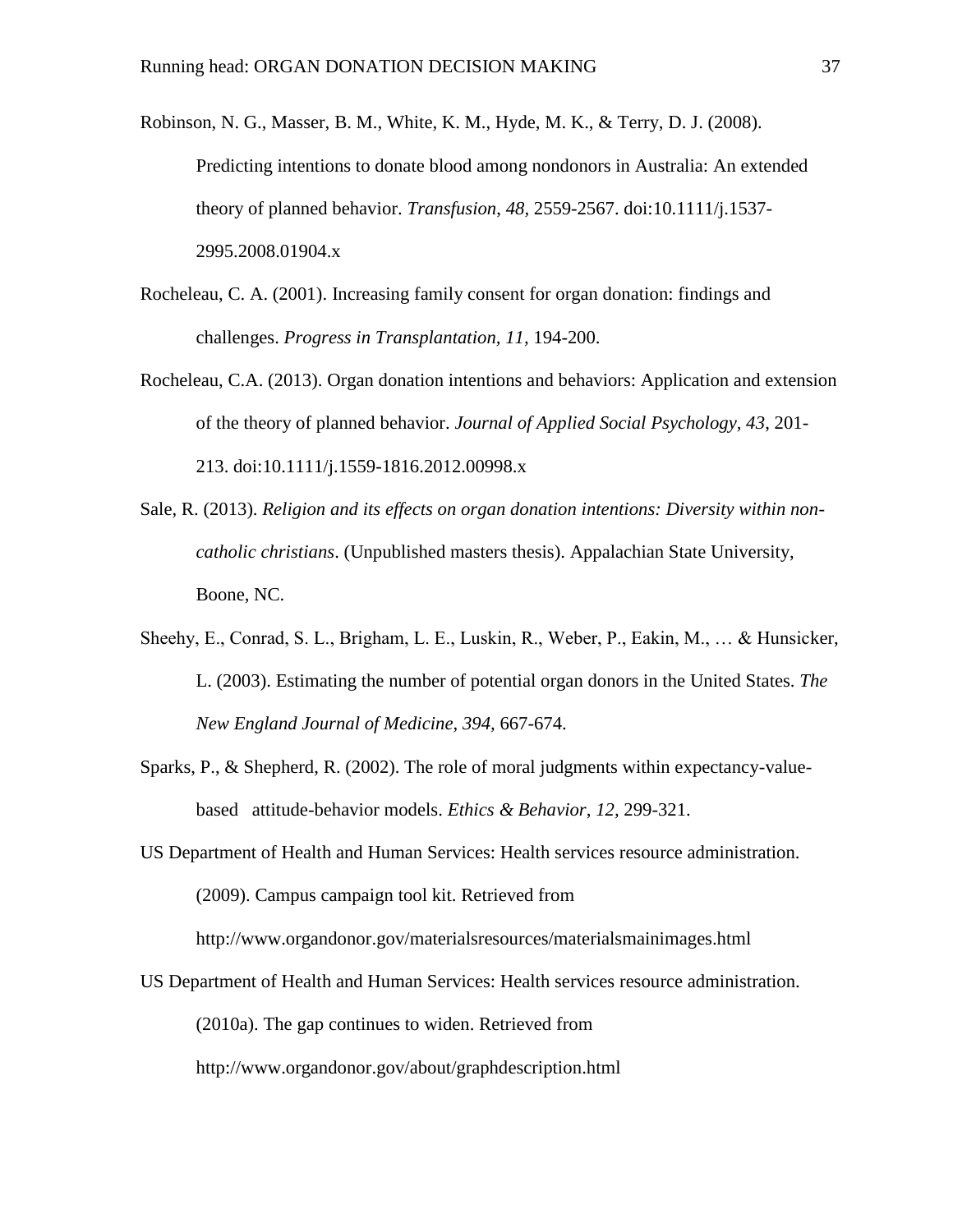Robinson, N. G., Masser, B. M., White, K. M., Hyde, M. K., & Terry, D. J. (2008). Predicting intentions to donate blood among nondonors in Australia: An extended theory of planned behavior. *Transfusion*, *48*, 2559-2567. doi:10.1111/j.1537-2995.2008.01904.x

Rocheleau, C. A. (2001). Increasing family consent for organ donation: findings and challenges. *Progress in Transplantation, 11*, 194-200.

Rocheleau, C.A. (2013). Organ donation intentions and behaviors: Application and extension of the theory of planned behavior. *Journal of Applied Social Psychology, 43*, 201-213. doi:10.1111/j.1559-1816.2012.00998.x

Sale, R. (2013). *Religion and its effects on organ donation intentions: Diversity within non-catholic christians*. (Unpublished masters thesis). Appalachian State University, Boone, NC.

Sheehy, E., Conrad, S. L., Brigham, L. E., Luskin, R., Weber, P., Eakin, M., … & Hunsicker, L. (2003). Estimating the number of potential organ donors in the United States. *The New England Journal of Medicine*, *394,* 667-674.

Sparks, P., & Shepherd, R. (2002). The role of moral judgments within expectancy-value-based attitude-behavior models. *Ethics & Behavior*, *12,* 299-321.

US Department of Health and Human Services: Health services resource administration. (2009). Campus campaign tool kit. Retrieved from http://www.organdonor.gov/materialsresources/materialsmainimages.html

US Department of Health and Human Services: Health services resource administration. (2010a). The gap continues to widen. Retrieved from http://www.organdonor.gov/about/graphdescription.html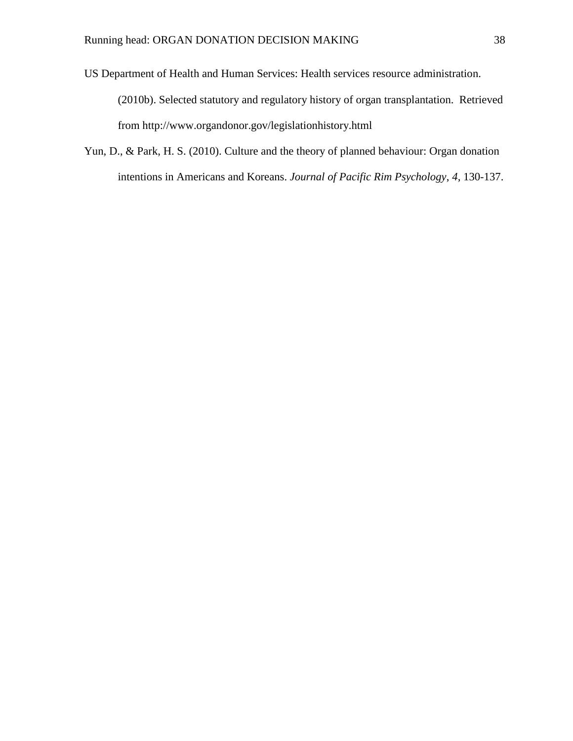US Department of Health and Human Services: Health services resource administration. (2010b). Selected statutory and regulatory history of organ transplantation. Retrieved from http://www.organdonor.gov/legislationhistory.html

Yun, D., & Park, H. S. (2010). Culture and the theory of planned behaviour: Organ donation intentions in Americans and Koreans. *Journal of Pacific Rim Psychology*, *4*, 130-137.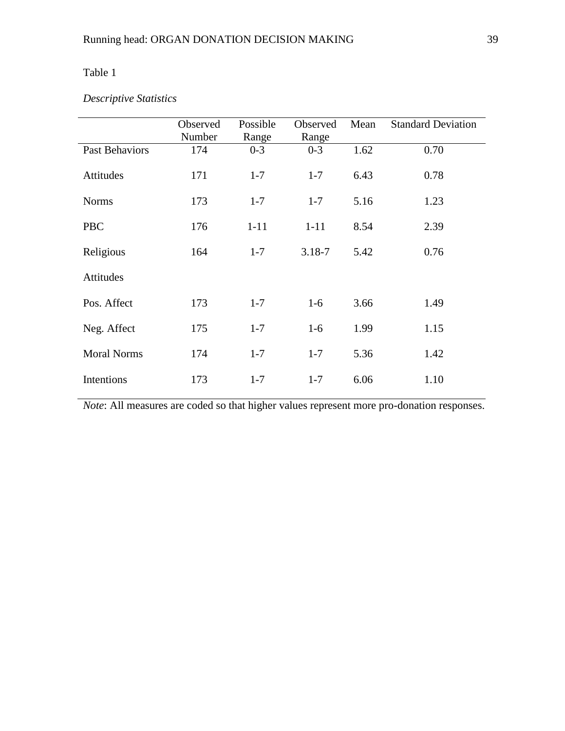Table 1

*Descriptive Statistics*

| | Observed Number | Possible Range | Observed Range | Mean | Standard Deviation |
|---|---|---|---|---|---|
| Past Behaviors | 174 | 0-3 | 0-3 | 1.62 | 0.70 |
| Attitudes | 171 | 1-7 | 1-7 | 6.43 | 0.78 |
| Norms | 173 | 1-7 | 1-7 | 5.16 | 1.23 |
| PBC | 176 | 1-11 | 1-11 | 8.54 | 2.39 |
| Religious Attitudes | 164 | 1-7 | 3.18-7 | 5.42 | 0.76 |
| Pos. Affect | 173 | 1-7 | 1-6 | 3.66 | 1.49 |
| Neg. Affect | 175 | 1-7 | 1-6 | 1.99 | 1.15 |
| Moral Norms | 174 | 1-7 | 1-7 | 5.36 | 1.42 |
| Intentions | 173 | 1-7 | 1-7 | 6.06 | 1.10 |

*Note*: All measures are coded so that higher values represent more pro-donation responses.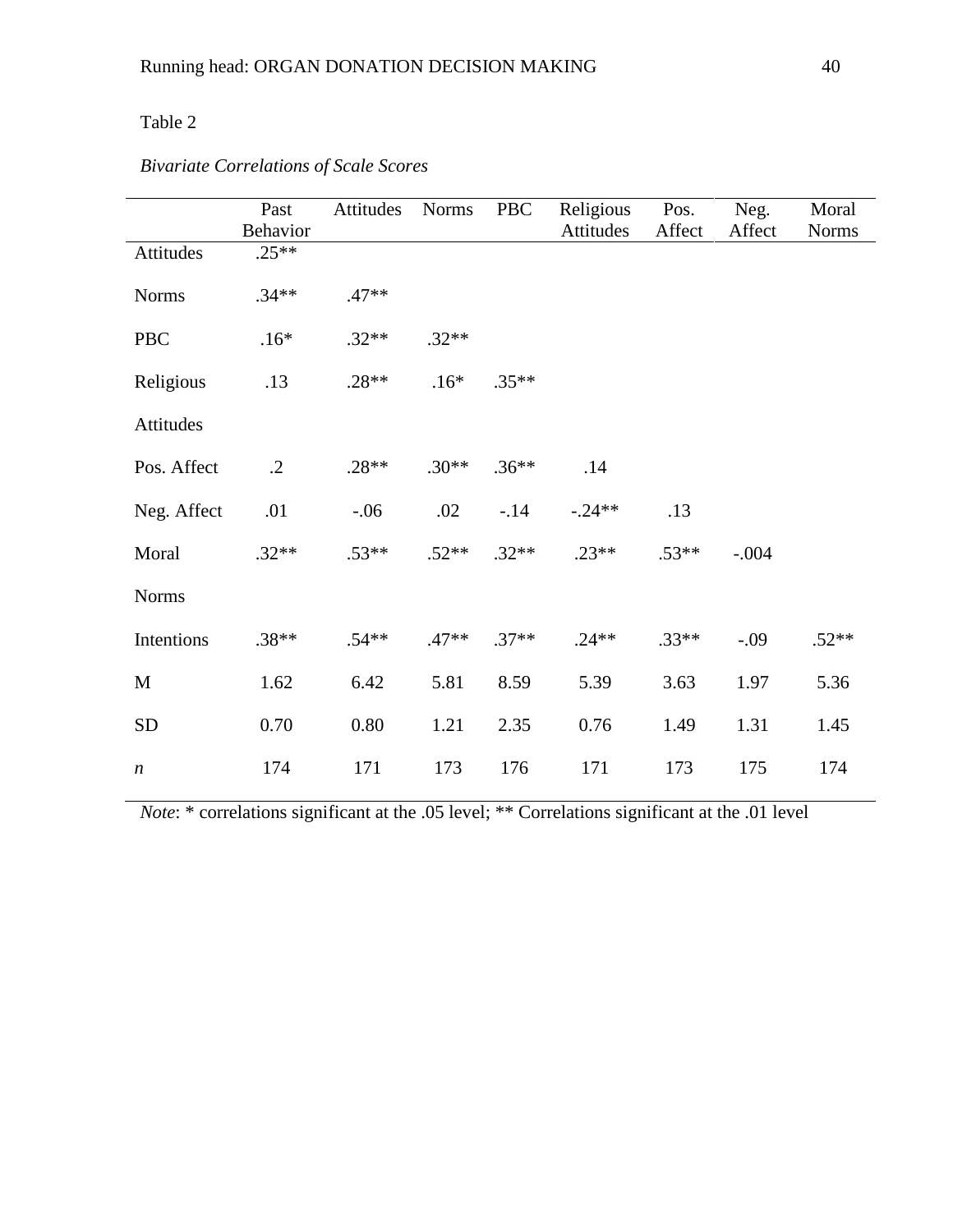Table 2

*Bivariate Correlations of Scale Scores*

| | Past Behavior | Attitudes | Norms | PBC | Religious Attitudes | Pos. Affect | Neg. Affect | Moral Norms |
|---|---|---|---|---|---|---|---|---|
| Attitudes | .25** | | | | | | | |
| Norms | .34** | .47** | | | | | | |
| PBC | .16* | .32** | .32** | | | | | |
| Religious Attitudes | .13 | .28** | .16* | .35** | | | | |
| Pos. Affect | .2 | .28** | .30** | .36** | .14 | | | |
| Neg. Affect | .01 | -.06 | .02 | -.14 | -.24** | .13 | | |
| Moral Norms | .32** | .53** | .52** | .32** | .23** | .53** | -.004 | |
| Intentions | .38** | .54** | .47** | .37** | .24** | .33** | -.09 | .52** |
| M | 1.62 | 6.42 | 5.81 | 8.59 | 5.39 | 3.63 | 1.97 | 5.36 |
| SD | 0.70 | 0.80 | 1.21 | 2.35 | 0.76 | 1.49 | 1.31 | 1.45 |
| *n* | 174 | 171 | 173 | 176 | 171 | 173 | 175 | 174 |

*Note*: * correlations significant at the .05 level; ** Correlations significant at the .01 level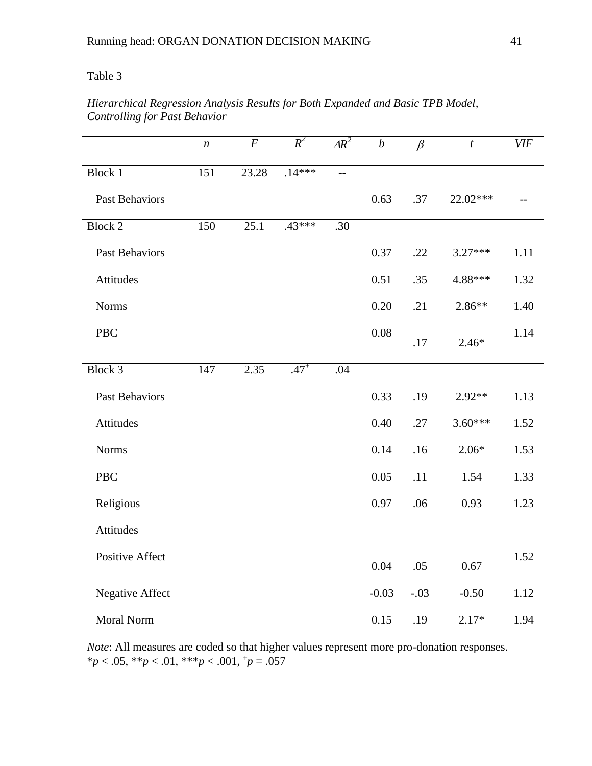Table 3

*Hierarchical Regression Analysis Results for Both Expanded and Basic TPB Model, Controlling for Past Behavior*

| | *n* | *F* | $R^2$ | $\Delta R^2$ | *b* | $\beta$ | *t* | *VIF* |
|---|---|---|---|---|---|---|---|---|
| Block 1 | 151 | 23.28 | .14*** | -- | | | | |
| Past Behaviors | | | | | 0.63 | .37 | 22.02*** | -- |
| Block 2 | 150 | 25.1 | .43*** | .30 | | | | |
| Past Behaviors | | | | | 0.37 | .22 | 3.27*** | 1.11 |
| Attitudes | | | | | 0.51 | .35 | 4.88*** | 1.32 |
| Norms | | | | | 0.20 | .21 | 2.86** | 1.40 |
| PBC | | | | | 0.08 | .17 | 2.46* | 1.14 |
| Block 3 | 147 | 2.35 | $.47^{+}$ | .04 | | | | |
| Past Behaviors | | | | | 0.33 | .19 | 2.92** | 1.13 |
| Attitudes | | | | | 0.40 | .27 | 3.60*** | 1.52 |
| Norms | | | | | 0.14 | .16 | 2.06* | 1.53 |
| PBC | | | | | 0.05 | .11 | 1.54 | 1.33 |
| Religious Attitudes | | | | | 0.97 | .06 | 0.93 | 1.23 |
| Positive Affect | | | | | 0.04 | .05 | 0.67 | 1.52 |
| Negative Affect | | | | | -0.03 | -.03 | -0.50 | 1.12 |
| Moral Norm | | | | | 0.15 | .19 | 2.17* | 1.94 |

*Note*: All measures are coded so that higher values represent more pro-donation responses.
\**p* < .05, \*\**p* < .01, \*\*\**p* < .001, $^{+}p = .057$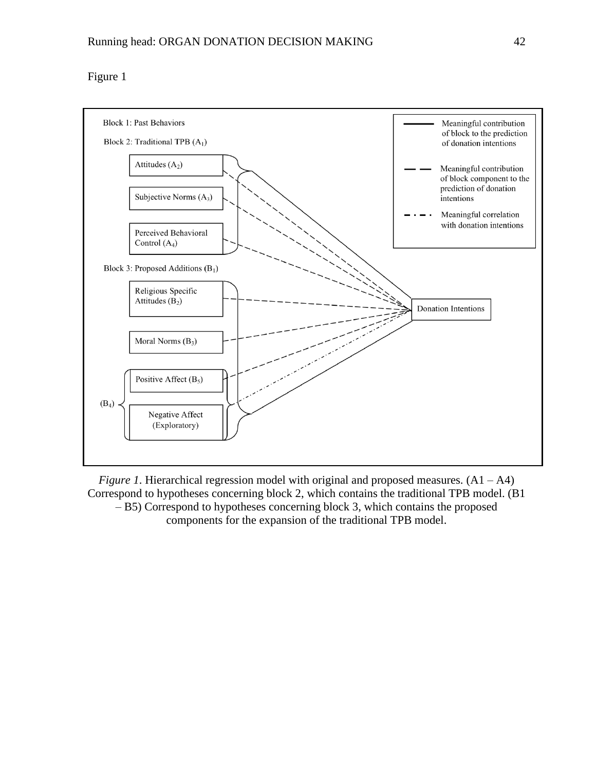Figure 1

Block 1: Past Behaviors

Block 2: Traditional TPB ($A_1$)

Attitudes ($A_2$)

Subjective Norms ($A_3$)

Perceived Behavioral Control ($A_4$)

Block 3: Proposed Additions ($B_1$)

Religious Specific Attitudes ($B_2$)

Moral Norms ($B_3$)

Positive Affect ($B_5$)

($B_4$)

Negative Affect (Exploratory)

Donation Intentions

Meaningful contribution of block to the prediction of donation intentions

Meaningful contribution of block component to the prediction of donation intentions

Meaningful correlation with donation intentions

*Figure 1.* Hierarchical regression model with original and proposed measures. (A1 – A4) Correspond to hypotheses concerning block 2, which contains the traditional TPB model. (B1 – B5) Correspond to hypotheses concerning block 3, which contains the proposed components for the expansion of the traditional TPB model.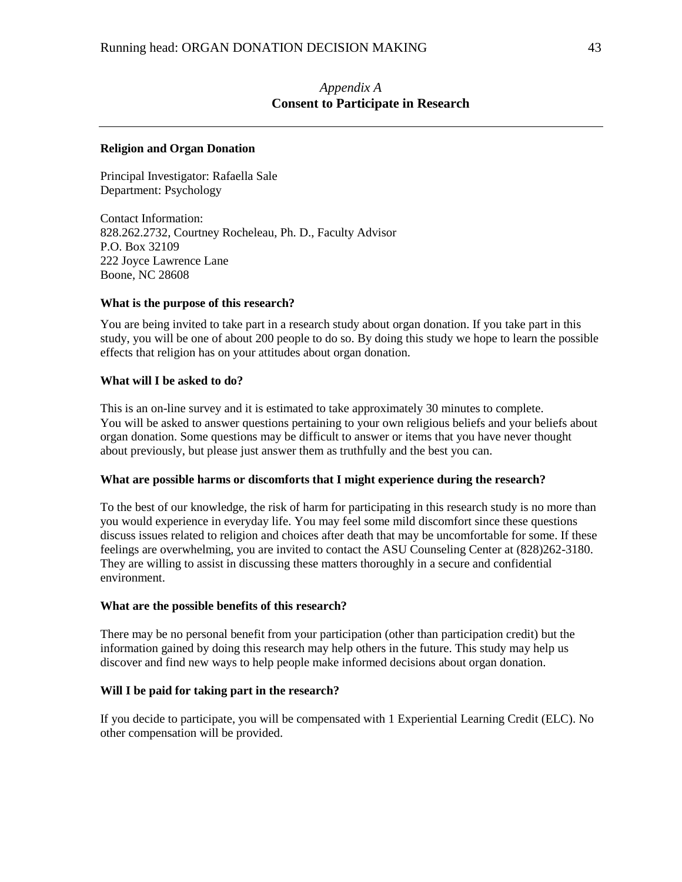*Appendix A*

# Consent to Participate in Research

---

**Religion and Organ Donation**

Principal Investigator: Rafaella Sale
Department: Psychology

Contact Information:
828.262.2732, Courtney Rocheleau, Ph. D., Faculty Advisor
P.O. Box 32109
222 Joyce Lawrence Lane
Boone, NC 28608

**What is the purpose of this research?**

You are being invited to take part in a research study about organ donation. If you take part in this study, you will be one of about 200 people to do so. By doing this study we hope to learn the possible effects that religion has on your attitudes about organ donation.

**What will I be asked to do?**

This is an on-line survey and it is estimated to take approximately 30 minutes to complete. You will be asked to answer questions pertaining to your own religious beliefs and your beliefs about organ donation. Some questions may be difficult to answer or items that you have never thought about previously, but please just answer them as truthfully and the best you can.

**What are possible harms or discomforts that I might experience during the research?**

To the best of our knowledge, the risk of harm for participating in this research study is no more than you would experience in everyday life. You may feel some mild discomfort since these questions discuss issues related to religion and choices after death that may be uncomfortable for some. If these feelings are overwhelming, you are invited to contact the ASU Counseling Center at (828)262-3180. They are willing to assist in discussing these matters thoroughly in a secure and confidential environment.

**What are the possible benefits of this research?**

There may be no personal benefit from your participation (other than participation credit) but the information gained by doing this research may help others in the future. This study may help us discover and find new ways to help people make informed decisions about organ donation.

**Will I be paid for taking part in the research?**

If you decide to participate, you will be compensated with 1 Experiential Learning Credit (ELC). No other compensation will be provided.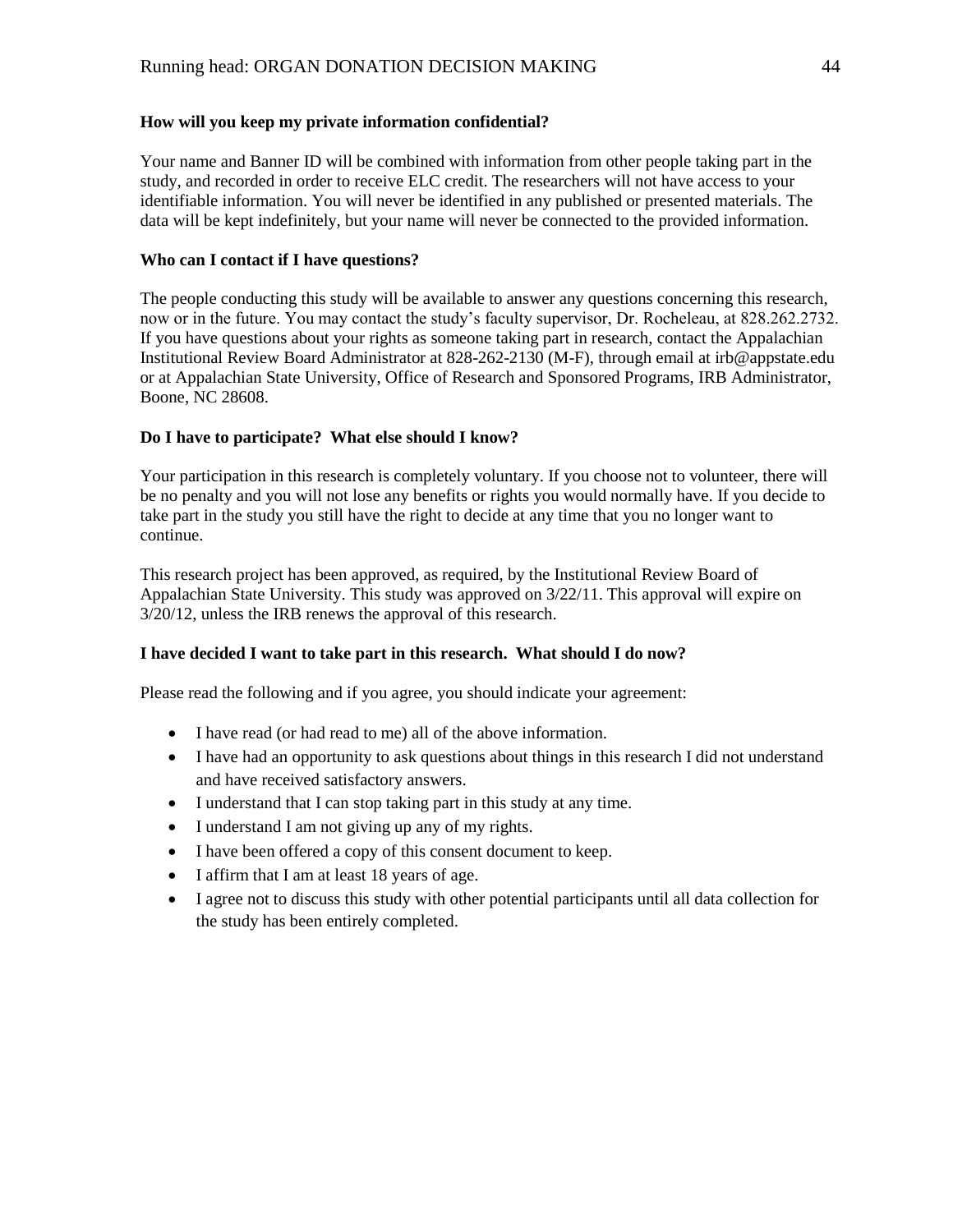**How will you keep my private information confidential?**

Your name and Banner ID will be combined with information from other people taking part in the study, and recorded in order to receive ELC credit. The researchers will not have access to your identifiable information. You will never be identified in any published or presented materials. The data will be kept indefinitely, but your name will never be connected to the provided information.

**Who can I contact if I have questions?**

The people conducting this study will be available to answer any questions concerning this research, now or in the future. You may contact the study's faculty supervisor, Dr. Rocheleau, at 828.262.2732. If you have questions about your rights as someone taking part in research, contact the Appalachian Institutional Review Board Administrator at 828-262-2130 (M-F), through email at irb@appstate.edu or at Appalachian State University, Office of Research and Sponsored Programs, IRB Administrator, Boone, NC 28608.

**Do I have to participate? What else should I know?**

Your participation in this research is completely voluntary. If you choose not to volunteer, there will be no penalty and you will not lose any benefits or rights you would normally have. If you decide to take part in the study you still have the right to decide at any time that you no longer want to continue.

This research project has been approved, as required, by the Institutional Review Board of Appalachian State University. This study was approved on 3/22/11. This approval will expire on 3/20/12, unless the IRB renews the approval of this research.

**I have decided I want to take part in this research. What should I do now?**

Please read the following and if you agree, you should indicate your agreement:

- I have read (or had read to me) all of the above information.
- I have had an opportunity to ask questions about things in this research I did not understand and have received satisfactory answers.
- I understand that I can stop taking part in this study at any time.
- I understand I am not giving up any of my rights.
- I have been offered a copy of this consent document to keep.
- I affirm that I am at least 18 years of age.
- I agree not to discuss this study with other potential participants until all data collection for the study has been entirely completed.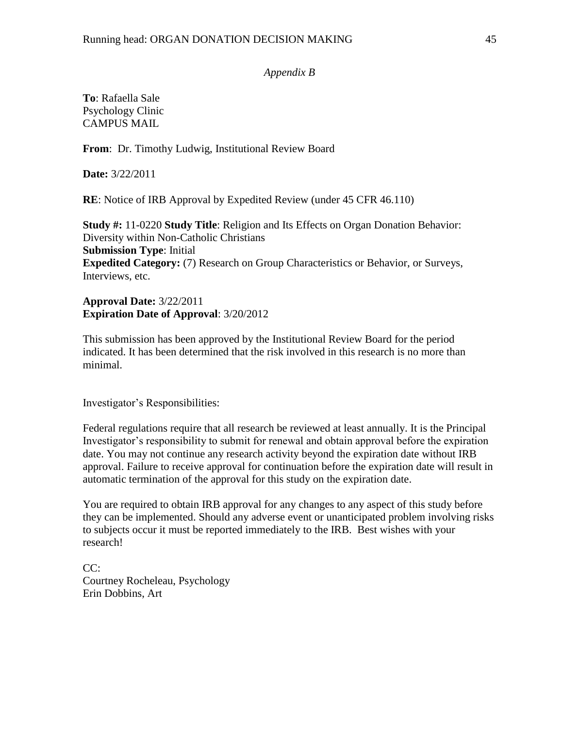*Appendix B*

**To**: Rafaella Sale
Psychology Clinic
CAMPUS MAIL

**From**: Dr. Timothy Ludwig, Institutional Review Board

**Date:** 3/22/2011

**RE**: Notice of IRB Approval by Expedited Review (under 45 CFR 46.110)

**Study #:** 11-0220 **Study Title**: Religion and Its Effects on Organ Donation Behavior: Diversity within Non-Catholic Christians
**Submission Type**: Initial
**Expedited Category:** (7) Research on Group Characteristics or Behavior, or Surveys, Interviews, etc.

**Approval Date:** 3/22/2011
**Expiration Date of Approval**: 3/20/2012

This submission has been approved by the Institutional Review Board for the period indicated. It has been determined that the risk involved in this research is no more than minimal.

Investigator's Responsibilities:

Federal regulations require that all research be reviewed at least annually. It is the Principal Investigator's responsibility to submit for renewal and obtain approval before the expiration date. You may not continue any research activity beyond the expiration date without IRB approval. Failure to receive approval for continuation before the expiration date will result in automatic termination of the approval for this study on the expiration date.

You are required to obtain IRB approval for any changes to any aspect of this study before they can be implemented. Should any adverse event or unanticipated problem involving risks to subjects occur it must be reported immediately to the IRB. Best wishes with your research!

CC:
Courtney Rocheleau, Psychology
Erin Dobbins, Art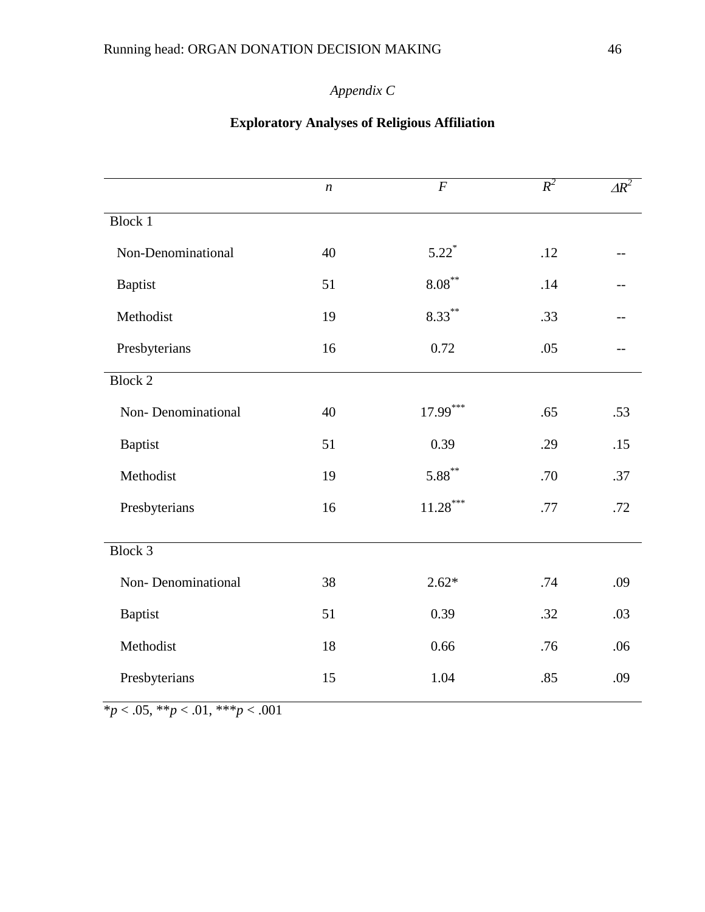*Appendix C*

**Exploratory Analyses of Religious Affiliation**

| | *n* | *F* | $R^2$ | $\Delta R^2$ |
|---|---|---|---|---|
| Block 1 | | | | |
| Non-Denominational | 40 | 5.22* | .12 | -- |
| Baptist | 51 | 8.08** | .14 | -- |
| Methodist | 19 | 8.33** | .33 | -- |
| Presbyterians | 16 | 0.72 | .05 | -- |
| Block 2 | | | | |
| Non- Denominational | 40 | 17.99*** | .65 | .53 |
| Baptist | 51 | 0.39 | .29 | .15 |
| Methodist | 19 | 5.88** | .70 | .37 |
| Presbyterians | 16 | 11.28*** | .77 | .72 |
| Block 3 | | | | |
| Non- Denominational | 38 | 2.62* | .74 | .09 |
| Baptist | 51 | 0.39 | .32 | .03 |
| Methodist | 18 | 0.66 | .76 | .06 |
| Presbyterians | 15 | 1.04 | .85 | .09 |

*$p < .05$, **$p < .01$, ***$p < .001$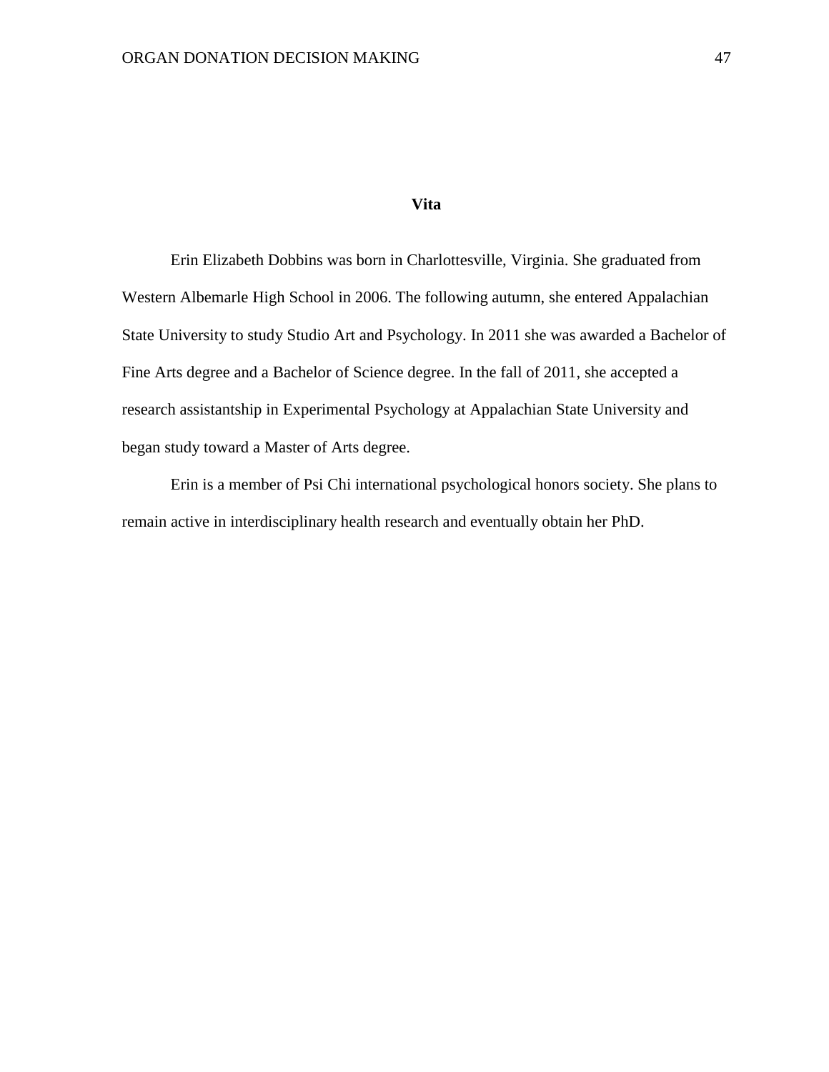# Vita

Erin Elizabeth Dobbins was born in Charlottesville, Virginia. She graduated from Western Albemarle High School in 2006. The following autumn, she entered Appalachian State University to study Studio Art and Psychology. In 2011 she was awarded a Bachelor of Fine Arts degree and a Bachelor of Science degree. In the fall of 2011, she accepted a research assistantship in Experimental Psychology at Appalachian State University and began study toward a Master of Arts degree.

Erin is a member of Psi Chi international psychological honors society. She plans to remain active in interdisciplinary health research and eventually obtain her PhD.